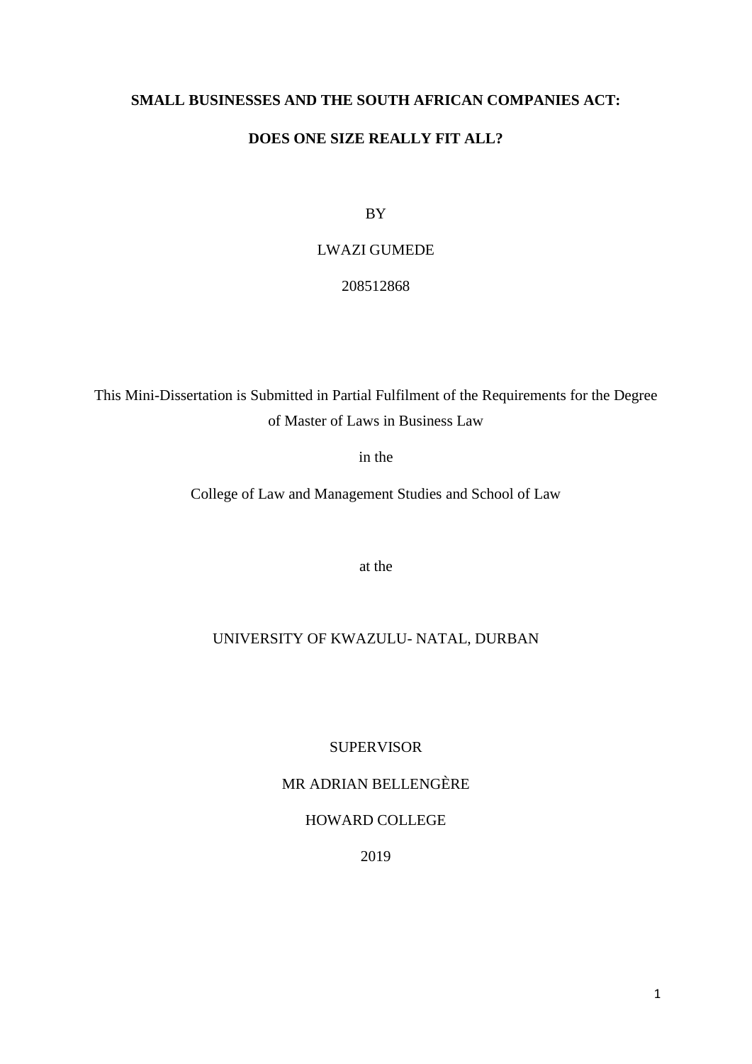# SMALL BUSINESSES AND THE SOUTH AFRICAN COMPANIES ACT:

# DOES ONE SIZE REALLY FIT ALL?

BY

LWAZI GUMEDE

208512868

This Mini-Dissertation is Submitted in Partial Fulfilment of the Requirements for the Degree of Master of Laws in Business Law

in the

College of Law and Management Studies and School of Law

at the

UNIVERSITY OF KWAZULU- NATAL, DURBAN

SUPERVISOR

MR ADRIAN BELLENGÈRE

HOWARD COLLEGE

2019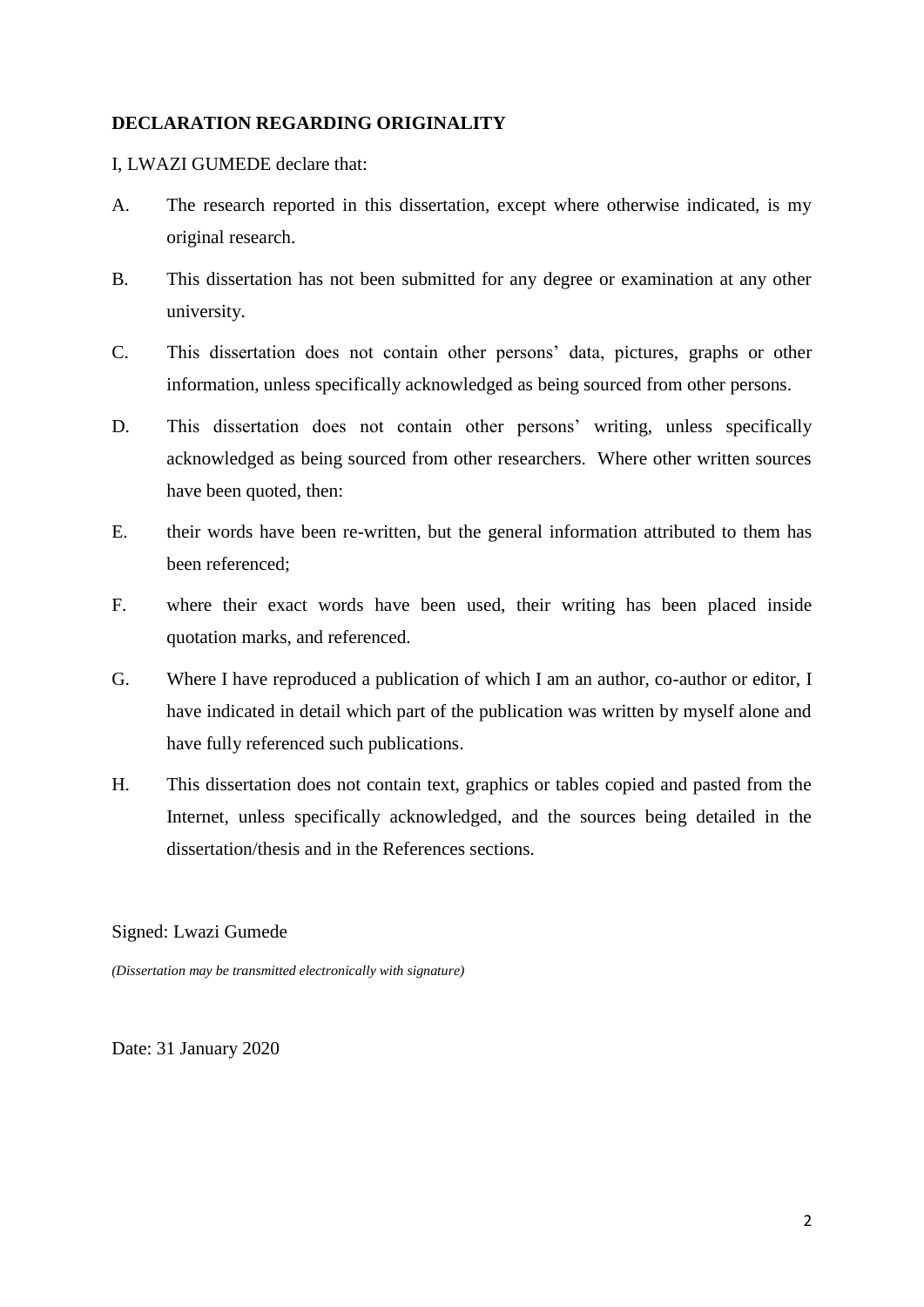**DECLARATION REGARDING ORIGINALITY**

I, LWAZI GUMEDE declare that:

A. The research reported in this dissertation, except where otherwise indicated, is my original research.

B. This dissertation has not been submitted for any degree or examination at any other university.

C. This dissertation does not contain other persons' data, pictures, graphs or other information, unless specifically acknowledged as being sourced from other persons.

D. This dissertation does not contain other persons' writing, unless specifically acknowledged as being sourced from other researchers. Where other written sources have been quoted, then:

E. their words have been re-written, but the general information attributed to them has been referenced;

F. where their exact words have been used, their writing has been placed inside quotation marks, and referenced.

G. Where I have reproduced a publication of which I am an author, co-author or editor, I have indicated in detail which part of the publication was written by myself alone and have fully referenced such publications.

H. This dissertation does not contain text, graphics or tables copied and pasted from the Internet, unless specifically acknowledged, and the sources being detailed in the dissertation/thesis and in the References sections.

Signed: Lwazi Gumede

*(Dissertation may be transmitted electronically with signature)*

Date: 31 January 2020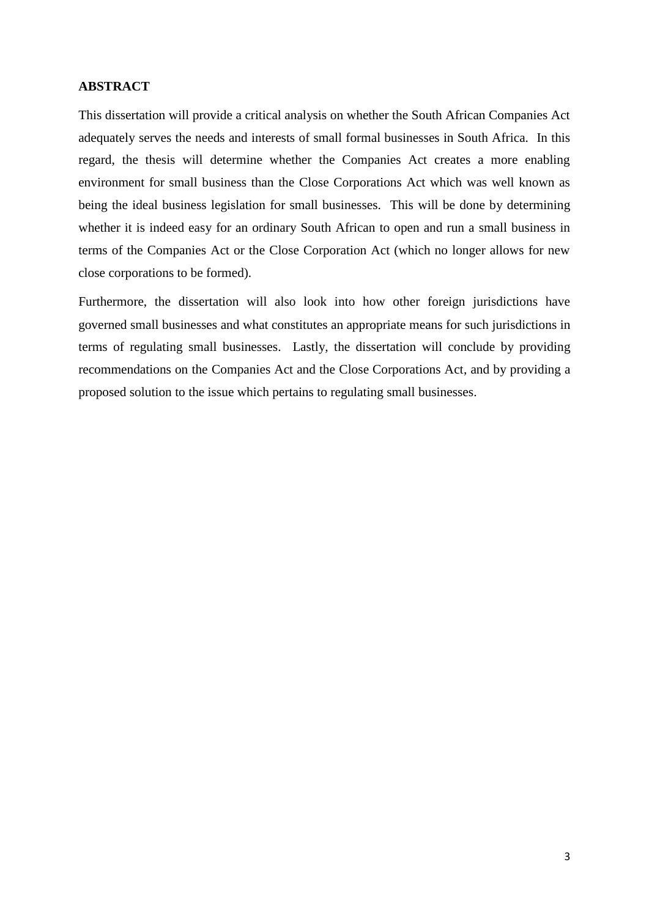## ABSTRACT

This dissertation will provide a critical analysis on whether the South African Companies Act adequately serves the needs and interests of small formal businesses in South Africa. In this regard, the thesis will determine whether the Companies Act creates a more enabling environment for small business than the Close Corporations Act which was well known as being the ideal business legislation for small businesses. This will be done by determining whether it is indeed easy for an ordinary South African to open and run a small business in terms of the Companies Act or the Close Corporation Act (which no longer allows for new close corporations to be formed).

Furthermore, the dissertation will also look into how other foreign jurisdictions have governed small businesses and what constitutes an appropriate means for such jurisdictions in terms of regulating small businesses. Lastly, the dissertation will conclude by providing recommendations on the Companies Act and the Close Corporations Act, and by providing a proposed solution to the issue which pertains to regulating small businesses.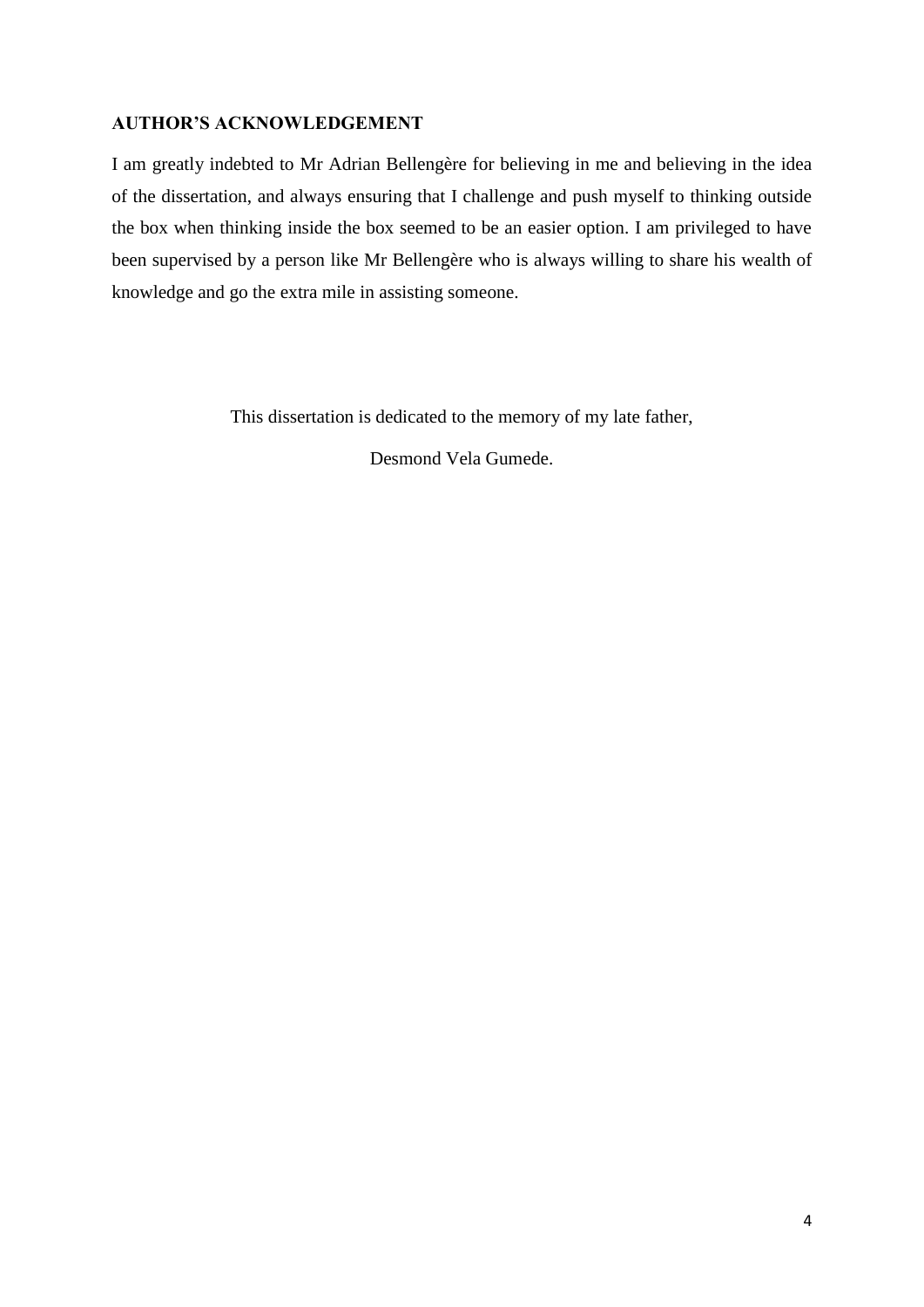## AUTHOR'S ACKNOWLEDGEMENT

I am greatly indebted to Mr Adrian Bellengère for believing in me and believing in the idea of the dissertation, and always ensuring that I challenge and push myself to thinking outside the box when thinking inside the box seemed to be an easier option. I am privileged to have been supervised by a person like Mr Bellengère who is always willing to share his wealth of knowledge and go the extra mile in assisting someone.

This dissertation is dedicated to the memory of my late father,

Desmond Vela Gumede.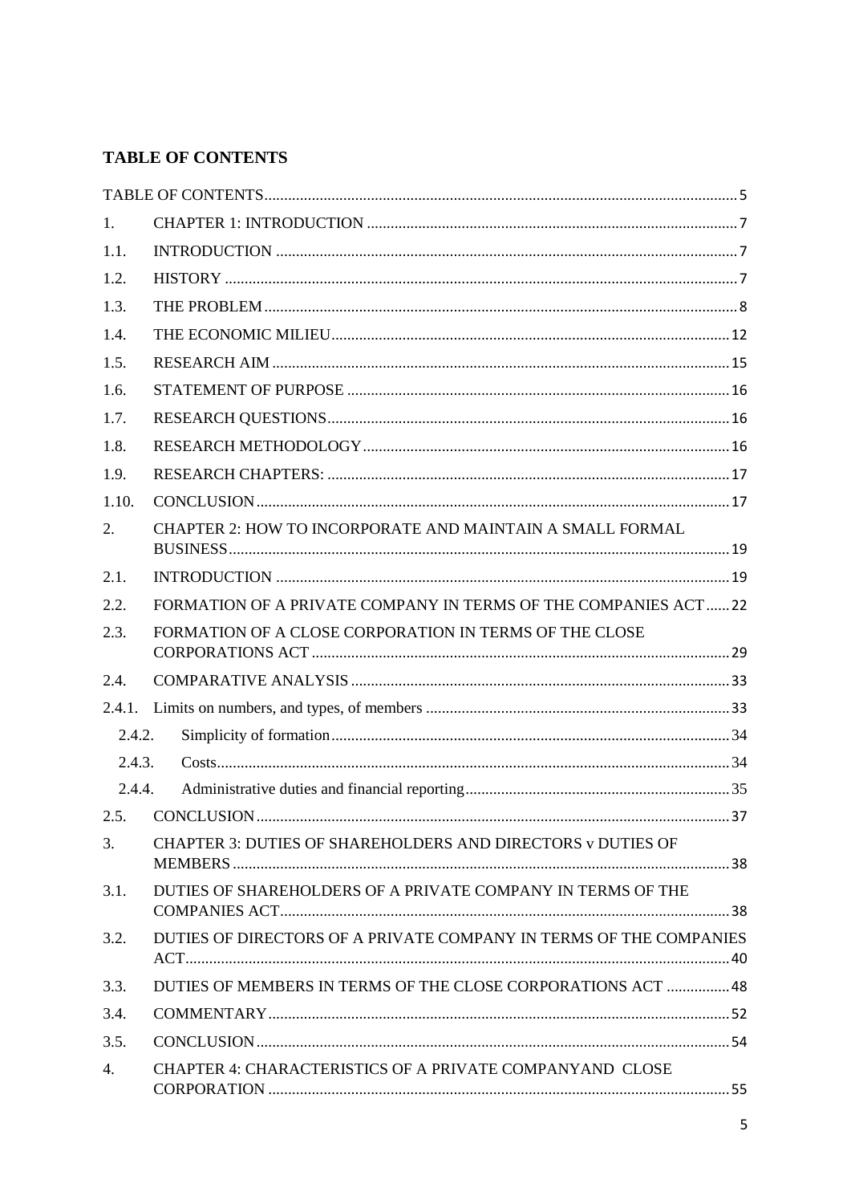## TABLE OF CONTENTS

TABLE OF CONTENTS ..... 5

1. CHAPTER 1: INTRODUCTION ..... 7

1.1. INTRODUCTION ..... 7

1.2. HISTORY ..... 7

1.3. THE PROBLEM ..... 8

1.4. THE ECONOMIC MILIEU ..... 12

1.5. RESEARCH AIM ..... 15

1.6. STATEMENT OF PURPOSE ..... 16

1.7. RESEARCH QUESTIONS ..... 16

1.8. RESEARCH METHODOLOGY ..... 16

1.9. RESEARCH CHAPTERS: ..... 17

1.10. CONCLUSION ..... 17

2. CHAPTER 2: HOW TO INCORPORATE AND MAINTAIN A SMALL FORMAL BUSINESS ..... 19

2.1. INTRODUCTION ..... 19

2.2. FORMATION OF A PRIVATE COMPANY IN TERMS OF THE COMPANIES ACT ..... 22

2.3. FORMATION OF A CLOSE CORPORATION IN TERMS OF THE CLOSE CORPORATIONS ACT ..... 29

2.4. COMPARATIVE ANALYSIS ..... 33

2.4.1. Limits on numbers, and types, of members ..... 33

2.4.2. Simplicity of formation ..... 34

2.4.3. Costs ..... 34

2.4.4. Administrative duties and financial reporting ..... 35

2.5. CONCLUSION ..... 37

3. CHAPTER 3: DUTIES OF SHAREHOLDERS AND DIRECTORS v DUTIES OF MEMBERS ..... 38

3.1. DUTIES OF SHAREHOLDERS OF A PRIVATE COMPANY IN TERMS OF THE COMPANIES ACT ..... 38

3.2. DUTIES OF DIRECTORS OF A PRIVATE COMPANY IN TERMS OF THE COMPANIES ACT ..... 40

3.3. DUTIES OF MEMBERS IN TERMS OF THE CLOSE CORPORATIONS ACT ..... 48

3.4. COMMENTARY ..... 52

3.5. CONCLUSION ..... 54

4. CHAPTER 4: CHARACTERISTICS OF A PRIVATE COMPANYAND CLOSE CORPORATION ..... 55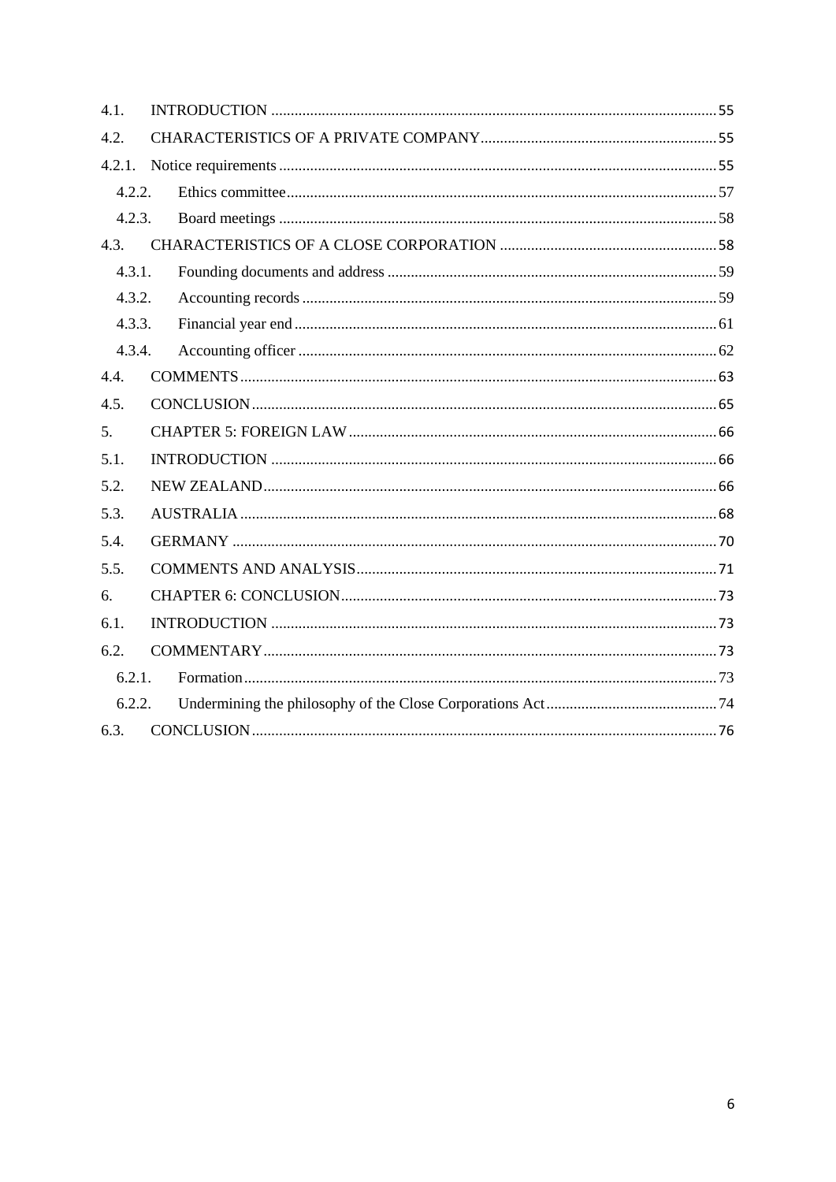4.1. INTRODUCTION .................................................................................................... 55

4.2. CHARACTERISTICS OF A PRIVATE COMPANY ............................................................ 55

4.2.1. Notice requirements ................................................................................................ 55

4.2.2. Ethics committee ................................................................................................ 57

4.2.3. Board meetings ................................................................................................ 58

4.3. CHARACTERISTICS OF A CLOSE CORPORATION ....................................................... 58

4.3.1. Founding documents and address .................................................................................. 59

4.3.2. Accounting records ................................................................................................ 59

4.3.3. Financial year end ................................................................................................ 61

4.3.4. Accounting officer ................................................................................................ 62

4.4. COMMENTS ................................................................................................ 63

4.5. CONCLUSION ................................................................................................ 65

5. CHAPTER 5: FOREIGN LAW ................................................................................................ 66

5.1. INTRODUCTION ................................................................................................ 66

5.2. NEW ZEALAND ................................................................................................ 66

5.3. AUSTRALIA ................................................................................................ 68

5.4. GERMANY ................................................................................................ 70

5.5. COMMENTS AND ANALYSIS ................................................................................................ 71

6. CHAPTER 6: CONCLUSION ................................................................................................ 73

6.1. INTRODUCTION ................................................................................................ 73

6.2. COMMENTARY ................................................................................................ 73

6.2.1. Formation ................................................................................................ 73

6.2.2. Undermining the philosophy of the Close Corporations Act ............................................ 74

6.3. CONCLUSION ................................................................................................ 76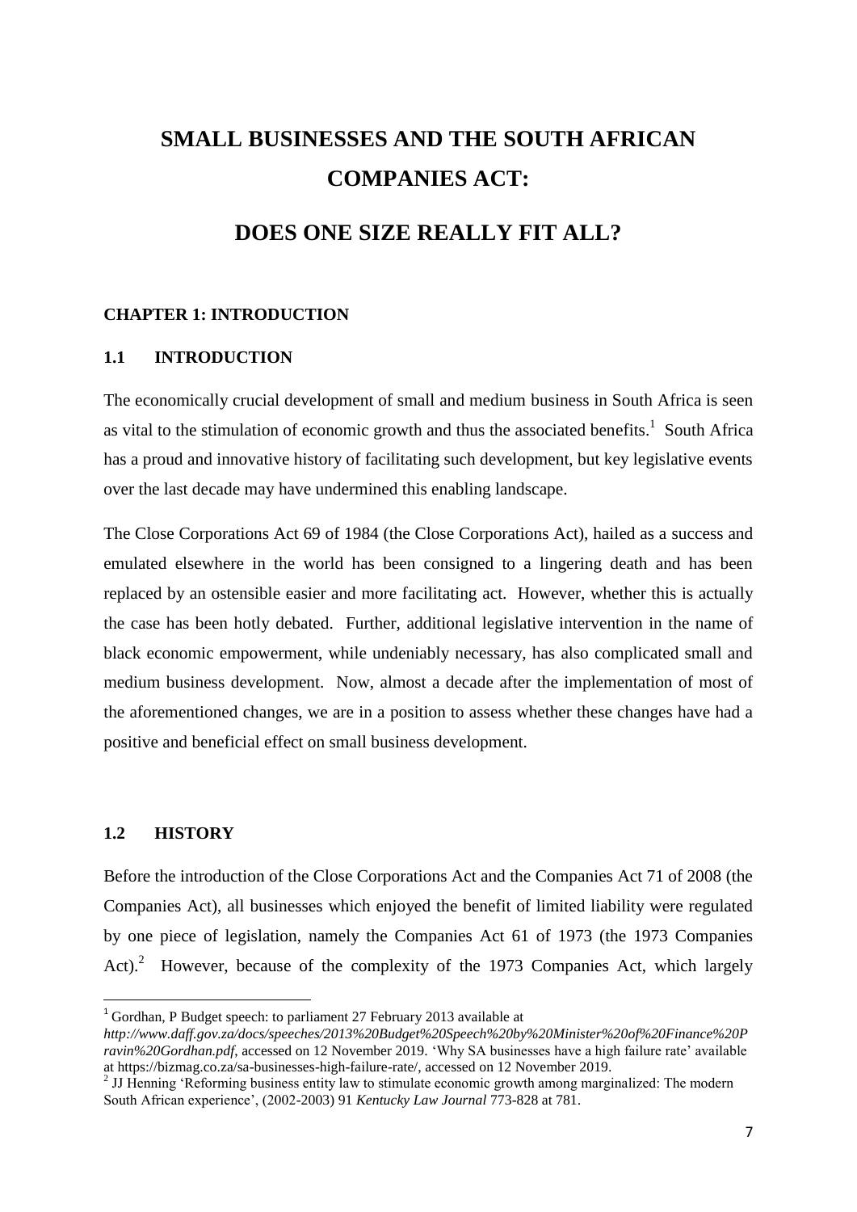# SMALL BUSINESSES AND THE SOUTH AFRICAN COMPANIES ACT:

## DOES ONE SIZE REALLY FIT ALL?

### CHAPTER 1: INTRODUCTION

### 1.1 INTRODUCTION

The economically crucial development of small and medium business in South Africa is seen as vital to the stimulation of economic growth and thus the associated benefits.[1] South Africa has a proud and innovative history of facilitating such development, but key legislative events over the last decade may have undermined this enabling landscape.

The Close Corporations Act 69 of 1984 (the Close Corporations Act), hailed as a success and emulated elsewhere in the world has been consigned to a lingering death and has been replaced by an ostensible easier and more facilitating act. However, whether this is actually the case has been hotly debated. Further, additional legislative intervention in the name of black economic empowerment, while undeniably necessary, has also complicated small and medium business development. Now, almost a decade after the implementation of most of the aforementioned changes, we are in a position to assess whether these changes have had a positive and beneficial effect on small business development.

### 1.2 HISTORY

Before the introduction of the Close Corporations Act and the Companies Act 71 of 2008 (the Companies Act), all businesses which enjoyed the benefit of limited liability were regulated by one piece of legislation, namely the Companies Act 61 of 1973 (the 1973 Companies Act).[2] However, because of the complexity of the 1973 Companies Act, which largely

---

[1] Gordhan, P Budget speech: to parliament 27 February 2013 available at *http://www.daff.gov.za/docs/speeches/2013%20Budget%20Speech%20by%20Minister%20of%20Finance%20Pravin%20Gordhan.pdf*, accessed on 12 November 2019. 'Why SA businesses have a high failure rate' available at https://bizmag.co.za/sa-businesses-high-failure-rate/, accessed on 12 November 2019.

[2] JJ Henning 'Reforming business entity law to stimulate economic growth among marginalized: The modern South African experience', (2002-2003) 91 *Kentucky Law Journal* 773-828 at 781.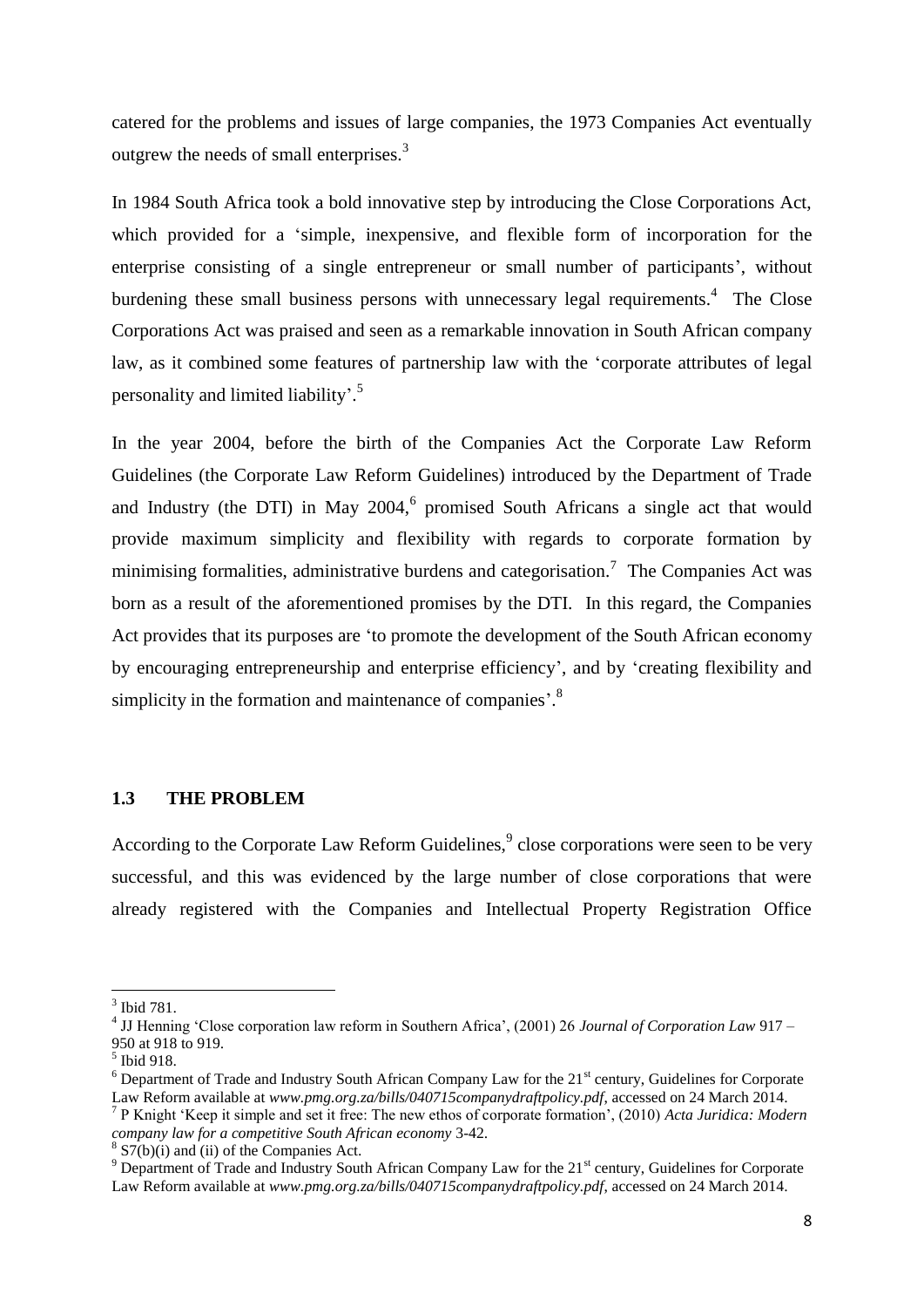catered for the problems and issues of large companies, the 1973 Companies Act eventually outgrew the needs of small enterprises.[3]

In 1984 South Africa took a bold innovative step by introducing the Close Corporations Act, which provided for a 'simple, inexpensive, and flexible form of incorporation for the enterprise consisting of a single entrepreneur or small number of participants', without burdening these small business persons with unnecessary legal requirements.[4] The Close Corporations Act was praised and seen as a remarkable innovation in South African company law, as it combined some features of partnership law with the 'corporate attributes of legal personality and limited liability'.[5]

In the year 2004, before the birth of the Companies Act the Corporate Law Reform Guidelines (the Corporate Law Reform Guidelines) introduced by the Department of Trade and Industry (the DTI) in May 2004,[6] promised South Africans a single act that would provide maximum simplicity and flexibility with regards to corporate formation by minimising formalities, administrative burdens and categorisation.[7] The Companies Act was born as a result of the aforementioned promises by the DTI. In this regard, the Companies Act provides that its purposes are 'to promote the development of the South African economy by encouraging entrepreneurship and enterprise efficiency', and by 'creating flexibility and simplicity in the formation and maintenance of companies'.[8]

### 1.3 THE PROBLEM

According to the Corporate Law Reform Guidelines,[9] close corporations were seen to be very successful, and this was evidenced by the large number of close corporations that were already registered with the Companies and Intellectual Property Registration Office

---

[3] Ibid 781.

[4] JJ Henning 'Close corporation law reform in Southern Africa', (2001) 26 *Journal of Corporation Law* 917 – 950 at 918 to 919.

[5] Ibid 918.

[6] Department of Trade and Industry South African Company Law for the 21st century, Guidelines for Corporate Law Reform available at *www.pmg.org.za/bills/040715companydraftpolicy.pdf*, accessed on 24 March 2014.

[7] P Knight 'Keep it simple and set it free: The new ethos of corporate formation', (2010) *Acta Juridica: Modern company law for a competitive South African economy* 3-42.

[8] S7(b)(i) and (ii) of the Companies Act.

[9] Department of Trade and Industry South African Company Law for the 21st century, Guidelines for Corporate Law Reform available at *www.pmg.org.za/bills/040715companydraftpolicy.pdf*, accessed on 24 March 2014.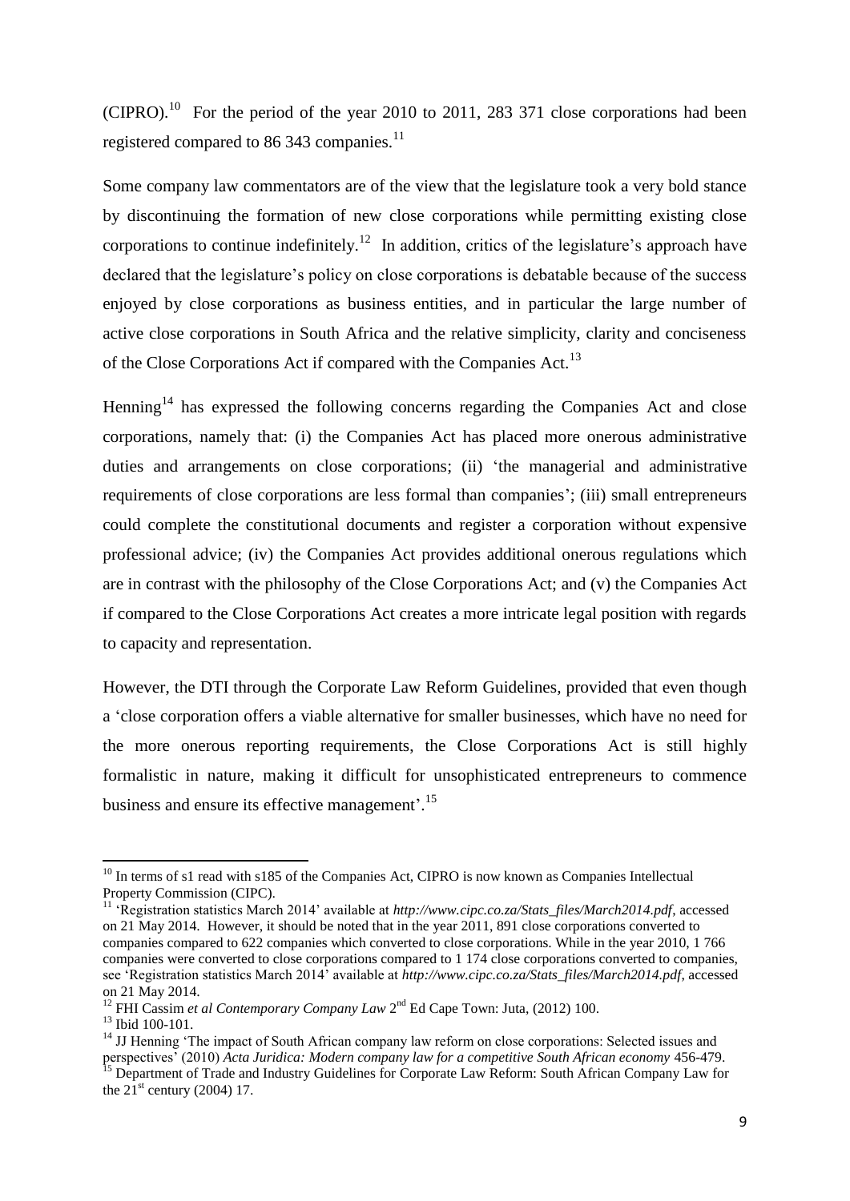(CIPRO).[10] For the period of the year 2010 to 2011, 283 371 close corporations had been registered compared to 86 343 companies.[11]

Some company law commentators are of the view that the legislature took a very bold stance by discontinuing the formation of new close corporations while permitting existing close corporations to continue indefinitely.[12] In addition, critics of the legislature's approach have declared that the legislature's policy on close corporations is debatable because of the success enjoyed by close corporations as business entities, and in particular the large number of active close corporations in South Africa and the relative simplicity, clarity and conciseness of the Close Corporations Act if compared with the Companies Act.[13]

Henning[14] has expressed the following concerns regarding the Companies Act and close corporations, namely that: (i) the Companies Act has placed more onerous administrative duties and arrangements on close corporations; (ii) 'the managerial and administrative requirements of close corporations are less formal than companies'; (iii) small entrepreneurs could complete the constitutional documents and register a corporation without expensive professional advice; (iv) the Companies Act provides additional onerous regulations which are in contrast with the philosophy of the Close Corporations Act; and (v) the Companies Act if compared to the Close Corporations Act creates a more intricate legal position with regards to capacity and representation.

However, the DTI through the Corporate Law Reform Guidelines, provided that even though a 'close corporation offers a viable alternative for smaller businesses, which have no need for the more onerous reporting requirements, the Close Corporations Act is still highly formalistic in nature, making it difficult for unsophisticated entrepreneurs to commence business and ensure its effective management'.[15]

---

[10] In terms of s1 read with s185 of the Companies Act, CIPRO is now known as Companies Intellectual Property Commission (CIPC).

[11] 'Registration statistics March 2014' available at *http://www.cipc.co.za/Stats_files/March2014.pdf*, accessed on 21 May 2014. However, it should be noted that in the year 2011, 891 close corporations converted to companies compared to 622 companies which converted to close corporations. While in the year 2010, 1 766 companies were converted to close corporations compared to 1 174 close corporations converted to companies, see 'Registration statistics March 2014' available at *http://www.cipc.co.za/Stats_files/March2014.pdf*, accessed on 21 May 2014.

[12] FHI Cassim *et al Contemporary Company Law* 2nd Ed Cape Town: Juta, (2012) 100.

[13] Ibid 100-101.

[14] JJ Henning 'The impact of South African company law reform on close corporations: Selected issues and perspectives' (2010) *Acta Juridica: Modern company law for a competitive South African economy* 456-479.

[15] Department of Trade and Industry Guidelines for Corporate Law Reform: South African Company Law for the 21st century (2004) 17.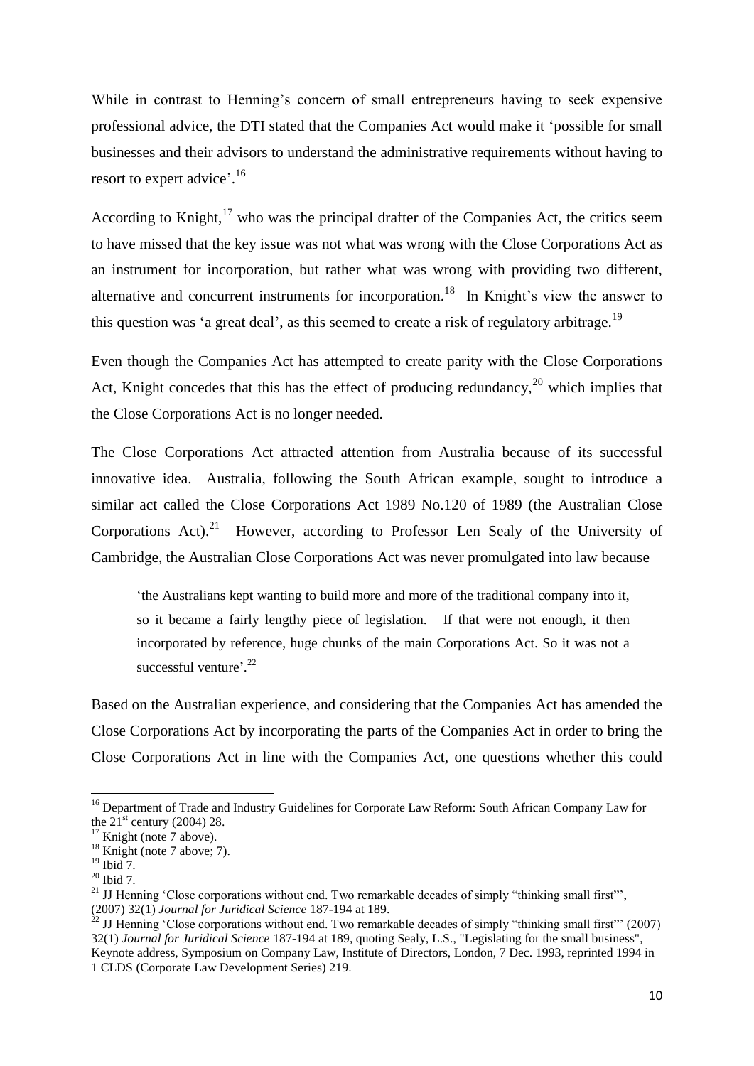While in contrast to Henning's concern of small entrepreneurs having to seek expensive professional advice, the DTI stated that the Companies Act would make it 'possible for small businesses and their advisors to understand the administrative requirements without having to resort to expert advice'.[16]

According to Knight,[17] who was the principal drafter of the Companies Act, the critics seem to have missed that the key issue was not what was wrong with the Close Corporations Act as an instrument for incorporation, but rather what was wrong with providing two different, alternative and concurrent instruments for incorporation.[18] In Knight's view the answer to this question was 'a great deal', as this seemed to create a risk of regulatory arbitrage.[19]

Even though the Companies Act has attempted to create parity with the Close Corporations Act, Knight concedes that this has the effect of producing redundancy,[20] which implies that the Close Corporations Act is no longer needed.

The Close Corporations Act attracted attention from Australia because of its successful innovative idea. Australia, following the South African example, sought to introduce a similar act called the Close Corporations Act 1989 No.120 of 1989 (the Australian Close Corporations Act).[21] However, according to Professor Len Sealy of the University of Cambridge, the Australian Close Corporations Act was never promulgated into law because

> 'the Australians kept wanting to build more and more of the traditional company into it, so it became a fairly lengthy piece of legislation. If that were not enough, it then incorporated by reference, huge chunks of the main Corporations Act. So it was not a successful venture'.[22]

Based on the Australian experience, and considering that the Companies Act has amended the Close Corporations Act by incorporating the parts of the Companies Act in order to bring the Close Corporations Act in line with the Companies Act, one questions whether this could

---

[16] Department of Trade and Industry Guidelines for Corporate Law Reform: South African Company Law for the 21[st] century (2004) 28.

[17] Knight (note 7 above).

[18] Knight (note 7 above; 7).

[19] Ibid 7.

[20] Ibid 7.

[21] JJ Henning 'Close corporations without end. Two remarkable decades of simply "thinking small first"', (2007) 32(1) *Journal for Juridical Science* 187-194 at 189.

[22] JJ Henning 'Close corporations without end. Two remarkable decades of simply "thinking small first"' (2007) 32(1) *Journal for Juridical Science* 187-194 at 189, quoting Sealy, L.S., "Legislating for the small business", Keynote address, Symposium on Company Law, Institute of Directors, London, 7 Dec. 1993, reprinted 1994 in 1 CLDS (Corporate Law Development Series) 219.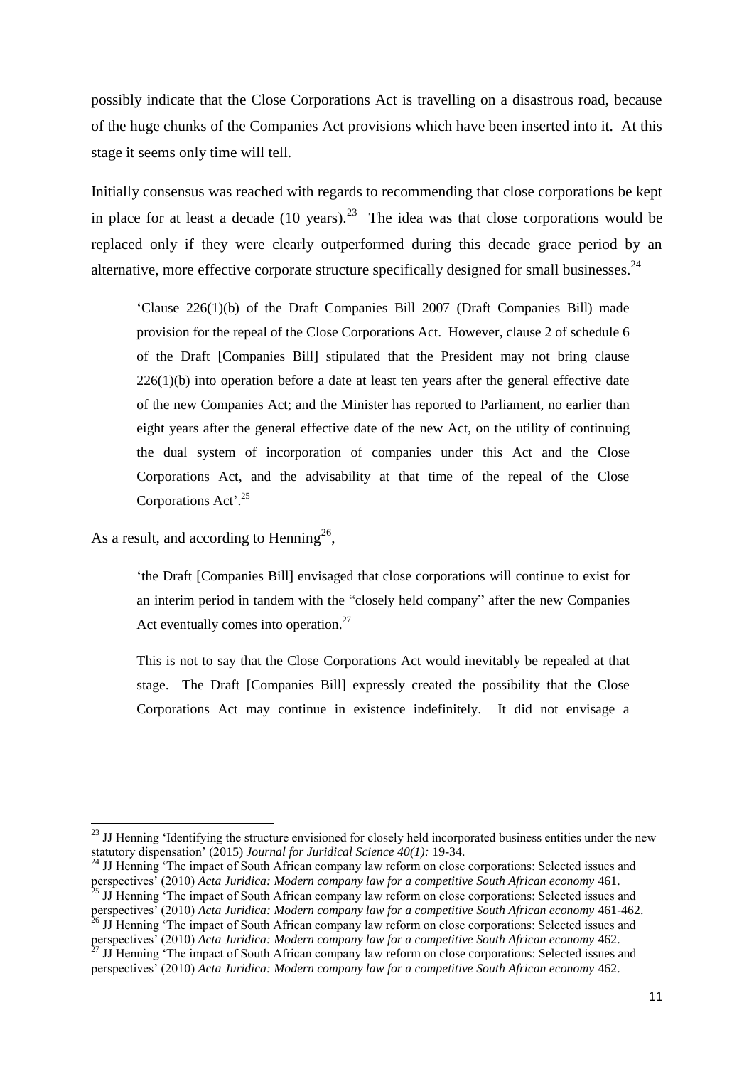possibly indicate that the Close Corporations Act is travelling on a disastrous road, because of the huge chunks of the Companies Act provisions which have been inserted into it. At this stage it seems only time will tell.

Initially consensus was reached with regards to recommending that close corporations be kept in place for at least a decade (10 years).[23] The idea was that close corporations would be replaced only if they were clearly outperformed during this decade grace period by an alternative, more effective corporate structure specifically designed for small businesses.[24]

> 'Clause 226(1)(b) of the Draft Companies Bill 2007 (Draft Companies Bill) made provision for the repeal of the Close Corporations Act. However, clause 2 of schedule 6 of the Draft [Companies Bill] stipulated that the President may not bring clause 226(1)(b) into operation before a date at least ten years after the general effective date of the new Companies Act; and the Minister has reported to Parliament, no earlier than eight years after the general effective date of the new Act, on the utility of continuing the dual system of incorporation of companies under this Act and the Close Corporations Act, and the advisability at that time of the repeal of the Close Corporations Act'.[25]

As a result, and according to Henning[26],

> 'the Draft [Companies Bill] envisaged that close corporations will continue to exist for an interim period in tandem with the "closely held company" after the new Companies Act eventually comes into operation.[27]
>
> This is not to say that the Close Corporations Act would inevitably be repealed at that stage. The Draft [Companies Bill] expressly created the possibility that the Close Corporations Act may continue in existence indefinitely. It did not envisage a

---

[23] JJ Henning 'Identifying the structure envisioned for closely held incorporated business entities under the new statutory dispensation' (2015) *Journal for Juridical Science 40(1):* 19-34.

[24] JJ Henning 'The impact of South African company law reform on close corporations: Selected issues and perspectives' (2010) *Acta Juridica: Modern company law for a competitive South African economy* 461.

[25] JJ Henning 'The impact of South African company law reform on close corporations: Selected issues and perspectives' (2010) *Acta Juridica: Modern company law for a competitive South African economy* 461-462.

[26] JJ Henning 'The impact of South African company law reform on close corporations: Selected issues and perspectives' (2010) *Acta Juridica: Modern company law for a competitive South African economy* 462.

[27] JJ Henning 'The impact of South African company law reform on close corporations: Selected issues and perspectives' (2010) *Acta Juridica: Modern company law for a competitive South African economy* 462.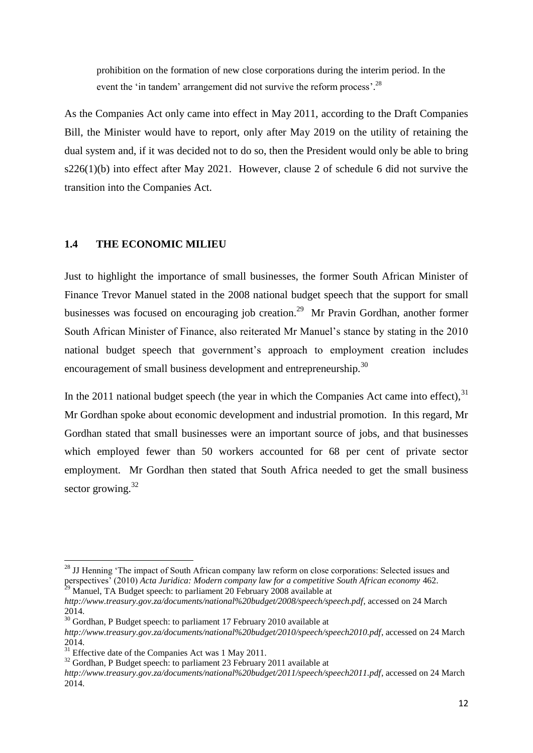prohibition on the formation of new close corporations during the interim period. In the event the 'in tandem' arrangement did not survive the reform process'.[28]

As the Companies Act only came into effect in May 2011, according to the Draft Companies Bill, the Minister would have to report, only after May 2019 on the utility of retaining the dual system and, if it was decided not to do so, then the President would only be able to bring s226(1)(b) into effect after May 2021. However, clause 2 of schedule 6 did not survive the transition into the Companies Act.

## 1.4 THE ECONOMIC MILIEU

Just to highlight the importance of small businesses, the former South African Minister of Finance Trevor Manuel stated in the 2008 national budget speech that the support for small businesses was focused on encouraging job creation.[29] Mr Pravin Gordhan, another former South African Minister of Finance, also reiterated Mr Manuel's stance by stating in the 2010 national budget speech that government's approach to employment creation includes encouragement of small business development and entrepreneurship.[30]

In the 2011 national budget speech (the year in which the Companies Act came into effect),[31] Mr Gordhan spoke about economic development and industrial promotion. In this regard, Mr Gordhan stated that small businesses were an important source of jobs, and that businesses which employed fewer than 50 workers accounted for 68 per cent of private sector employment. Mr Gordhan then stated that South Africa needed to get the small business sector growing.[32]

---

[28] JJ Henning 'The impact of South African company law reform on close corporations: Selected issues and perspectives' (2010) *Acta Juridica: Modern company law for a competitive South African economy* 462.

[29] Manuel, TA Budget speech: to parliament 20 February 2008 available at *http://www.treasury.gov.za/documents/national%20budget/2008/speech/speech.pdf*, accessed on 24 March 2014.

[30] Gordhan, P Budget speech: to parliament 17 February 2010 available at *http://www.treasury.gov.za/documents/national%20budget/2010/speech/speech2010.pdf*, accessed on 24 March 2014.

[31] Effective date of the Companies Act was 1 May 2011.

[32] Gordhan, P Budget speech: to parliament 23 February 2011 available at *http://www.treasury.gov.za/documents/national%20budget/2011/speech/speech2011.pdf*, accessed on 24 March 2014.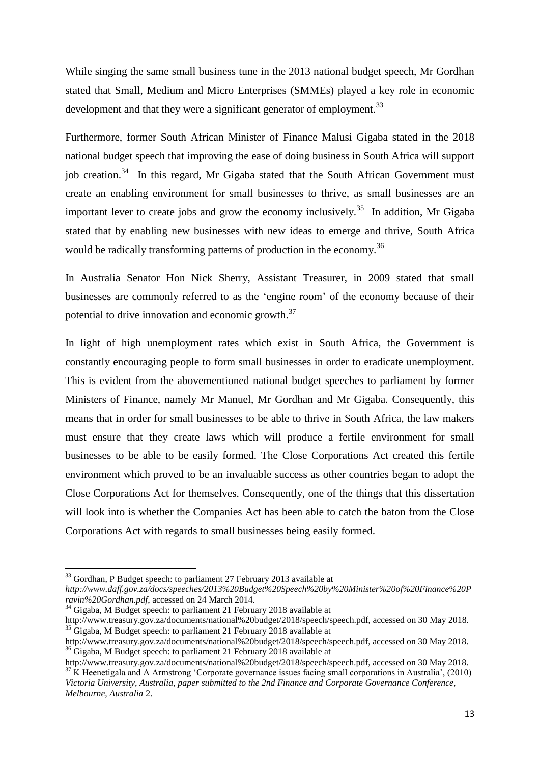While singing the same small business tune in the 2013 national budget speech, Mr Gordhan stated that Small, Medium and Micro Enterprises (SMMEs) played a key role in economic development and that they were a significant generator of employment.[33]

Furthermore, former South African Minister of Finance Malusi Gigaba stated in the 2018 national budget speech that improving the ease of doing business in South Africa will support job creation.[34] In this regard, Mr Gigaba stated that the South African Government must create an enabling environment for small businesses to thrive, as small businesses are an important lever to create jobs and grow the economy inclusively.[35] In addition, Mr Gigaba stated that by enabling new businesses with new ideas to emerge and thrive, South Africa would be radically transforming patterns of production in the economy.[36]

In Australia Senator Hon Nick Sherry, Assistant Treasurer, in 2009 stated that small businesses are commonly referred to as the 'engine room' of the economy because of their potential to drive innovation and economic growth.[37]

In light of high unemployment rates which exist in South Africa, the Government is constantly encouraging people to form small businesses in order to eradicate unemployment. This is evident from the abovementioned national budget speeches to parliament by former Ministers of Finance, namely Mr Manuel, Mr Gordhan and Mr Gigaba. Consequently, this means that in order for small businesses to be able to thrive in South Africa, the law makers must ensure that they create laws which will produce a fertile environment for small businesses to be able to be easily formed. The Close Corporations Act created this fertile environment which proved to be an invaluable success as other countries began to adopt the Close Corporations Act for themselves. Consequently, one of the things that this dissertation will look into is whether the Companies Act has been able to catch the baton from the Close Corporations Act with regards to small businesses being easily formed.

---

[33] Gordhan, P Budget speech: to parliament 27 February 2013 available at *http://www.daff.gov.za/docs/speeches/2013%20Budget%20Speech%20by%20Minister%20of%20Finance%20Pravin%20Gordhan.pdf*, accessed on 24 March 2014.

[34] Gigaba, M Budget speech: to parliament 21 February 2018 available at http://www.treasury.gov.za/documents/national%20budget/2018/speech/speech.pdf, accessed on 30 May 2018.

[35] Gigaba, M Budget speech: to parliament 21 February 2018 available at http://www.treasury.gov.za/documents/national%20budget/2018/speech/speech.pdf, accessed on 30 May 2018.

[36] Gigaba, M Budget speech: to parliament 21 February 2018 available at http://www.treasury.gov.za/documents/national%20budget/2018/speech/speech.pdf, accessed on 30 May 2018.

[37] K Heenetigala and A Armstrong 'Corporate governance issues facing small corporations in Australia', (2010) *Victoria University, Australia, paper submitted to the 2nd Finance and Corporate Governance Conference, Melbourne, Australia* 2.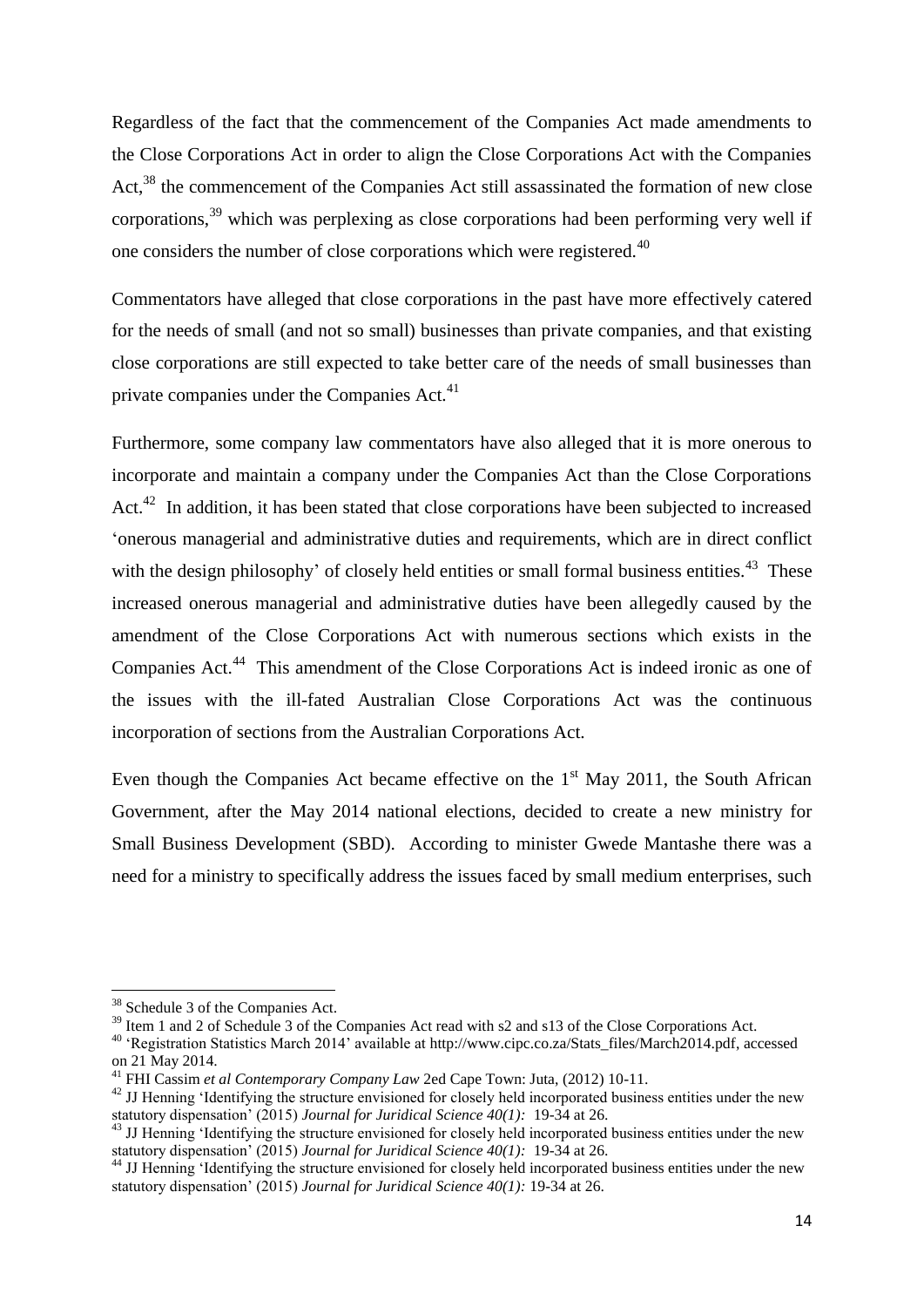Regardless of the fact that the commencement of the Companies Act made amendments to the Close Corporations Act in order to align the Close Corporations Act with the Companies Act,[38] the commencement of the Companies Act still assassinated the formation of new close corporations,[39] which was perplexing as close corporations had been performing very well if one considers the number of close corporations which were registered.[40]

Commentators have alleged that close corporations in the past have more effectively catered for the needs of small (and not so small) businesses than private companies, and that existing close corporations are still expected to take better care of the needs of small businesses than private companies under the Companies Act.[41]

Furthermore, some company law commentators have also alleged that it is more onerous to incorporate and maintain a company under the Companies Act than the Close Corporations Act.[42] In addition, it has been stated that close corporations have been subjected to increased 'onerous managerial and administrative duties and requirements, which are in direct conflict with the design philosophy' of closely held entities or small formal business entities.[43] These increased onerous managerial and administrative duties have been allegedly caused by the amendment of the Close Corporations Act with numerous sections which exists in the Companies Act.[44] This amendment of the Close Corporations Act is indeed ironic as one of the issues with the ill-fated Australian Close Corporations Act was the continuous incorporation of sections from the Australian Corporations Act.

Even though the Companies Act became effective on the 1st May 2011, the South African Government, after the May 2014 national elections, decided to create a new ministry for Small Business Development (SBD). According to minister Gwede Mantashe there was a need for a ministry to specifically address the issues faced by small medium enterprises, such

---

[38] Schedule 3 of the Companies Act.

[39] Item 1 and 2 of Schedule 3 of the Companies Act read with s2 and s13 of the Close Corporations Act.

[40] 'Registration Statistics March 2014' available at http://www.cipc.co.za/Stats_files/March2014.pdf, accessed on 21 May 2014.

[41] FHI Cassim *et al Contemporary Company Law* 2ed Cape Town: Juta, (2012) 10-11.

[42] JJ Henning 'Identifying the structure envisioned for closely held incorporated business entities under the new statutory dispensation' (2015) *Journal for Juridical Science 40(1):* 19-34 at 26.

[43] JJ Henning 'Identifying the structure envisioned for closely held incorporated business entities under the new statutory dispensation' (2015) *Journal for Juridical Science 40(1):* 19-34 at 26.

[44] JJ Henning 'Identifying the structure envisioned for closely held incorporated business entities under the new statutory dispensation' (2015) *Journal for Juridical Science 40(1):* 19-34 at 26.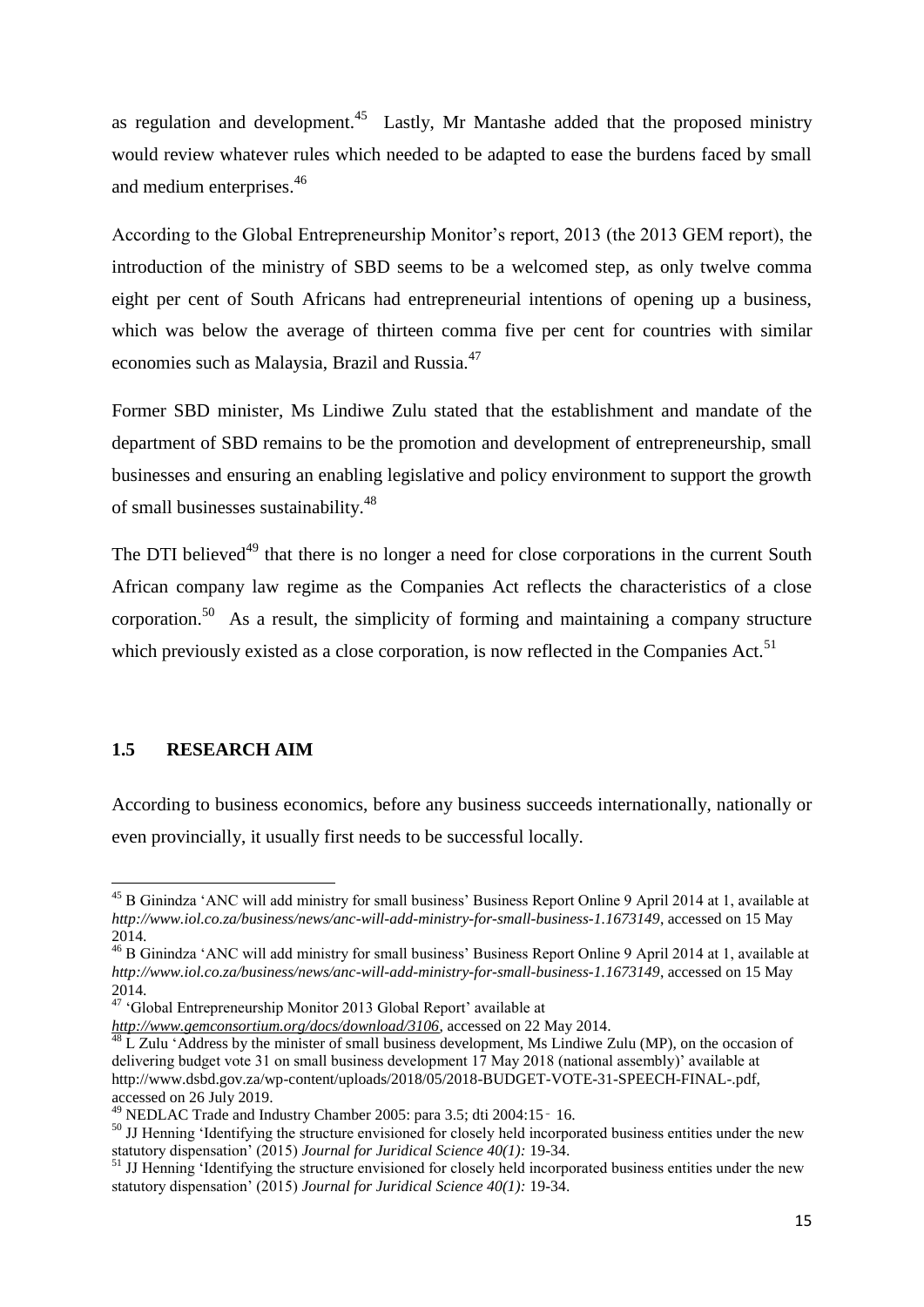as regulation and development.[45] Lastly, Mr Mantashe added that the proposed ministry would review whatever rules which needed to be adapted to ease the burdens faced by small and medium enterprises.[46]

According to the Global Entrepreneurship Monitor's report, 2013 (the 2013 GEM report), the introduction of the ministry of SBD seems to be a welcomed step, as only twelve comma eight per cent of South Africans had entrepreneurial intentions of opening up a business, which was below the average of thirteen comma five per cent for countries with similar economies such as Malaysia, Brazil and Russia.[47]

Former SBD minister, Ms Lindiwe Zulu stated that the establishment and mandate of the department of SBD remains to be the promotion and development of entrepreneurship, small businesses and ensuring an enabling legislative and policy environment to support the growth of small businesses sustainability.[48]

The DTI believed[49] that there is no longer a need for close corporations in the current South African company law regime as the Companies Act reflects the characteristics of a close corporation.[50] As a result, the simplicity of forming and maintaining a company structure which previously existed as a close corporation, is now reflected in the Companies Act.[51]

### 1.5 RESEARCH AIM

According to business economics, before any business succeeds internationally, nationally or even provincially, it usually first needs to be successful locally.

---

[45] B Ginindza 'ANC will add ministry for small business' Business Report Online 9 April 2014 at 1, available at *http://www.iol.co.za/business/news/anc-will-add-ministry-for-small-business-1.1673149*, accessed on 15 May 2014.

[46] B Ginindza 'ANC will add ministry for small business' Business Report Online 9 April 2014 at 1, available at *http://www.iol.co.za/business/news/anc-will-add-ministry-for-small-business-1.1673149*, accessed on 15 May 2014.

[47] 'Global Entrepreneurship Monitor 2013 Global Report' available at *http://www.gemconsortium.org/docs/download/3106*, accessed on 22 May 2014.

[48] L Zulu 'Address by the minister of small business development, Ms Lindiwe Zulu (MP), on the occasion of delivering budget vote 31 on small business development 17 May 2018 (national assembly)' available at http://www.dsbd.gov.za/wp-content/uploads/2018/05/2018-BUDGET-VOTE-31-SPEECH-FINAL-.pdf, accessed on 26 July 2019.

[49] NEDLAC Trade and Industry Chamber 2005: para 3.5; dti 2004:15‑16.

[50] JJ Henning 'Identifying the structure envisioned for closely held incorporated business entities under the new statutory dispensation' (2015) *Journal for Juridical Science 40(1):* 19-34.

[51] JJ Henning 'Identifying the structure envisioned for closely held incorporated business entities under the new statutory dispensation' (2015) *Journal for Juridical Science 40(1):* 19-34.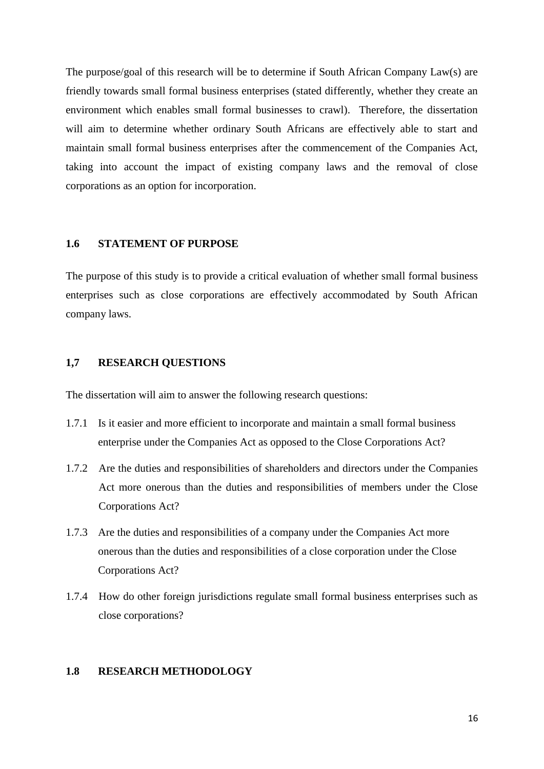The purpose/goal of this research will be to determine if South African Company Law(s) are friendly towards small formal business enterprises (stated differently, whether they create an environment which enables small formal businesses to crawl). Therefore, the dissertation will aim to determine whether ordinary South Africans are effectively able to start and maintain small formal business enterprises after the commencement of the Companies Act, taking into account the impact of existing company laws and the removal of close corporations as an option for incorporation.

## 1.6 STATEMENT OF PURPOSE

The purpose of this study is to provide a critical evaluation of whether small formal business enterprises such as close corporations are effectively accommodated by South African company laws.

## 1,7 RESEARCH QUESTIONS

The dissertation will aim to answer the following research questions:

1.7.1 Is it easier and more efficient to incorporate and maintain a small formal business enterprise under the Companies Act as opposed to the Close Corporations Act?

1.7.2 Are the duties and responsibilities of shareholders and directors under the Companies Act more onerous than the duties and responsibilities of members under the Close Corporations Act?

1.7.3 Are the duties and responsibilities of a company under the Companies Act more onerous than the duties and responsibilities of a close corporation under the Close Corporations Act?

1.7.4 How do other foreign jurisdictions regulate small formal business enterprises such as close corporations?

## 1.8 RESEARCH METHODOLOGY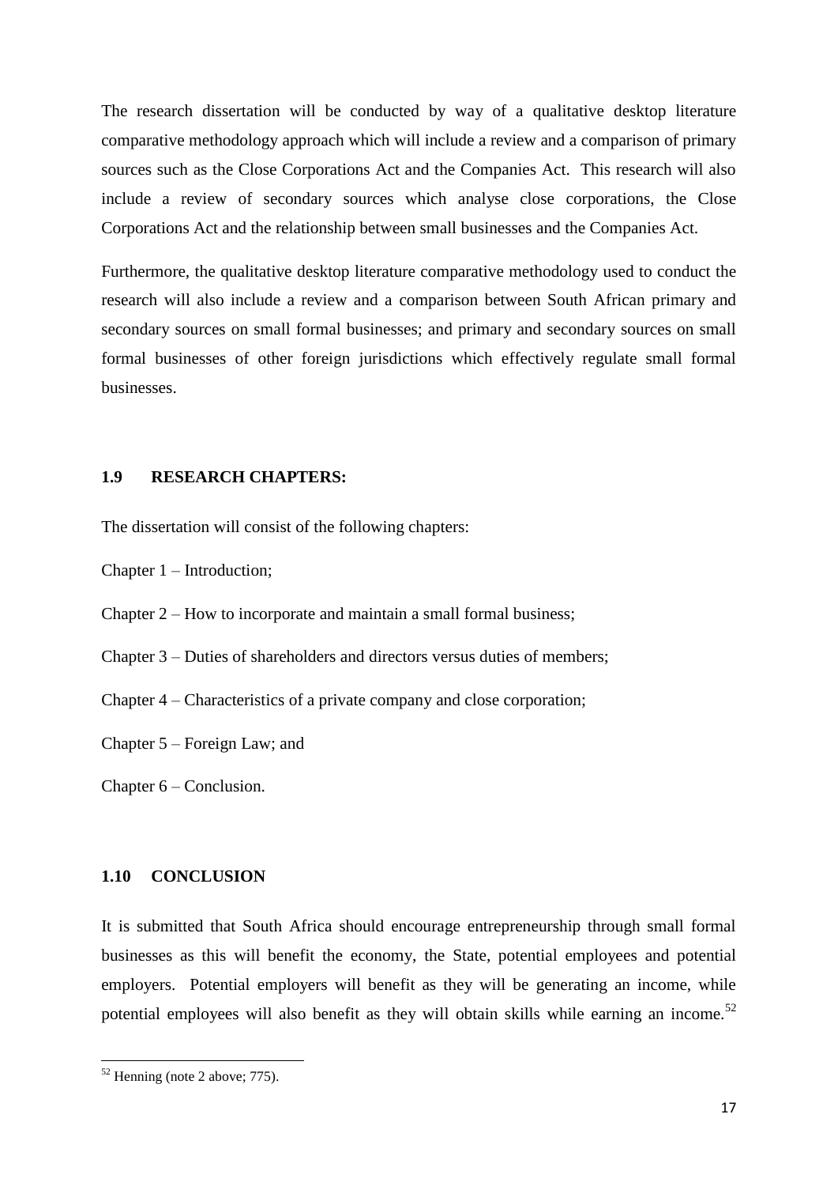The research dissertation will be conducted by way of a qualitative desktop literature comparative methodology approach which will include a review and a comparison of primary sources such as the Close Corporations Act and the Companies Act. This research will also include a review of secondary sources which analyse close corporations, the Close Corporations Act and the relationship between small businesses and the Companies Act.

Furthermore, the qualitative desktop literature comparative methodology used to conduct the research will also include a review and a comparison between South African primary and secondary sources on small formal businesses; and primary and secondary sources on small formal businesses of other foreign jurisdictions which effectively regulate small formal businesses.

### 1.9 RESEARCH CHAPTERS:

The dissertation will consist of the following chapters:

Chapter 1 – Introduction;

Chapter 2 – How to incorporate and maintain a small formal business;

Chapter 3 – Duties of shareholders and directors versus duties of members;

Chapter 4 – Characteristics of a private company and close corporation;

Chapter 5 – Foreign Law; and

Chapter 6 – Conclusion.

### 1.10 CONCLUSION

It is submitted that South Africa should encourage entrepreneurship through small formal businesses as this will benefit the economy, the State, potential employees and potential employers. Potential employers will benefit as they will be generating an income, while potential employees will also benefit as they will obtain skills while earning an income.[52]

---

[52] Henning (note 2 above; 775).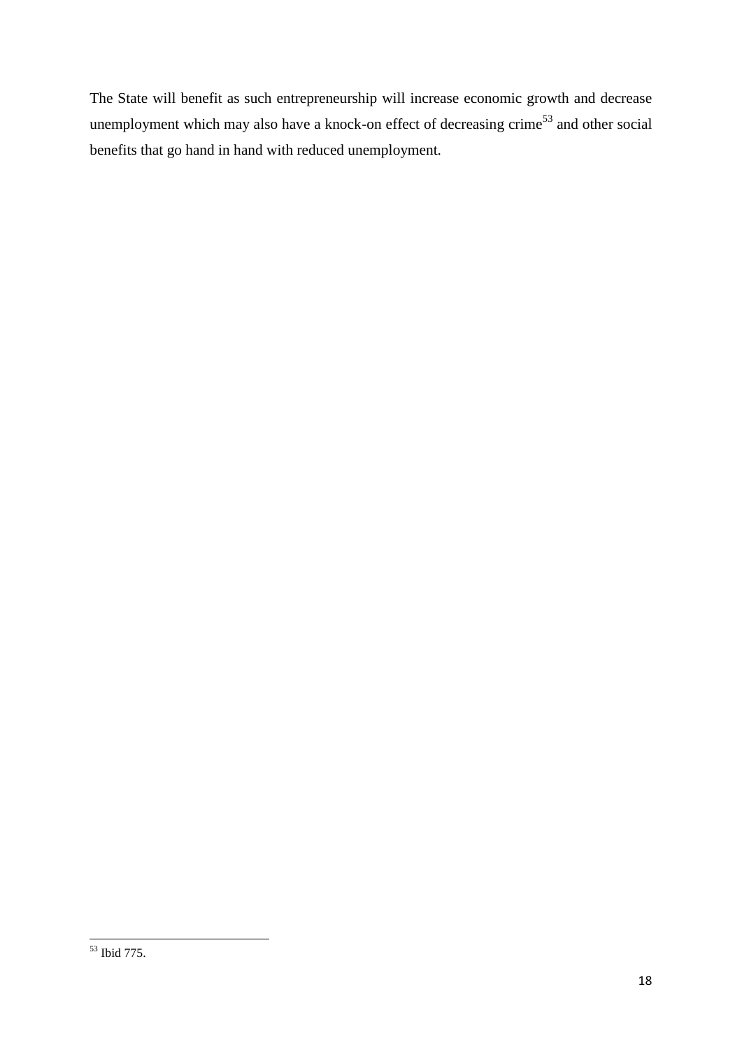The State will benefit as such entrepreneurship will increase economic growth and decrease unemployment which may also have a knock-on effect of decreasing crime[53] and other social benefits that go hand in hand with reduced unemployment.

---

[53] Ibid 775.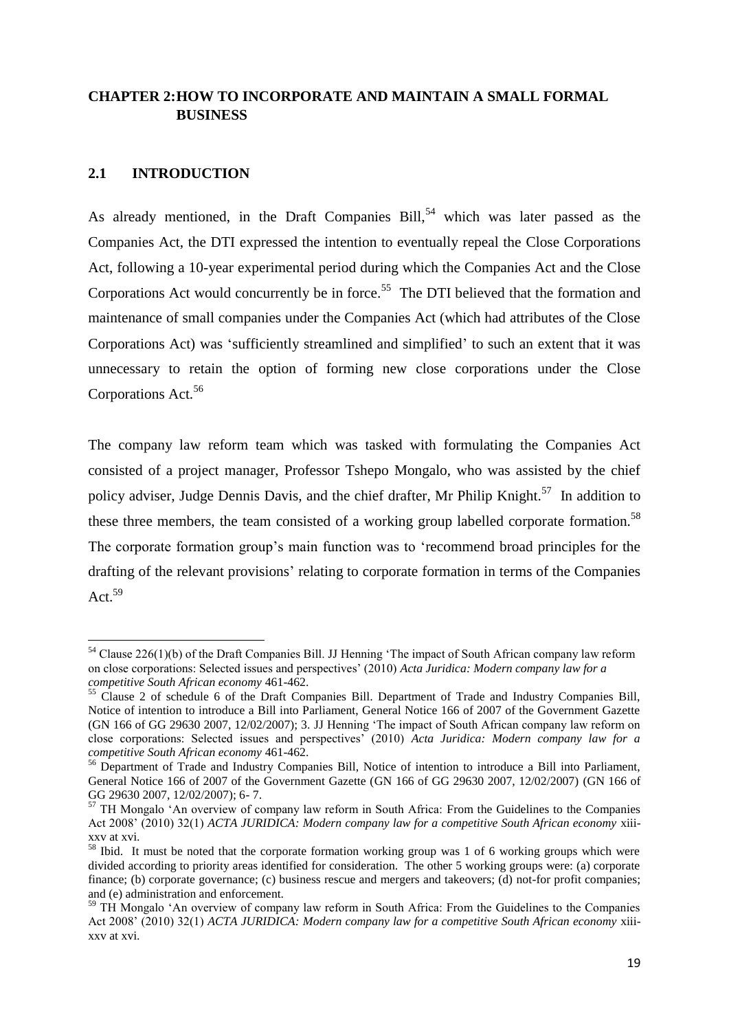## CHAPTER 2: HOW TO INCORPORATE AND MAINTAIN A SMALL FORMAL BUSINESS

### 2.1 INTRODUCTION

As already mentioned, in the Draft Companies Bill,[54] which was later passed as the Companies Act, the DTI expressed the intention to eventually repeal the Close Corporations Act, following a 10-year experimental period during which the Companies Act and the Close Corporations Act would concurrently be in force.[55] The DTI believed that the formation and maintenance of small companies under the Companies Act (which had attributes of the Close Corporations Act) was 'sufficiently streamlined and simplified' to such an extent that it was unnecessary to retain the option of forming new close corporations under the Close Corporations Act.[56]

The company law reform team which was tasked with formulating the Companies Act consisted of a project manager, Professor Tshepo Mongalo, who was assisted by the chief policy adviser, Judge Dennis Davis, and the chief drafter, Mr Philip Knight.[57] In addition to these three members, the team consisted of a working group labelled corporate formation.[58] The corporate formation group's main function was to 'recommend broad principles for the drafting of the relevant provisions' relating to corporate formation in terms of the Companies Act.[59]

---

[54] Clause 226(1)(b) of the Draft Companies Bill. JJ Henning 'The impact of South African company law reform on close corporations: Selected issues and perspectives' (2010) *Acta Juridica: Modern company law for a competitive South African economy* 461-462.

[55] Clause 2 of schedule 6 of the Draft Companies Bill. Department of Trade and Industry Companies Bill, Notice of intention to introduce a Bill into Parliament, General Notice 166 of 2007 of the Government Gazette (GN 166 of GG 29630 2007, 12/02/2007); 3. JJ Henning 'The impact of South African company law reform on close corporations: Selected issues and perspectives' (2010) *Acta Juridica: Modern company law for a competitive South African economy* 461-462.

[56] Department of Trade and Industry Companies Bill, Notice of intention to introduce a Bill into Parliament, General Notice 166 of 2007 of the Government Gazette (GN 166 of GG 29630 2007, 12/02/2007) (GN 166 of GG 29630 2007, 12/02/2007); 6- 7.

[57] TH Mongalo 'An overview of company law reform in South Africa: From the Guidelines to the Companies Act 2008' (2010) 32(1) *ACTA JURIDICA: Modern company law for a competitive South African economy* xiii-xxv at xvi.

[58] Ibid. It must be noted that the corporate formation working group was 1 of 6 working groups which were divided according to priority areas identified for consideration. The other 5 working groups were: (a) corporate finance; (b) corporate governance; (c) business rescue and mergers and takeovers; (d) not-for profit companies; and (e) administration and enforcement.

[59] TH Mongalo 'An overview of company law reform in South Africa: From the Guidelines to the Companies Act 2008' (2010) 32(1) *ACTA JURIDICA: Modern company law for a competitive South African economy* xiii-xxv at xvi.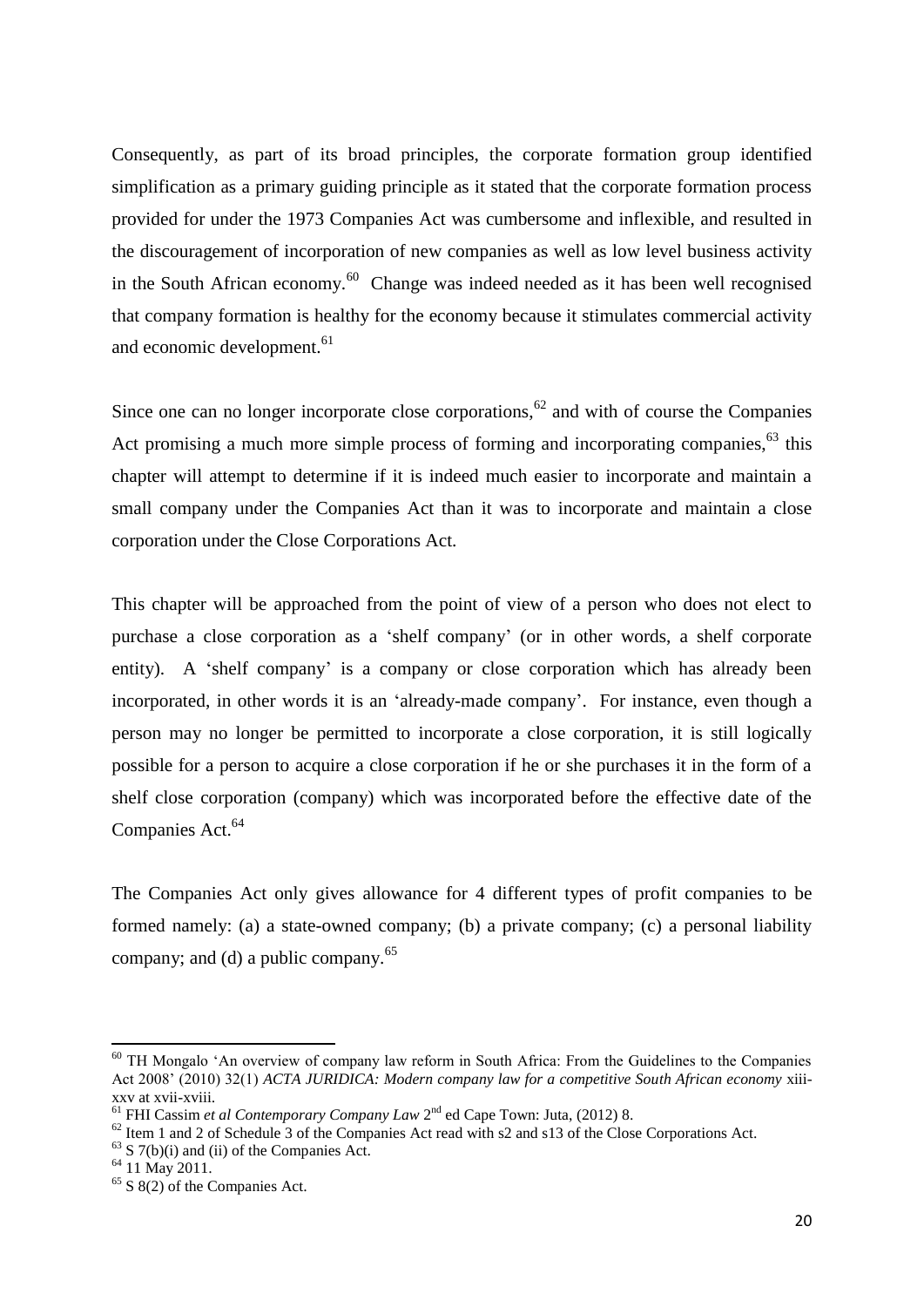Consequently, as part of its broad principles, the corporate formation group identified simplification as a primary guiding principle as it stated that the corporate formation process provided for under the 1973 Companies Act was cumbersome and inflexible, and resulted in the discouragement of incorporation of new companies as well as low level business activity in the South African economy.[60] Change was indeed needed as it has been well recognised that company formation is healthy for the economy because it stimulates commercial activity and economic development.[61]

Since one can no longer incorporate close corporations,[62] and with of course the Companies Act promising a much more simple process of forming and incorporating companies,[63] this chapter will attempt to determine if it is indeed much easier to incorporate and maintain a small company under the Companies Act than it was to incorporate and maintain a close corporation under the Close Corporations Act.

This chapter will be approached from the point of view of a person who does not elect to purchase a close corporation as a 'shelf company' (or in other words, a shelf corporate entity). A 'shelf company' is a company or close corporation which has already been incorporated, in other words it is an 'already-made company'. For instance, even though a person may no longer be permitted to incorporate a close corporation, it is still logically possible for a person to acquire a close corporation if he or she purchases it in the form of a shelf close corporation (company) which was incorporated before the effective date of the Companies Act.[64]

The Companies Act only gives allowance for 4 different types of profit companies to be formed namely: (a) a state-owned company; (b) a private company; (c) a personal liability company; and (d) a public company.[65]

---

[60] TH Mongalo 'An overview of company law reform in South Africa: From the Guidelines to the Companies Act 2008' (2010) 32(1) *ACTA JURIDICA: Modern company law for a competitive South African economy* xiii-xxv at xvii-xviii.

[61] FHI Cassim *et al Contemporary Company Law* 2nd ed Cape Town: Juta, (2012) 8.

[62] Item 1 and 2 of Schedule 3 of the Companies Act read with s2 and s13 of the Close Corporations Act.

[63] S 7(b)(i) and (ii) of the Companies Act.

[64] 11 May 2011.

[65] S 8(2) of the Companies Act.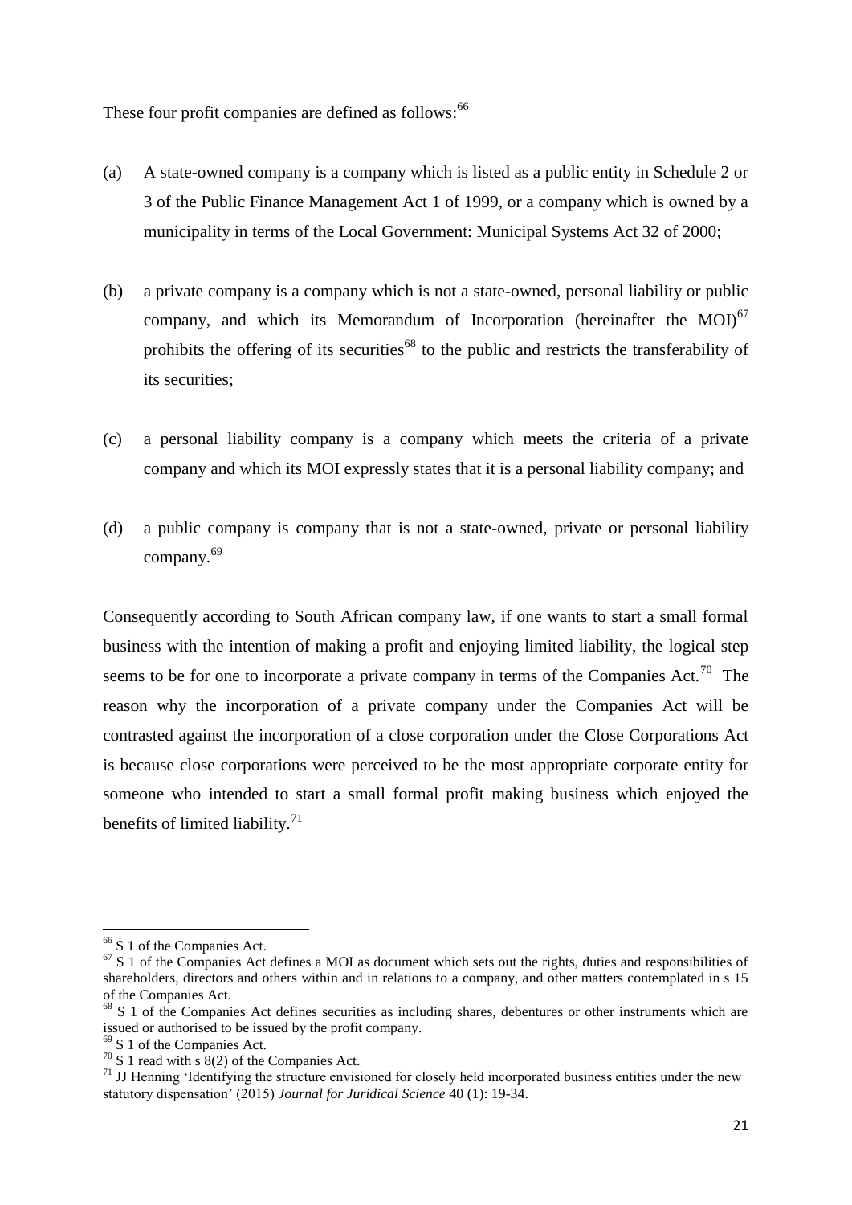These four profit companies are defined as follows:[66]

(a) A state-owned company is a company which is listed as a public entity in Schedule 2 or 3 of the Public Finance Management Act 1 of 1999, or a company which is owned by a municipality in terms of the Local Government: Municipal Systems Act 32 of 2000;

(b) a private company is a company which is not a state-owned, personal liability or public company, and which its Memorandum of Incorporation (hereinafter the MOI)[67] prohibits the offering of its securities[68] to the public and restricts the transferability of its securities;

(c) a personal liability company is a company which meets the criteria of a private company and which its MOI expressly states that it is a personal liability company; and

(d) a public company is company that is not a state-owned, private or personal liability company.[69]

Consequently according to South African company law, if one wants to start a small formal business with the intention of making a profit and enjoying limited liability, the logical step seems to be for one to incorporate a private company in terms of the Companies Act.[70] The reason why the incorporation of a private company under the Companies Act will be contrasted against the incorporation of a close corporation under the Close Corporations Act is because close corporations were perceived to be the most appropriate corporate entity for someone who intended to start a small formal profit making business which enjoyed the benefits of limited liability.[71]

---

[66] S 1 of the Companies Act.

[67] S 1 of the Companies Act defines a MOI as document which sets out the rights, duties and responsibilities of shareholders, directors and others within and in relations to a company, and other matters contemplated in s 15 of the Companies Act.

[68] S 1 of the Companies Act defines securities as including shares, debentures or other instruments which are issued or authorised to be issued by the profit company.

[69] S 1 of the Companies Act.

[70] S 1 read with s 8(2) of the Companies Act.

[71] JJ Henning 'Identifying the structure envisioned for closely held incorporated business entities under the new statutory dispensation' (2015) *Journal for Juridical Science* 40 (1): 19-34.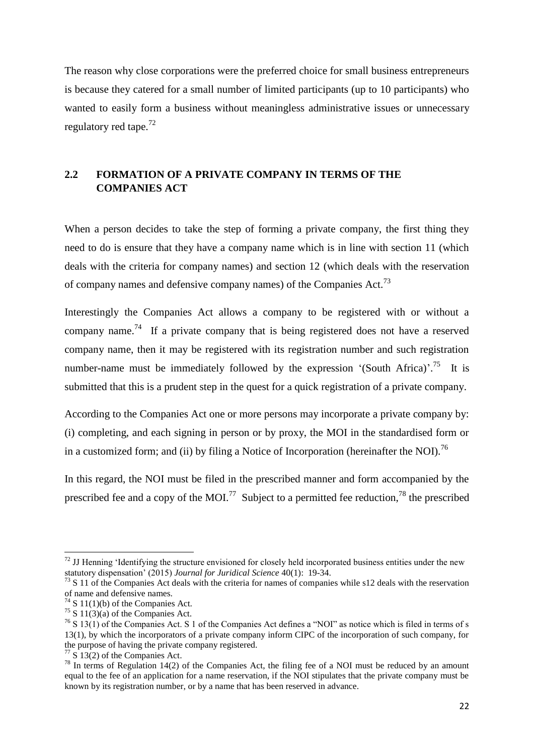The reason why close corporations were the preferred choice for small business entrepreneurs is because they catered for a small number of limited participants (up to 10 participants) who wanted to easily form a business without meaningless administrative issues or unnecessary regulatory red tape.[72]

## 2.2 FORMATION OF A PRIVATE COMPANY IN TERMS OF THE COMPANIES ACT

When a person decides to take the step of forming a private company, the first thing they need to do is ensure that they have a company name which is in line with section 11 (which deals with the criteria for company names) and section 12 (which deals with the reservation of company names and defensive company names) of the Companies Act.[73]

Interestingly the Companies Act allows a company to be registered with or without a company name.[74] If a private company that is being registered does not have a reserved company name, then it may be registered with its registration number and such registration number-name must be immediately followed by the expression '(South Africa)'.[75] It is submitted that this is a prudent step in the quest for a quick registration of a private company.

According to the Companies Act one or more persons may incorporate a private company by: (i) completing, and each signing in person or by proxy, the MOI in the standardised form or in a customized form; and (ii) by filing a Notice of Incorporation (hereinafter the NOI).[76]

In this regard, the NOI must be filed in the prescribed manner and form accompanied by the prescribed fee and a copy of the MOI.[77] Subject to a permitted fee reduction,[78] the prescribed

---

[72] JJ Henning 'Identifying the structure envisioned for closely held incorporated business entities under the new statutory dispensation' (2015) *Journal for Juridical Science* 40(1): 19-34.

[73] S 11 of the Companies Act deals with the criteria for names of companies while s12 deals with the reservation of name and defensive names.

[74] S 11(1)(b) of the Companies Act.

[75] S 11(3)(a) of the Companies Act.

[76] S 13(1) of the Companies Act. S 1 of the Companies Act defines a "NOI" as notice which is filed in terms of s 13(1), by which the incorporators of a private company inform CIPC of the incorporation of such company, for the purpose of having the private company registered.

[77] S 13(2) of the Companies Act.

[78] In terms of Regulation 14(2) of the Companies Act, the filing fee of a NOI must be reduced by an amount equal to the fee of an application for a name reservation, if the NOI stipulates that the private company must be known by its registration number, or by a name that has been reserved in advance.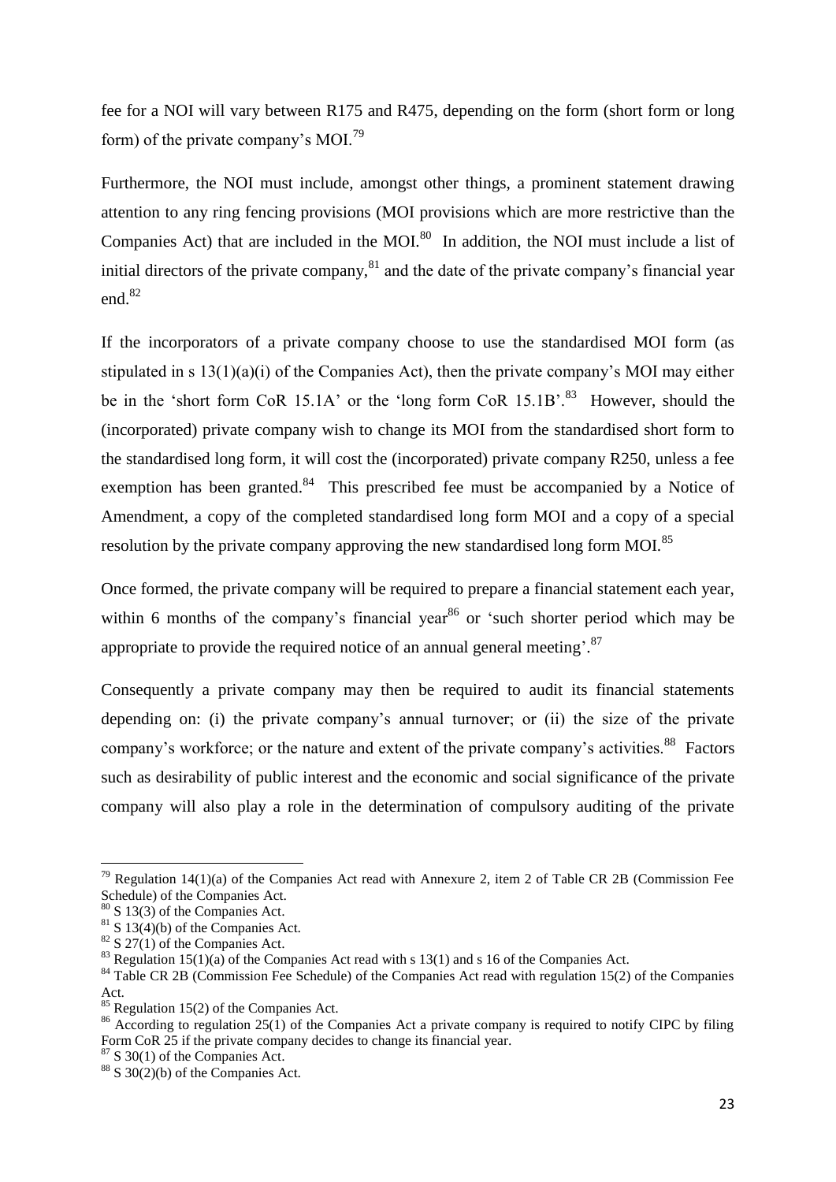fee for a NOI will vary between R175 and R475, depending on the form (short form or long form) of the private company's MOI.[79]

Furthermore, the NOI must include, amongst other things, a prominent statement drawing attention to any ring fencing provisions (MOI provisions which are more restrictive than the Companies Act) that are included in the MOI.[80] In addition, the NOI must include a list of initial directors of the private company,[81] and the date of the private company's financial year end.[82]

If the incorporators of a private company choose to use the standardised MOI form (as stipulated in s 13(1)(a)(i) of the Companies Act), then the private company's MOI may either be in the 'short form CoR 15.1A' or the 'long form CoR 15.1B'.[83] However, should the (incorporated) private company wish to change its MOI from the standardised short form to the standardised long form, it will cost the (incorporated) private company R250, unless a fee exemption has been granted.[84] This prescribed fee must be accompanied by a Notice of Amendment, a copy of the completed standardised long form MOI and a copy of a special resolution by the private company approving the new standardised long form MOI.[85]

Once formed, the private company will be required to prepare a financial statement each year, within 6 months of the company's financial year[86] or 'such shorter period which may be appropriate to provide the required notice of an annual general meeting'.[87]

Consequently a private company may then be required to audit its financial statements depending on: (i) the private company's annual turnover; or (ii) the size of the private company's workforce; or the nature and extent of the private company's activities.[88] Factors such as desirability of public interest and the economic and social significance of the private company will also play a role in the determination of compulsory auditing of the private

---

[79] Regulation 14(1)(a) of the Companies Act read with Annexure 2, item 2 of Table CR 2B (Commission Fee Schedule) of the Companies Act.

[80] S 13(3) of the Companies Act.

[81] S 13(4)(b) of the Companies Act.

[82] S 27(1) of the Companies Act.

[83] Regulation 15(1)(a) of the Companies Act read with s 13(1) and s 16 of the Companies Act.

[84] Table CR 2B (Commission Fee Schedule) of the Companies Act read with regulation 15(2) of the Companies Act.

[85] Regulation 15(2) of the Companies Act.

[86] According to regulation 25(1) of the Companies Act a private company is required to notify CIPC by filing Form CoR 25 if the private company decides to change its financial year.

[87] S 30(1) of the Companies Act.

[88] S 30(2)(b) of the Companies Act.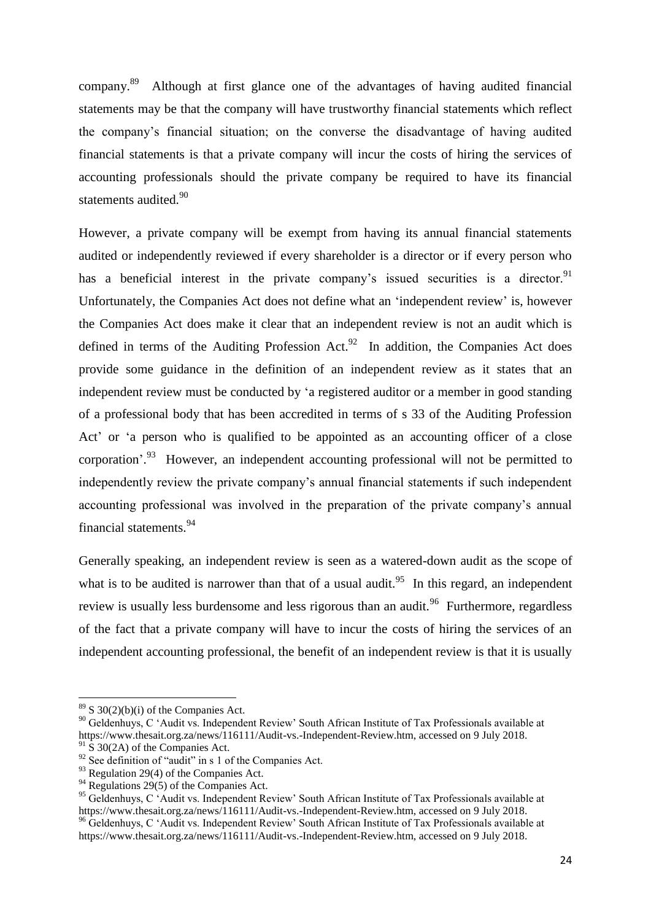company.[89] Although at first glance one of the advantages of having audited financial statements may be that the company will have trustworthy financial statements which reflect the company's financial situation; on the converse the disadvantage of having audited financial statements is that a private company will incur the costs of hiring the services of accounting professionals should the private company be required to have its financial statements audited.[90]

However, a private company will be exempt from having its annual financial statements audited or independently reviewed if every shareholder is a director or if every person who has a beneficial interest in the private company's issued securities is a director.[91] Unfortunately, the Companies Act does not define what an 'independent review' is, however the Companies Act does make it clear that an independent review is not an audit which is defined in terms of the Auditing Profession Act.[92] In addition, the Companies Act does provide some guidance in the definition of an independent review as it states that an independent review must be conducted by 'a registered auditor or a member in good standing of a professional body that has been accredited in terms of s 33 of the Auditing Profession Act' or 'a person who is qualified to be appointed as an accounting officer of a close corporation'.[93] However, an independent accounting professional will not be permitted to independently review the private company's annual financial statements if such independent accounting professional was involved in the preparation of the private company's annual financial statements.[94]

Generally speaking, an independent review is seen as a watered-down audit as the scope of what is to be audited is narrower than that of a usual audit.[95] In this regard, an independent review is usually less burdensome and less rigorous than an audit.[96] Furthermore, regardless of the fact that a private company will have to incur the costs of hiring the services of an independent accounting professional, the benefit of an independent review is that it is usually

---

[89] S 30(2)(b)(i) of the Companies Act.

[90] Geldenhuys, C 'Audit vs. Independent Review' South African Institute of Tax Professionals available at https://www.thesait.org.za/news/116111/Audit-vs.-Independent-Review.htm, accessed on 9 July 2018.

[91] S 30(2A) of the Companies Act.

[92] See definition of "audit" in s 1 of the Companies Act.

[93] Regulation 29(4) of the Companies Act.

[94] Regulations 29(5) of the Companies Act.

[95] Geldenhuys, C 'Audit vs. Independent Review' South African Institute of Tax Professionals available at https://www.thesait.org.za/news/116111/Audit-vs.-Independent-Review.htm, accessed on 9 July 2018.

[96] Geldenhuys, C 'Audit vs. Independent Review' South African Institute of Tax Professionals available at https://www.thesait.org.za/news/116111/Audit-vs.-Independent-Review.htm, accessed on 9 July 2018.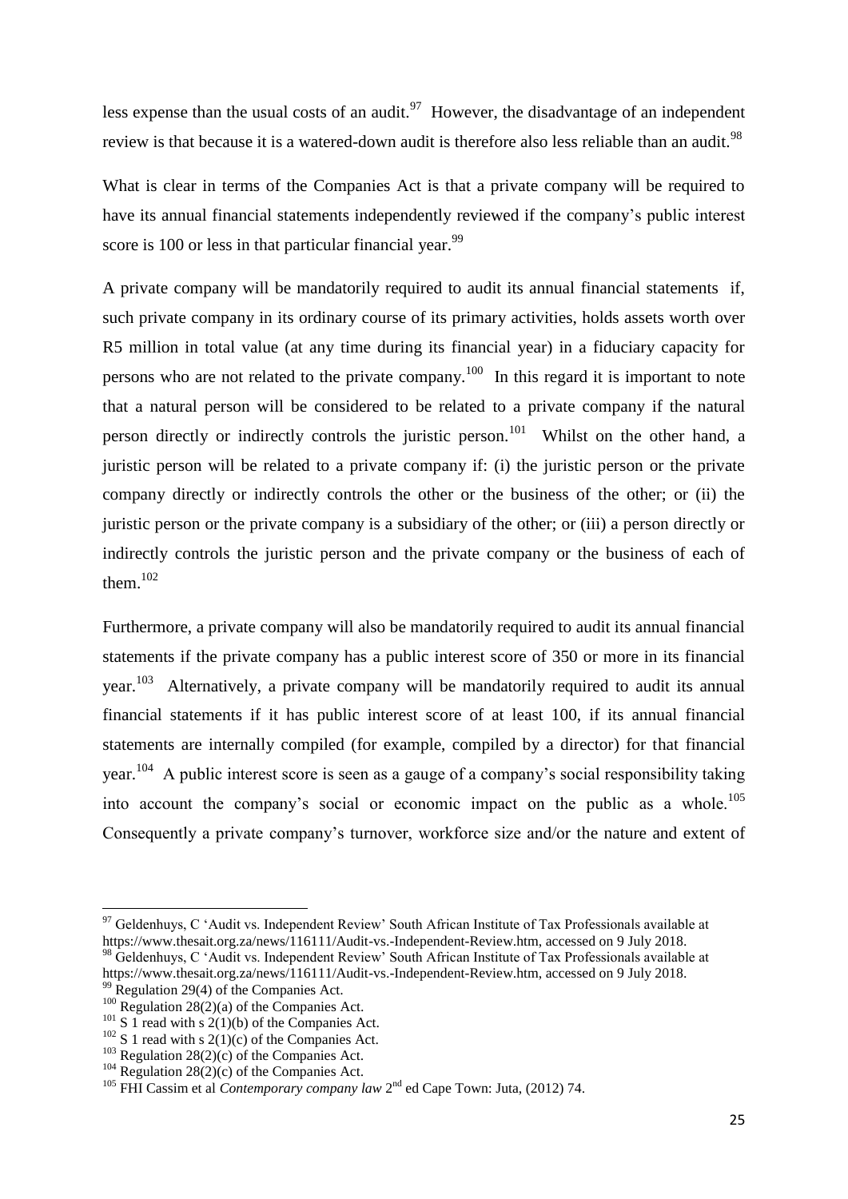less expense than the usual costs of an audit.[97] However, the disadvantage of an independent review is that because it is a watered-down audit is therefore also less reliable than an audit.[98]

What is clear in terms of the Companies Act is that a private company will be required to have its annual financial statements independently reviewed if the company's public interest score is 100 or less in that particular financial year.[99]

A private company will be mandatorily required to audit its annual financial statements if, such private company in its ordinary course of its primary activities, holds assets worth over R5 million in total value (at any time during its financial year) in a fiduciary capacity for persons who are not related to the private company.[100] In this regard it is important to note that a natural person will be considered to be related to a private company if the natural person directly or indirectly controls the juristic person.[101] Whilst on the other hand, a juristic person will be related to a private company if: (i) the juristic person or the private company directly or indirectly controls the other or the business of the other; or (ii) the juristic person or the private company is a subsidiary of the other; or (iii) a person directly or indirectly controls the juristic person and the private company or the business of each of them.[102]

Furthermore, a private company will also be mandatorily required to audit its annual financial statements if the private company has a public interest score of 350 or more in its financial year.[103] Alternatively, a private company will be mandatorily required to audit its annual financial statements if it has public interest score of at least 100, if its annual financial statements are internally compiled (for example, compiled by a director) for that financial year.[104] A public interest score is seen as a gauge of a company's social responsibility taking into account the company's social or economic impact on the public as a whole.[105] Consequently a private company's turnover, workforce size and/or the nature and extent of

---

[97] Geldenhuys, C 'Audit vs. Independent Review' South African Institute of Tax Professionals available at https://www.thesait.org.za/news/116111/Audit-vs.-Independent-Review.htm, accessed on 9 July 2018.

[98] Geldenhuys, C 'Audit vs. Independent Review' South African Institute of Tax Professionals available at https://www.thesait.org.za/news/116111/Audit-vs.-Independent-Review.htm, accessed on 9 July 2018.

[99] Regulation 29(4) of the Companies Act.

[100] Regulation 28(2)(a) of the Companies Act.

[101] S 1 read with s 2(1)(b) of the Companies Act.

[102] S 1 read with s 2(1)(c) of the Companies Act.

[103] Regulation 28(2)(c) of the Companies Act.

[104] Regulation 28(2)(c) of the Companies Act.

[105] FHI Cassim et al *Contemporary company law* 2nd ed Cape Town: Juta, (2012) 74.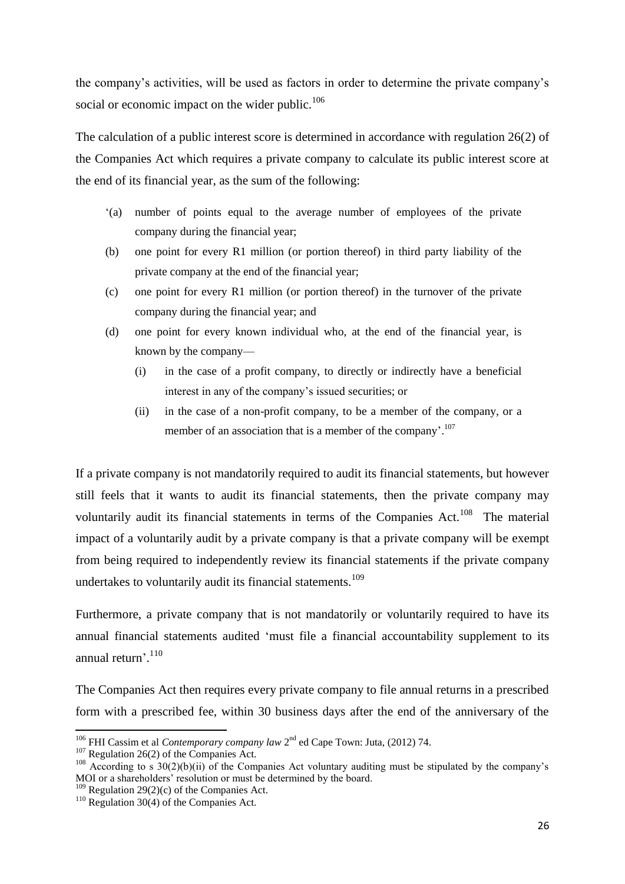the company's activities, will be used as factors in order to determine the private company's social or economic impact on the wider public.[106]

The calculation of a public interest score is determined in accordance with regulation 26(2) of the Companies Act which requires a private company to calculate its public interest score at the end of its financial year, as the sum of the following:

> '(a) number of points equal to the average number of employees of the private company during the financial year;
>
> (b) one point for every R1 million (or portion thereof) in third party liability of the private company at the end of the financial year;
>
> (c) one point for every R1 million (or portion thereof) in the turnover of the private company during the financial year; and
>
> (d) one point for every known individual who, at the end of the financial year, is known by the company—
>
> (i) in the case of a profit company, to directly or indirectly have a beneficial interest in any of the company's issued securities; or
>
> (ii) in the case of a non-profit company, to be a member of the company, or a member of an association that is a member of the company'.[107]

If a private company is not mandatorily required to audit its financial statements, but however still feels that it wants to audit its financial statements, then the private company may voluntarily audit its financial statements in terms of the Companies Act.[108] The material impact of a voluntarily audit by a private company is that a private company will be exempt from being required to independently review its financial statements if the private company undertakes to voluntarily audit its financial statements.[109]

Furthermore, a private company that is not mandatorily or voluntarily required to have its annual financial statements audited 'must file a financial accountability supplement to its annual return'.[110]

The Companies Act then requires every private company to file annual returns in a prescribed form with a prescribed fee, within 30 business days after the end of the anniversary of the

---

[106] FHI Cassim et al *Contemporary company law* 2nd ed Cape Town: Juta, (2012) 74.

[107] Regulation 26(2) of the Companies Act.

[108] According to s 30(2)(b)(ii) of the Companies Act voluntary auditing must be stipulated by the company's MOI or a shareholders' resolution or must be determined by the board.

[109] Regulation 29(2)(c) of the Companies Act.

[110] Regulation 30(4) of the Companies Act.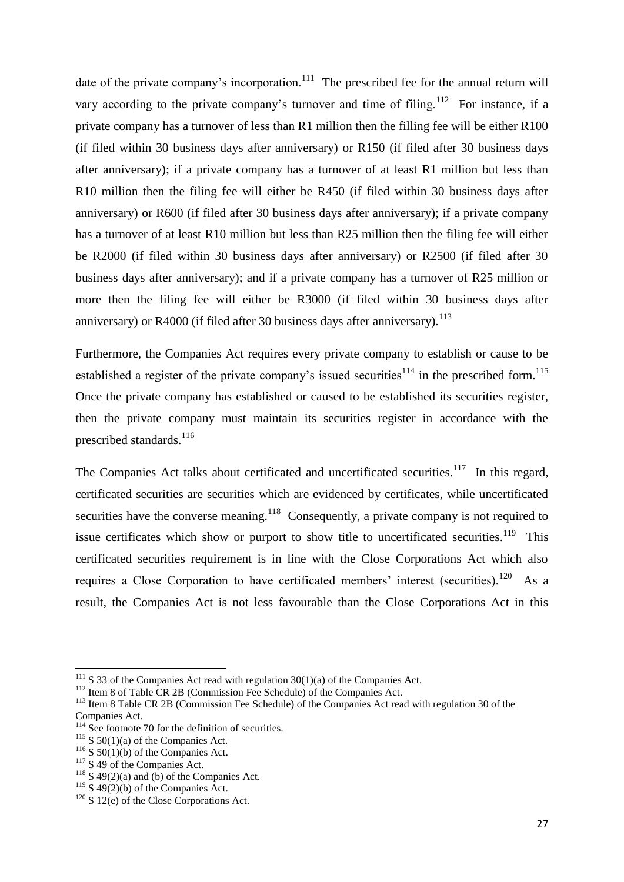date of the private company's incorporation.[111] The prescribed fee for the annual return will vary according to the private company's turnover and time of filing.[112] For instance, if a private company has a turnover of less than R1 million then the filling fee will be either R100 (if filed within 30 business days after anniversary) or R150 (if filed after 30 business days after anniversary); if a private company has a turnover of at least R1 million but less than R10 million then the filing fee will either be R450 (if filed within 30 business days after anniversary) or R600 (if filed after 30 business days after anniversary); if a private company has a turnover of at least R10 million but less than R25 million then the filing fee will either be R2000 (if filed within 30 business days after anniversary) or R2500 (if filed after 30 business days after anniversary); and if a private company has a turnover of R25 million or more then the filing fee will either be R3000 (if filed within 30 business days after anniversary) or R4000 (if filed after 30 business days after anniversary).[113]

Furthermore, the Companies Act requires every private company to establish or cause to be established a register of the private company's issued securities[114] in the prescribed form.[115] Once the private company has established or caused to be established its securities register, then the private company must maintain its securities register in accordance with the prescribed standards.[116]

The Companies Act talks about certificated and uncertificated securities.[117] In this regard, certificated securities are securities which are evidenced by certificates, while uncertificated securities have the converse meaning.[118] Consequently, a private company is not required to issue certificates which show or purport to show title to uncertificated securities.[119] This certificated securities requirement is in line with the Close Corporations Act which also requires a Close Corporation to have certificated members' interest (securities).[120] As a result, the Companies Act is not less favourable than the Close Corporations Act in this

---

[111] S 33 of the Companies Act read with regulation 30(1)(a) of the Companies Act.

[112] Item 8 of Table CR 2B (Commission Fee Schedule) of the Companies Act.

[113] Item 8 Table CR 2B (Commission Fee Schedule) of the Companies Act read with regulation 30 of the Companies Act.

[114] See footnote 70 for the definition of securities.

[115] S 50(1)(a) of the Companies Act.

[116] S 50(1)(b) of the Companies Act.

[117] S 49 of the Companies Act.

[118] S 49(2)(a) and (b) of the Companies Act.

[119] S 49(2)(b) of the Companies Act.

[120] S 12(e) of the Close Corporations Act.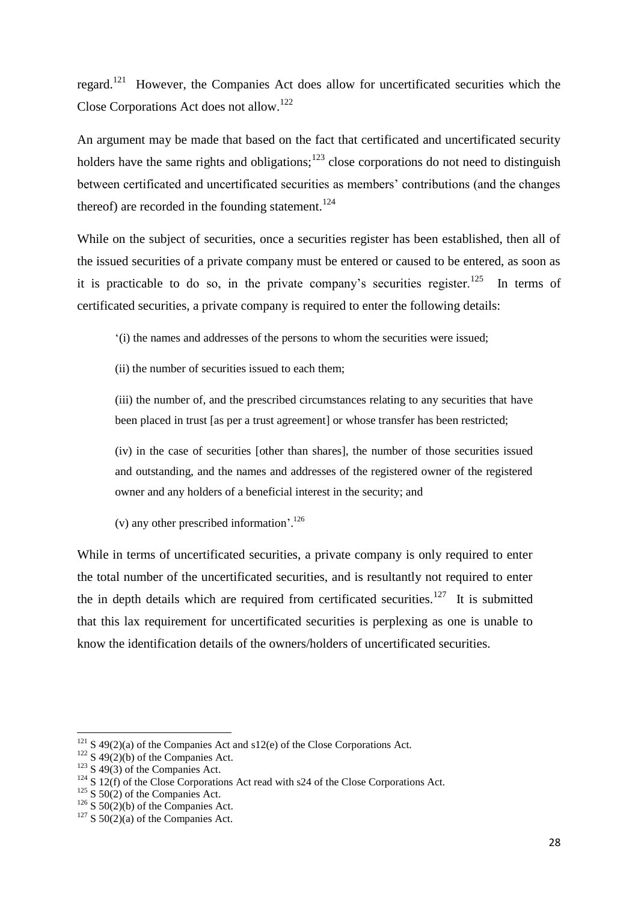regard.[121] However, the Companies Act does allow for uncertificated securities which the Close Corporations Act does not allow.[122]

An argument may be made that based on the fact that certificated and uncertificated security holders have the same rights and obligations;[123] close corporations do not need to distinguish between certificated and uncertificated securities as members' contributions (and the changes thereof) are recorded in the founding statement.[124]

While on the subject of securities, once a securities register has been established, then all of the issued securities of a private company must be entered or caused to be entered, as soon as it is practicable to do so, in the private company's securities register.[125] In terms of certificated securities, a private company is required to enter the following details:

> '(i) the names and addresses of the persons to whom the securities were issued;
>
> (ii) the number of securities issued to each them;
>
> (iii) the number of, and the prescribed circumstances relating to any securities that have been placed in trust [as per a trust agreement] or whose transfer has been restricted;
>
> (iv) in the case of securities [other than shares], the number of those securities issued and outstanding, and the names and addresses of the registered owner of the registered owner and any holders of a beneficial interest in the security; and
>
> (v) any other prescribed information'.[126]

While in terms of uncertificated securities, a private company is only required to enter the total number of the uncertificated securities, and is resultantly not required to enter the in depth details which are required from certificated securities.[127] It is submitted that this lax requirement for uncertificated securities is perplexing as one is unable to know the identification details of the owners/holders of uncertificated securities.

---

[121] S 49(2)(a) of the Companies Act and s12(e) of the Close Corporations Act.

[122] S 49(2)(b) of the Companies Act.

[123] S 49(3) of the Companies Act.

[124] S 12(f) of the Close Corporations Act read with s24 of the Close Corporations Act.

[125] S 50(2) of the Companies Act.

[126] S 50(2)(b) of the Companies Act.

[127] S 50(2)(a) of the Companies Act.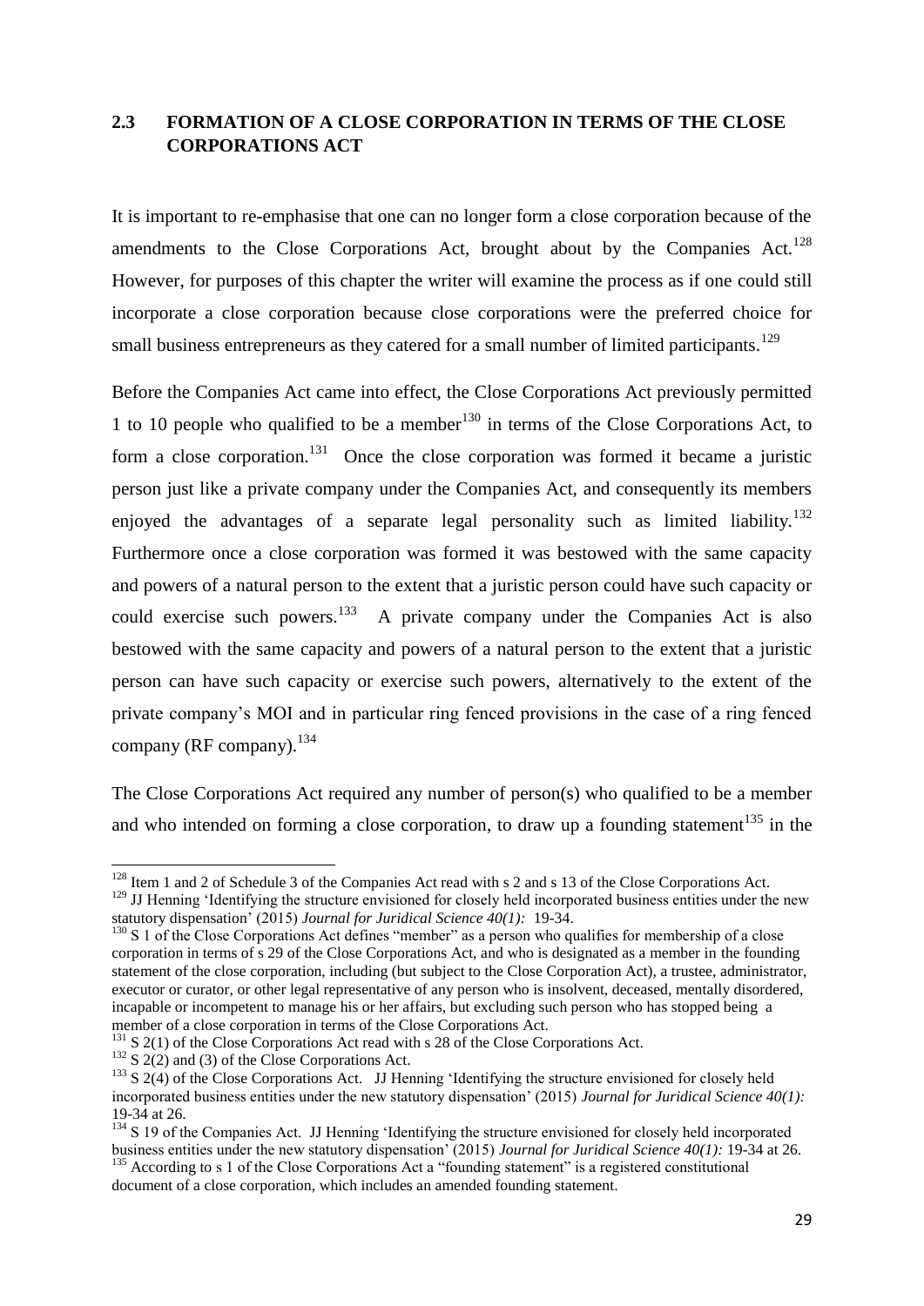## 2.3 FORMATION OF A CLOSE CORPORATION IN TERMS OF THE CLOSE CORPORATIONS ACT

It is important to re-emphasise that one can no longer form a close corporation because of the amendments to the Close Corporations Act, brought about by the Companies Act.[128] However, for purposes of this chapter the writer will examine the process as if one could still incorporate a close corporation because close corporations were the preferred choice for small business entrepreneurs as they catered for a small number of limited participants.[129]

Before the Companies Act came into effect, the Close Corporations Act previously permitted 1 to 10 people who qualified to be a member[130] in terms of the Close Corporations Act, to form a close corporation.[131] Once the close corporation was formed it became a juristic person just like a private company under the Companies Act, and consequently its members enjoyed the advantages of a separate legal personality such as limited liability.[132] Furthermore once a close corporation was formed it was bestowed with the same capacity and powers of a natural person to the extent that a juristic person could have such capacity or could exercise such powers.[133] A private company under the Companies Act is also bestowed with the same capacity and powers of a natural person to the extent that a juristic person can have such capacity or exercise such powers, alternatively to the extent of the private company's MOI and in particular ring fenced provisions in the case of a ring fenced company (RF company).[134]

The Close Corporations Act required any number of person(s) who qualified to be a member and who intended on forming a close corporation, to draw up a founding statement[135] in the

---

[128] Item 1 and 2 of Schedule 3 of the Companies Act read with s 2 and s 13 of the Close Corporations Act.

[129] JJ Henning 'Identifying the structure envisioned for closely held incorporated business entities under the new statutory dispensation' (2015) *Journal for Juridical Science 40(1):* 19-34.

[130] S 1 of the Close Corporations Act defines "member" as a person who qualifies for membership of a close corporation in terms of s 29 of the Close Corporations Act, and who is designated as a member in the founding statement of the close corporation, including (but subject to the Close Corporation Act), a trustee, administrator, executor or curator, or other legal representative of any person who is insolvent, deceased, mentally disordered, incapable or incompetent to manage his or her affairs, but excluding such person who has stopped being a member of a close corporation in terms of the Close Corporations Act.

[131] S 2(1) of the Close Corporations Act read with s 28 of the Close Corporations Act.

[132] S 2(2) and (3) of the Close Corporations Act.

[133] S 2(4) of the Close Corporations Act. JJ Henning 'Identifying the structure envisioned for closely held incorporated business entities under the new statutory dispensation' (2015) *Journal for Juridical Science 40(1):* 19-34 at 26.

[134] S 19 of the Companies Act. JJ Henning 'Identifying the structure envisioned for closely held incorporated business entities under the new statutory dispensation' (2015) *Journal for Juridical Science 40(1):* 19-34 at 26.

[135] According to s 1 of the Close Corporations Act a "founding statement" is a registered constitutional document of a close corporation, which includes an amended founding statement.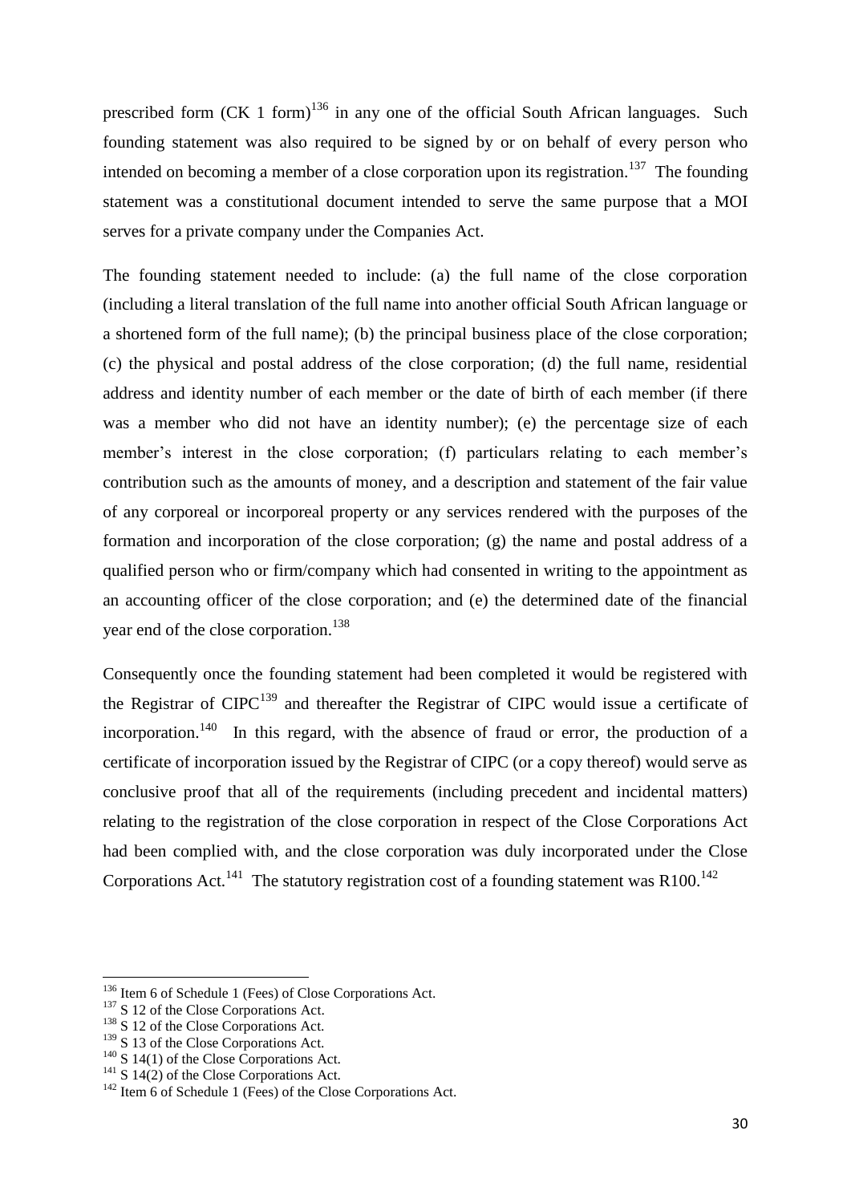prescribed form (CK 1 form)[136] in any one of the official South African languages. Such founding statement was also required to be signed by or on behalf of every person who intended on becoming a member of a close corporation upon its registration.[137] The founding statement was a constitutional document intended to serve the same purpose that a MOI serves for a private company under the Companies Act.

The founding statement needed to include: (a) the full name of the close corporation (including a literal translation of the full name into another official South African language or a shortened form of the full name); (b) the principal business place of the close corporation; (c) the physical and postal address of the close corporation; (d) the full name, residential address and identity number of each member or the date of birth of each member (if there was a member who did not have an identity number); (e) the percentage size of each member's interest in the close corporation; (f) particulars relating to each member's contribution such as the amounts of money, and a description and statement of the fair value of any corporeal or incorporeal property or any services rendered with the purposes of the formation and incorporation of the close corporation; (g) the name and postal address of a qualified person who or firm/company which had consented in writing to the appointment as an accounting officer of the close corporation; and (e) the determined date of the financial year end of the close corporation.[138]

Consequently once the founding statement had been completed it would be registered with the Registrar of CIPC[139] and thereafter the Registrar of CIPC would issue a certificate of incorporation.[140] In this regard, with the absence of fraud or error, the production of a certificate of incorporation issued by the Registrar of CIPC (or a copy thereof) would serve as conclusive proof that all of the requirements (including precedent and incidental matters) relating to the registration of the close corporation in respect of the Close Corporations Act had been complied with, and the close corporation was duly incorporated under the Close Corporations Act.[141] The statutory registration cost of a founding statement was R100.[142]

---

[136] Item 6 of Schedule 1 (Fees) of Close Corporations Act.
[137] S 12 of the Close Corporations Act.
[138] S 12 of the Close Corporations Act.
[139] S 13 of the Close Corporations Act.
[140] S 14(1) of the Close Corporations Act.
[141] S 14(2) of the Close Corporations Act.
[142] Item 6 of Schedule 1 (Fees) of the Close Corporations Act.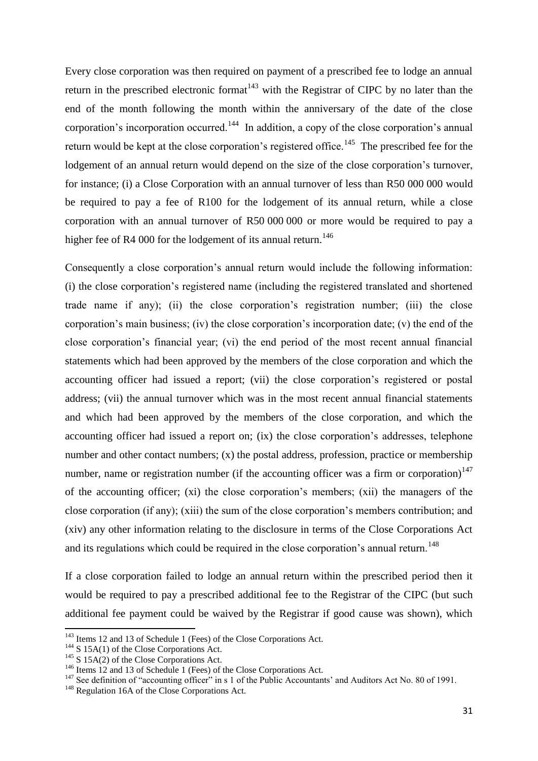Every close corporation was then required on payment of a prescribed fee to lodge an annual return in the prescribed electronic format[143] with the Registrar of CIPC by no later than the end of the month following the month within the anniversary of the date of the close corporation's incorporation occurred.[144] In addition, a copy of the close corporation's annual return would be kept at the close corporation's registered office.[145] The prescribed fee for the lodgement of an annual return would depend on the size of the close corporation's turnover, for instance; (i) a Close Corporation with an annual turnover of less than R50 000 000 would be required to pay a fee of R100 for the lodgement of its annual return, while a close corporation with an annual turnover of R50 000 000 or more would be required to pay a higher fee of R4 000 for the lodgement of its annual return.[146]

Consequently a close corporation's annual return would include the following information: (i) the close corporation's registered name (including the registered translated and shortened trade name if any); (ii) the close corporation's registration number; (iii) the close corporation's main business; (iv) the close corporation's incorporation date; (v) the end of the close corporation's financial year; (vi) the end period of the most recent annual financial statements which had been approved by the members of the close corporation and which the accounting officer had issued a report; (vii) the close corporation's registered or postal address; (vii) the annual turnover which was in the most recent annual financial statements and which had been approved by the members of the close corporation, and which the accounting officer had issued a report on; (ix) the close corporation's addresses, telephone number and other contact numbers; (x) the postal address, profession, practice or membership number, name or registration number (if the accounting officer was a firm or corporation)[147] of the accounting officer; (xi) the close corporation's members; (xii) the managers of the close corporation (if any); (xiii) the sum of the close corporation's members contribution; and (xiv) any other information relating to the disclosure in terms of the Close Corporations Act and its regulations which could be required in the close corporation's annual return.[148]

If a close corporation failed to lodge an annual return within the prescribed period then it would be required to pay a prescribed additional fee to the Registrar of the CIPC (but such additional fee payment could be waived by the Registrar if good cause was shown), which

---

[143] Items 12 and 13 of Schedule 1 (Fees) of the Close Corporations Act.

[144] S 15A(1) of the Close Corporations Act.

[145] S 15A(2) of the Close Corporations Act.

[146] Items 12 and 13 of Schedule 1 (Fees) of the Close Corporations Act.

[147] See definition of "accounting officer" in s 1 of the Public Accountants' and Auditors Act No. 80 of 1991.

[148] Regulation 16A of the Close Corporations Act.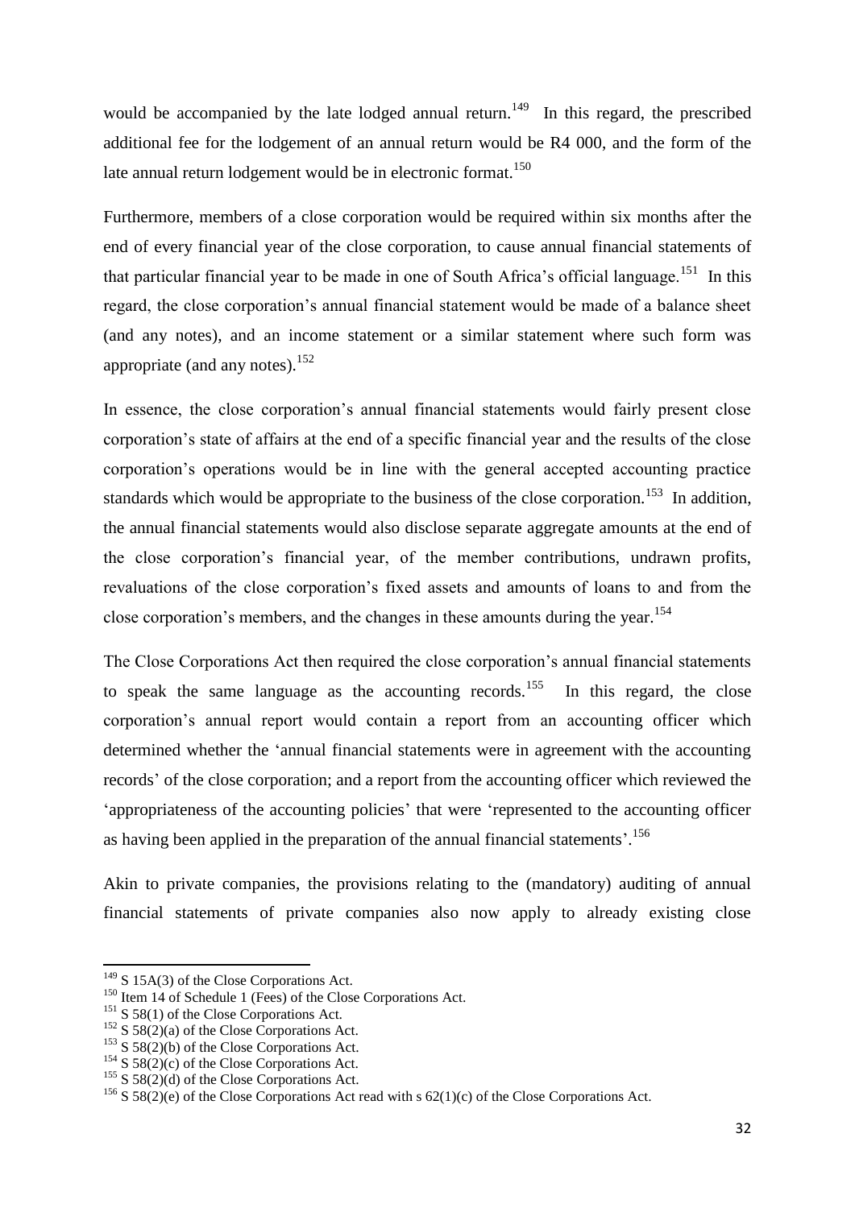would be accompanied by the late lodged annual return.[149] In this regard, the prescribed additional fee for the lodgement of an annual return would be R4 000, and the form of the late annual return lodgement would be in electronic format.[150]

Furthermore, members of a close corporation would be required within six months after the end of every financial year of the close corporation, to cause annual financial statements of that particular financial year to be made in one of South Africa's official language.[151] In this regard, the close corporation's annual financial statement would be made of a balance sheet (and any notes), and an income statement or a similar statement where such form was appropriate (and any notes).[152]

In essence, the close corporation's annual financial statements would fairly present close corporation's state of affairs at the end of a specific financial year and the results of the close corporation's operations would be in line with the general accepted accounting practice standards which would be appropriate to the business of the close corporation.[153] In addition, the annual financial statements would also disclose separate aggregate amounts at the end of the close corporation's financial year, of the member contributions, undrawn profits, revaluations of the close corporation's fixed assets and amounts of loans to and from the close corporation's members, and the changes in these amounts during the year.[154]

The Close Corporations Act then required the close corporation's annual financial statements to speak the same language as the accounting records.[155] In this regard, the close corporation's annual report would contain a report from an accounting officer which determined whether the 'annual financial statements were in agreement with the accounting records' of the close corporation; and a report from the accounting officer which reviewed the 'appropriateness of the accounting policies' that were 'represented to the accounting officer as having been applied in the preparation of the annual financial statements'.[156]

Akin to private companies, the provisions relating to the (mandatory) auditing of annual financial statements of private companies also now apply to already existing close

---

[149] S 15A(3) of the Close Corporations Act.

[150] Item 14 of Schedule 1 (Fees) of the Close Corporations Act.

[151] S 58(1) of the Close Corporations Act.

[152] S 58(2)(a) of the Close Corporations Act.

[153] S 58(2)(b) of the Close Corporations Act.

[154] S 58(2)(c) of the Close Corporations Act.

[155] S 58(2)(d) of the Close Corporations Act.

[156] S 58(2)(e) of the Close Corporations Act read with s 62(1)(c) of the Close Corporations Act.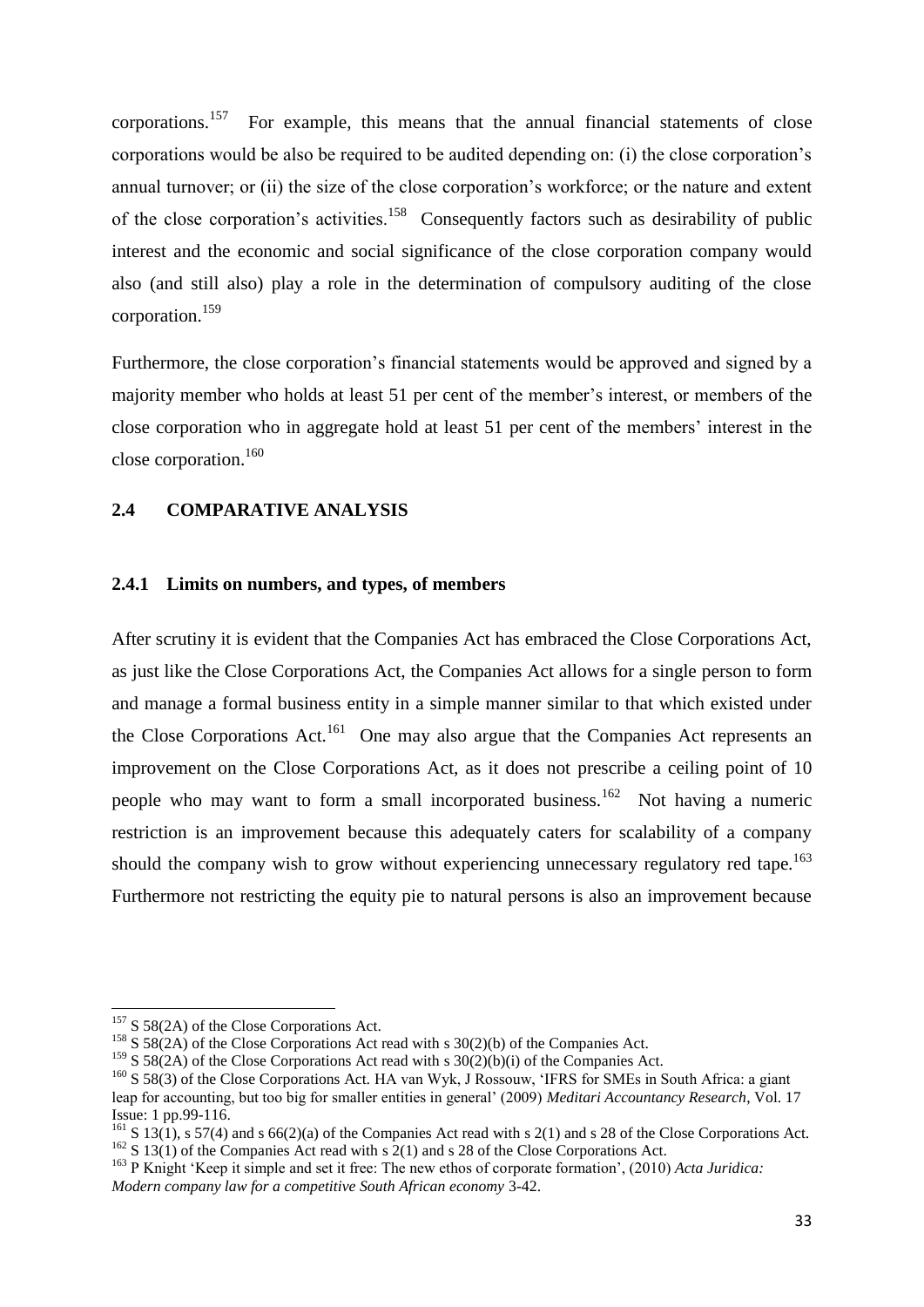corporations.[157] For example, this means that the annual financial statements of close corporations would be also be required to be audited depending on: (i) the close corporation's annual turnover; or (ii) the size of the close corporation's workforce; or the nature and extent of the close corporation's activities.[158] Consequently factors such as desirability of public interest and the economic and social significance of the close corporation company would also (and still also) play a role in the determination of compulsory auditing of the close corporation.[159]

Furthermore, the close corporation's financial statements would be approved and signed by a majority member who holds at least 51 per cent of the member's interest, or members of the close corporation who in aggregate hold at least 51 per cent of the members' interest in the close corporation.[160]

## 2.4 COMPARATIVE ANALYSIS

### 2.4.1 Limits on numbers, and types, of members

After scrutiny it is evident that the Companies Act has embraced the Close Corporations Act, as just like the Close Corporations Act, the Companies Act allows for a single person to form and manage a formal business entity in a simple manner similar to that which existed under the Close Corporations Act.[161] One may also argue that the Companies Act represents an improvement on the Close Corporations Act, as it does not prescribe a ceiling point of 10 people who may want to form a small incorporated business.[162] Not having a numeric restriction is an improvement because this adequately caters for scalability of a company should the company wish to grow without experiencing unnecessary regulatory red tape.[163] Furthermore not restricting the equity pie to natural persons is also an improvement because

---

[157] S 58(2A) of the Close Corporations Act.

[158] S 58(2A) of the Close Corporations Act read with s 30(2)(b) of the Companies Act.

[159] S 58(2A) of the Close Corporations Act read with s 30(2)(b)(i) of the Companies Act.

[160] S 58(3) of the Close Corporations Act. HA van Wyk, J Rossouw, 'IFRS for SMEs in South Africa: a giant leap for accounting, but too big for smaller entities in general' (2009) *Meditari Accountancy Research*, Vol. 17 Issue: 1 pp.99-116.

[161] S 13(1), s 57(4) and s 66(2)(a) of the Companies Act read with s 2(1) and s 28 of the Close Corporations Act.

[162] S 13(1) of the Companies Act read with s 2(1) and s 28 of the Close Corporations Act.

[163] P Knight 'Keep it simple and set it free: The new ethos of corporate formation', (2010) *Acta Juridica: Modern company law for a competitive South African economy* 3-42.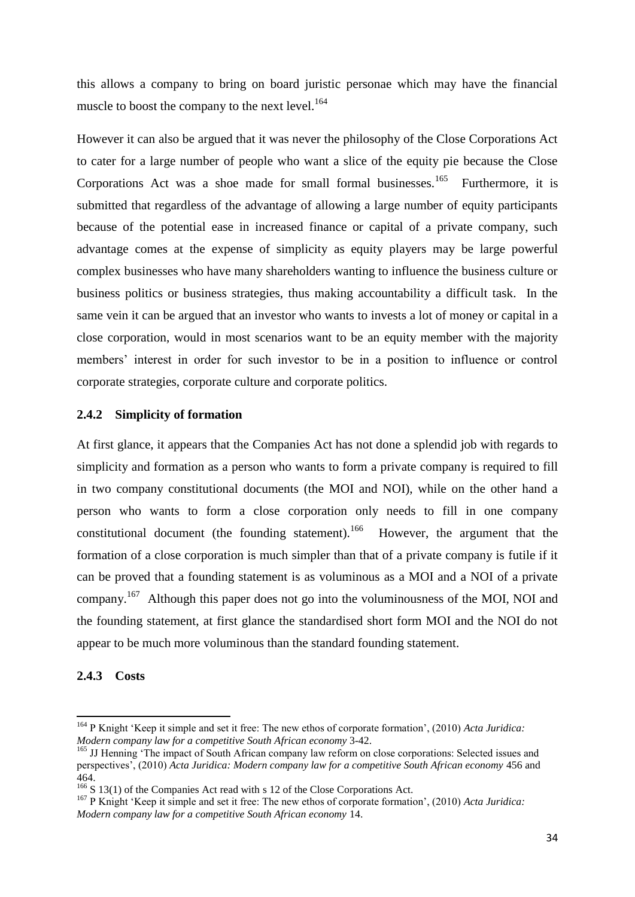this allows a company to bring on board juristic personae which may have the financial muscle to boost the company to the next level.[164]

However it can also be argued that it was never the philosophy of the Close Corporations Act to cater for a large number of people who want a slice of the equity pie because the Close Corporations Act was a shoe made for small formal businesses.[165] Furthermore, it is submitted that regardless of the advantage of allowing a large number of equity participants because of the potential ease in increased finance or capital of a private company, such advantage comes at the expense of simplicity as equity players may be large powerful complex businesses who have many shareholders wanting to influence the business culture or business politics or business strategies, thus making accountability a difficult task. In the same vein it can be argued that an investor who wants to invests a lot of money or capital in a close corporation, would in most scenarios want to be an equity member with the majority members' interest in order for such investor to be in a position to influence or control corporate strategies, corporate culture and corporate politics.

### 2.4.2 Simplicity of formation

At first glance, it appears that the Companies Act has not done a splendid job with regards to simplicity and formation as a person who wants to form a private company is required to fill in two company constitutional documents (the MOI and NOI), while on the other hand a person who wants to form a close corporation only needs to fill in one company constitutional document (the founding statement).[166] However, the argument that the formation of a close corporation is much simpler than that of a private company is futile if it can be proved that a founding statement is as voluminous as a MOI and a NOI of a private company.[167] Although this paper does not go into the voluminousness of the MOI, NOI and the founding statement, at first glance the standardised short form MOI and the NOI do not appear to be much more voluminous than the standard founding statement.

### 2.4.3 Costs

---

[164] P Knight 'Keep it simple and set it free: The new ethos of corporate formation', (2010) *Acta Juridica: Modern company law for a competitive South African economy* 3-42.

[165] JJ Henning 'The impact of South African company law reform on close corporations: Selected issues and perspectives', (2010) *Acta Juridica: Modern company law for a competitive South African economy* 456 and 464.

[166] S 13(1) of the Companies Act read with s 12 of the Close Corporations Act.

[167] P Knight 'Keep it simple and set it free: The new ethos of corporate formation', (2010) *Acta Juridica: Modern company law for a competitive South African economy* 14.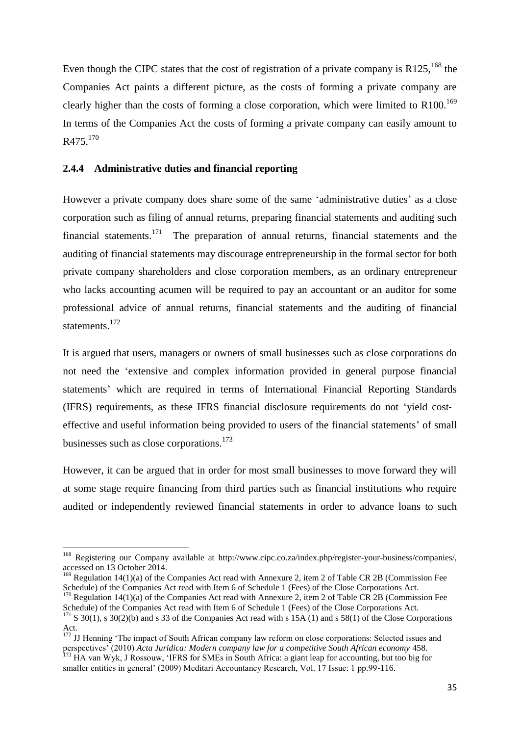Even though the CIPC states that the cost of registration of a private company is R125,[168] the Companies Act paints a different picture, as the costs of forming a private company are clearly higher than the costs of forming a close corporation, which were limited to R100.[169] In terms of the Companies Act the costs of forming a private company can easily amount to R475.[170]

### 2.4.4 Administrative duties and financial reporting

However a private company does share some of the same 'administrative duties' as a close corporation such as filing of annual returns, preparing financial statements and auditing such financial statements.[171] The preparation of annual returns, financial statements and the auditing of financial statements may discourage entrepreneurship in the formal sector for both private company shareholders and close corporation members, as an ordinary entrepreneur who lacks accounting acumen will be required to pay an accountant or an auditor for some professional advice of annual returns, financial statements and the auditing of financial statements.[172]

It is argued that users, managers or owners of small businesses such as close corporations do not need the 'extensive and complex information provided in general purpose financial statements' which are required in terms of International Financial Reporting Standards (IFRS) requirements, as these IFRS financial disclosure requirements do not 'yield cost-effective and useful information being provided to users of the financial statements' of small businesses such as close corporations.[173]

However, it can be argued that in order for most small businesses to move forward they will at some stage require financing from third parties such as financial institutions who require audited or independently reviewed financial statements in order to advance loans to such

---

[168] Registering our Company available at http://www.cipc.co.za/index.php/register-your-business/companies/, accessed on 13 October 2014.

[169] Regulation 14(1)(a) of the Companies Act read with Annexure 2, item 2 of Table CR 2B (Commission Fee Schedule) of the Companies Act read with Item 6 of Schedule 1 (Fees) of the Close Corporations Act.

[170] Regulation 14(1)(a) of the Companies Act read with Annexure 2, item 2 of Table CR 2B (Commission Fee Schedule) of the Companies Act read with Item 6 of Schedule 1 (Fees) of the Close Corporations Act.

[171] S 30(1), s 30(2)(b) and s 33 of the Companies Act read with s 15A (1) and s 58(1) of the Close Corporations Act.

[172] JJ Henning 'The impact of South African company law reform on close corporations: Selected issues and perspectives' (2010) *Acta Juridica: Modern company law for a competitive South African economy* 458.

[173] HA van Wyk, J Rossouw, 'IFRS for SMEs in South Africa: a giant leap for accounting, but too big for smaller entities in general' (2009) Meditari Accountancy Research, Vol. 17 Issue: 1 pp.99-116.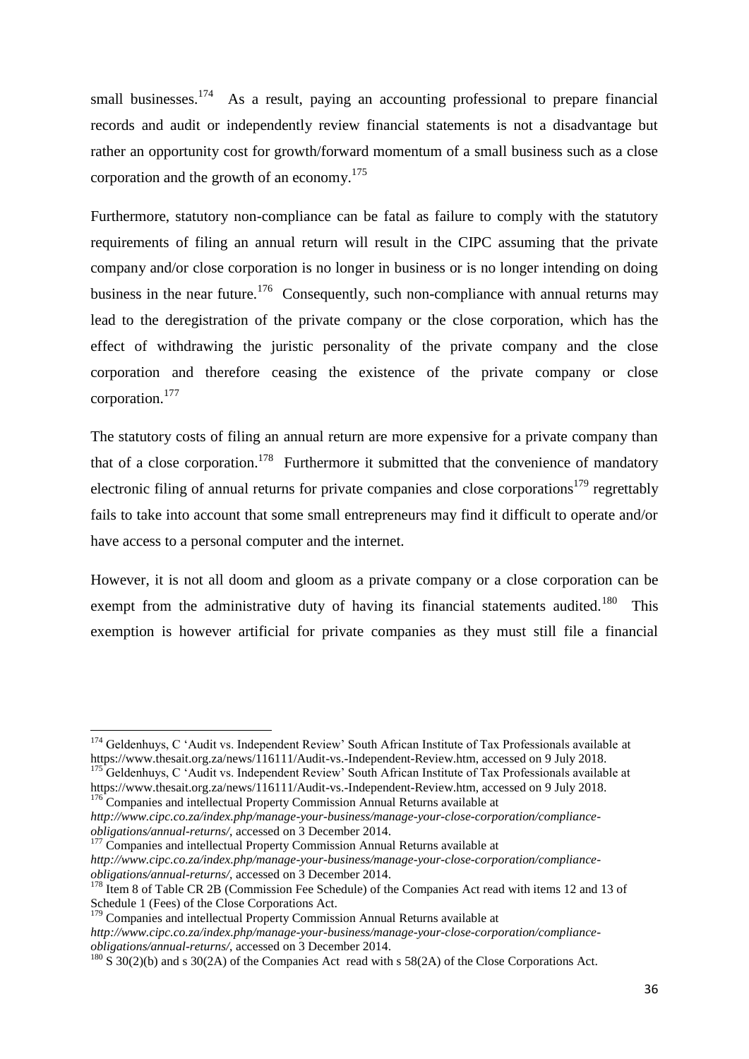small businesses.[174] As a result, paying an accounting professional to prepare financial records and audit or independently review financial statements is not a disadvantage but rather an opportunity cost for growth/forward momentum of a small business such as a close corporation and the growth of an economy.[175]

Furthermore, statutory non-compliance can be fatal as failure to comply with the statutory requirements of filing an annual return will result in the CIPC assuming that the private company and/or close corporation is no longer in business or is no longer intending on doing business in the near future.[176] Consequently, such non-compliance with annual returns may lead to the deregistration of the private company or the close corporation, which has the effect of withdrawing the juristic personality of the private company and the close corporation and therefore ceasing the existence of the private company or close corporation.[177]

The statutory costs of filing an annual return are more expensive for a private company than that of a close corporation.[178] Furthermore it submitted that the convenience of mandatory electronic filing of annual returns for private companies and close corporations[179] regrettably fails to take into account that some small entrepreneurs may find it difficult to operate and/or have access to a personal computer and the internet.

However, it is not all doom and gloom as a private company or a close corporation can be exempt from the administrative duty of having its financial statements audited.[180] This exemption is however artificial for private companies as they must still file a financial

---

[174] Geldenhuys, C 'Audit vs. Independent Review' South African Institute of Tax Professionals available at https://www.thesait.org.za/news/116111/Audit-vs.-Independent-Review.htm, accessed on 9 July 2018.

[175] Geldenhuys, C 'Audit vs. Independent Review' South African Institute of Tax Professionals available at https://www.thesait.org.za/news/116111/Audit-vs.-Independent-Review.htm, accessed on 9 July 2018.

[176] Companies and intellectual Property Commission Annual Returns available at *http://www.cipc.co.za/index.php/manage-your-business/manage-your-close-corporation/compliance-obligations/annual-returns/*, accessed on 3 December 2014.

[177] Companies and intellectual Property Commission Annual Returns available at *http://www.cipc.co.za/index.php/manage-your-business/manage-your-close-corporation/compliance-obligations/annual-returns/*, accessed on 3 December 2014.

[178] Item 8 of Table CR 2B (Commission Fee Schedule) of the Companies Act read with items 12 and 13 of Schedule 1 (Fees) of the Close Corporations Act.

[179] Companies and intellectual Property Commission Annual Returns available at *http://www.cipc.co.za/index.php/manage-your-business/manage-your-close-corporation/compliance-obligations/annual-returns/*, accessed on 3 December 2014.

[180] S 30(2)(b) and s 30(2A) of the Companies Act read with s 58(2A) of the Close Corporations Act.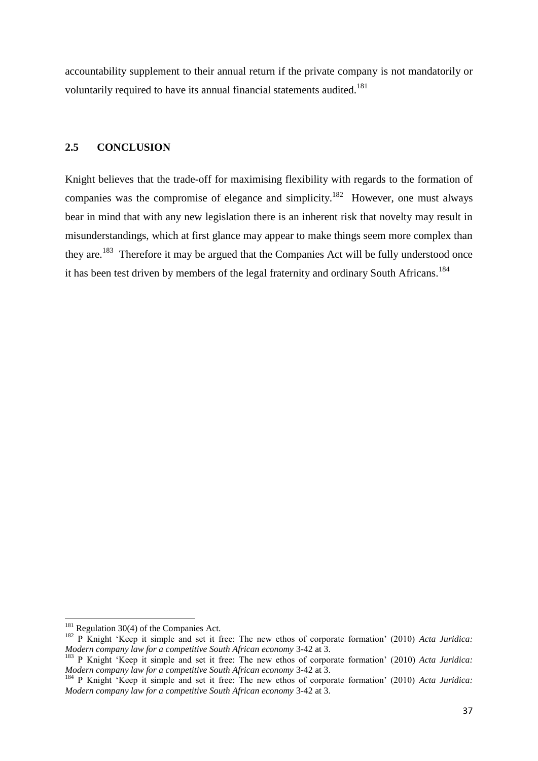accountability supplement to their annual return if the private company is not mandatorily or voluntarily required to have its annual financial statements audited.[181]

## 2.5 CONCLUSION

Knight believes that the trade-off for maximising flexibility with regards to the formation of companies was the compromise of elegance and simplicity.[182] However, one must always bear in mind that with any new legislation there is an inherent risk that novelty may result in misunderstandings, which at first glance may appear to make things seem more complex than they are.[183] Therefore it may be argued that the Companies Act will be fully understood once it has been test driven by members of the legal fraternity and ordinary South Africans.[184]

---

[181] Regulation 30(4) of the Companies Act.

[182] P Knight 'Keep it simple and set it free: The new ethos of corporate formation' (2010) *Acta Juridica: Modern company law for a competitive South African economy* 3-42 at 3.

[183] P Knight 'Keep it simple and set it free: The new ethos of corporate formation' (2010) *Acta Juridica: Modern company law for a competitive South African economy* 3-42 at 3.

[184] P Knight 'Keep it simple and set it free: The new ethos of corporate formation' (2010) *Acta Juridica: Modern company law for a competitive South African economy* 3-42 at 3.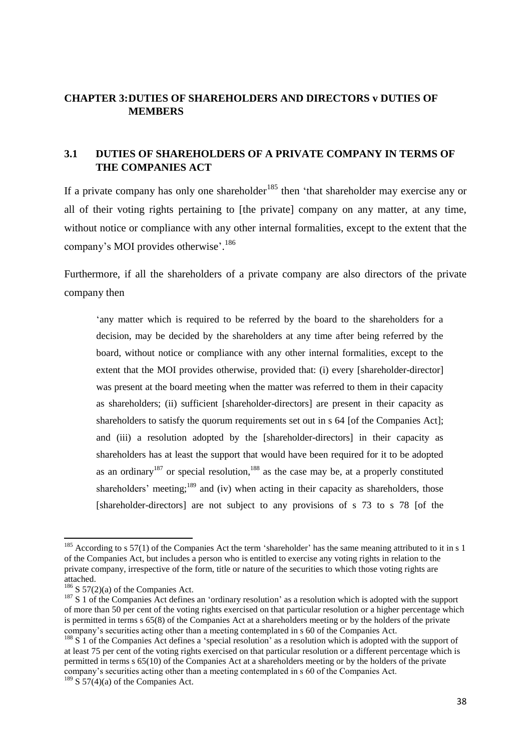## CHAPTER 3: DUTIES OF SHAREHOLDERS AND DIRECTORS v DUTIES OF MEMBERS

### 3.1 DUTIES OF SHAREHOLDERS OF A PRIVATE COMPANY IN TERMS OF THE COMPANIES ACT

If a private company has only one shareholder[185] then 'that shareholder may exercise any or all of their voting rights pertaining to [the private] company on any matter, at any time, without notice or compliance with any other internal formalities, except to the extent that the company's MOI provides otherwise'.[186]

Furthermore, if all the shareholders of a private company are also directors of the private company then

> 'any matter which is required to be referred by the board to the shareholders for a decision, may be decided by the shareholders at any time after being referred by the board, without notice or compliance with any other internal formalities, except to the extent that the MOI provides otherwise, provided that: (i) every [shareholder-director] was present at the board meeting when the matter was referred to them in their capacity as shareholders; (ii) sufficient [shareholder-directors] are present in their capacity as shareholders to satisfy the quorum requirements set out in s 64 [of the Companies Act]; and (iii) a resolution adopted by the [shareholder-directors] in their capacity as shareholders has at least the support that would have been required for it to be adopted as an ordinary[187] or special resolution,[188] as the case may be, at a properly constituted shareholders' meeting;[189] and (iv) when acting in their capacity as shareholders, those [shareholder-directors] are not subject to any provisions of s 73 to s 78 [of the

---

[185] According to s 57(1) of the Companies Act the term 'shareholder' has the same meaning attributed to it in s 1 of the Companies Act, but includes a person who is entitled to exercise any voting rights in relation to the private company, irrespective of the form, title or nature of the securities to which those voting rights are attached.

[186] S 57(2)(a) of the Companies Act.

[187] S 1 of the Companies Act defines an 'ordinary resolution' as a resolution which is adopted with the support of more than 50 per cent of the voting rights exercised on that particular resolution or a higher percentage which is permitted in terms s 65(8) of the Companies Act at a shareholders meeting or by the holders of the private company's securities acting other than a meeting contemplated in s 60 of the Companies Act.

[188] S 1 of the Companies Act defines a 'special resolution' as a resolution which is adopted with the support of at least 75 per cent of the voting rights exercised on that particular resolution or a different percentage which is permitted in terms s 65(10) of the Companies Act at a shareholders meeting or by the holders of the private company's securities acting other than a meeting contemplated in s 60 of the Companies Act.

[189] S 57(4)(a) of the Companies Act.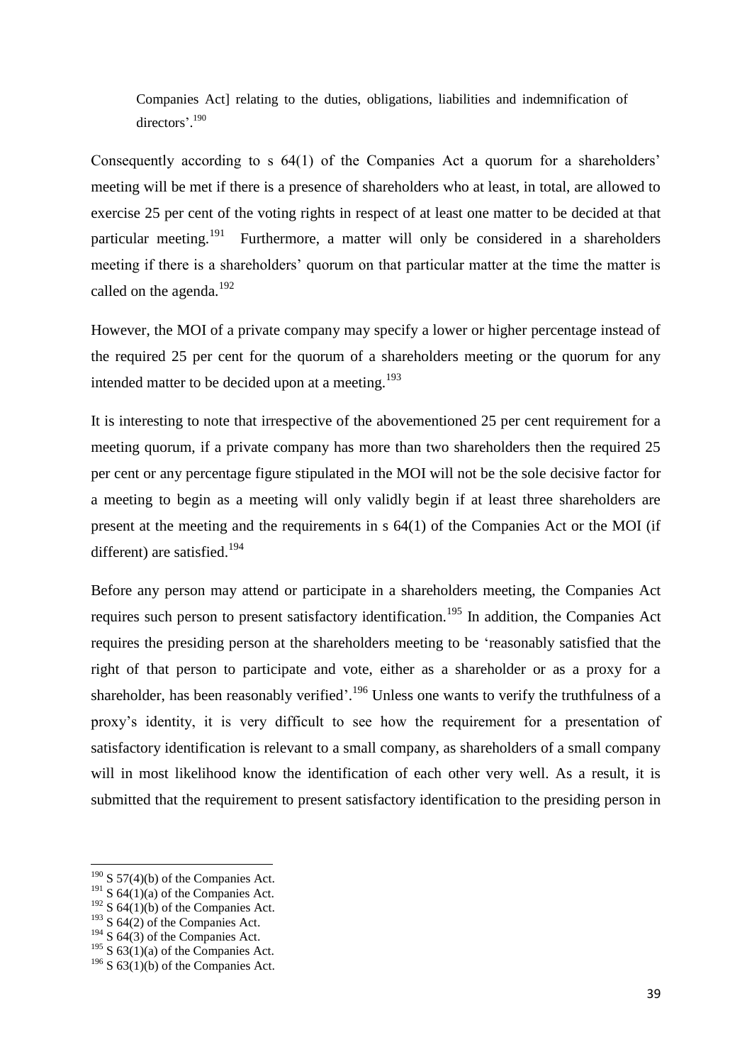Companies Act] relating to the duties, obligations, liabilities and indemnification of directors'.[190]

Consequently according to s 64(1) of the Companies Act a quorum for a shareholders' meeting will be met if there is a presence of shareholders who at least, in total, are allowed to exercise 25 per cent of the voting rights in respect of at least one matter to be decided at that particular meeting.[191] Furthermore, a matter will only be considered in a shareholders meeting if there is a shareholders' quorum on that particular matter at the time the matter is called on the agenda.[192]

However, the MOI of a private company may specify a lower or higher percentage instead of the required 25 per cent for the quorum of a shareholders meeting or the quorum for any intended matter to be decided upon at a meeting.[193]

It is interesting to note that irrespective of the abovementioned 25 per cent requirement for a meeting quorum, if a private company has more than two shareholders then the required 25 per cent or any percentage figure stipulated in the MOI will not be the sole decisive factor for a meeting to begin as a meeting will only validly begin if at least three shareholders are present at the meeting and the requirements in s 64(1) of the Companies Act or the MOI (if different) are satisfied.[194]

Before any person may attend or participate in a shareholders meeting, the Companies Act requires such person to present satisfactory identification.[195] In addition, the Companies Act requires the presiding person at the shareholders meeting to be 'reasonably satisfied that the right of that person to participate and vote, either as a shareholder or as a proxy for a shareholder, has been reasonably verified'.[196] Unless one wants to verify the truthfulness of a proxy's identity, it is very difficult to see how the requirement for a presentation of satisfactory identification is relevant to a small company, as shareholders of a small company will in most likelihood know the identification of each other very well. As a result, it is submitted that the requirement to present satisfactory identification to the presiding person in

---

[190] S 57(4)(b) of the Companies Act.
[191] S 64(1)(a) of the Companies Act.
[192] S 64(1)(b) of the Companies Act.
[193] S 64(2) of the Companies Act.
[194] S 64(3) of the Companies Act.
[195] S 63(1)(a) of the Companies Act.
[196] S 63(1)(b) of the Companies Act.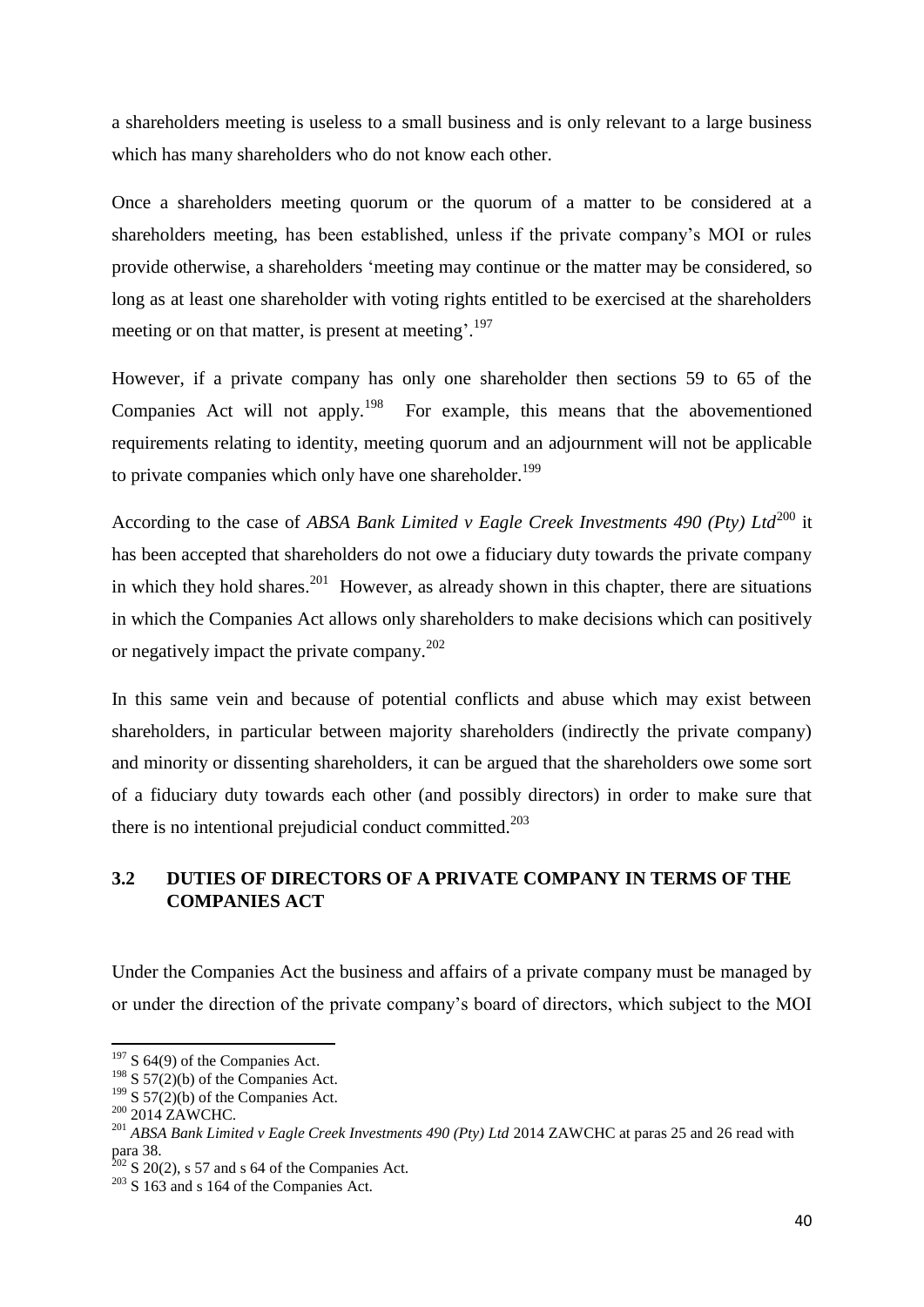a shareholders meeting is useless to a small business and is only relevant to a large business which has many shareholders who do not know each other.

Once a shareholders meeting quorum or the quorum of a matter to be considered at a shareholders meeting, has been established, unless if the private company's MOI or rules provide otherwise, a shareholders 'meeting may continue or the matter may be considered, so long as at least one shareholder with voting rights entitled to be exercised at the shareholders meeting or on that matter, is present at meeting'.[197]

However, if a private company has only one shareholder then sections 59 to 65 of the Companies Act will not apply.[198] For example, this means that the abovementioned requirements relating to identity, meeting quorum and an adjournment will not be applicable to private companies which only have one shareholder.[199]

According to the case of *ABSA Bank Limited v Eagle Creek Investments 490 (Pty) Ltd*[200] it has been accepted that shareholders do not owe a fiduciary duty towards the private company in which they hold shares.[201] However, as already shown in this chapter, there are situations in which the Companies Act allows only shareholders to make decisions which can positively or negatively impact the private company.[202]

In this same vein and because of potential conflicts and abuse which may exist between shareholders, in particular between majority shareholders (indirectly the private company) and minority or dissenting shareholders, it can be argued that the shareholders owe some sort of a fiduciary duty towards each other (and possibly directors) in order to make sure that there is no intentional prejudicial conduct committed.[203]

## 3.2 DUTIES OF DIRECTORS OF A PRIVATE COMPANY IN TERMS OF THE COMPANIES ACT

Under the Companies Act the business and affairs of a private company must be managed by or under the direction of the private company's board of directors, which subject to the MOI

---

[197] S 64(9) of the Companies Act.

[198] S 57(2)(b) of the Companies Act.

[199] S 57(2)(b) of the Companies Act.

[200] 2014 ZAWCHC.

[201] *ABSA Bank Limited v Eagle Creek Investments 490 (Pty) Ltd* 2014 ZAWCHC at paras 25 and 26 read with para 38.

[202] S 20(2), s 57 and s 64 of the Companies Act.

[203] S 163 and s 164 of the Companies Act.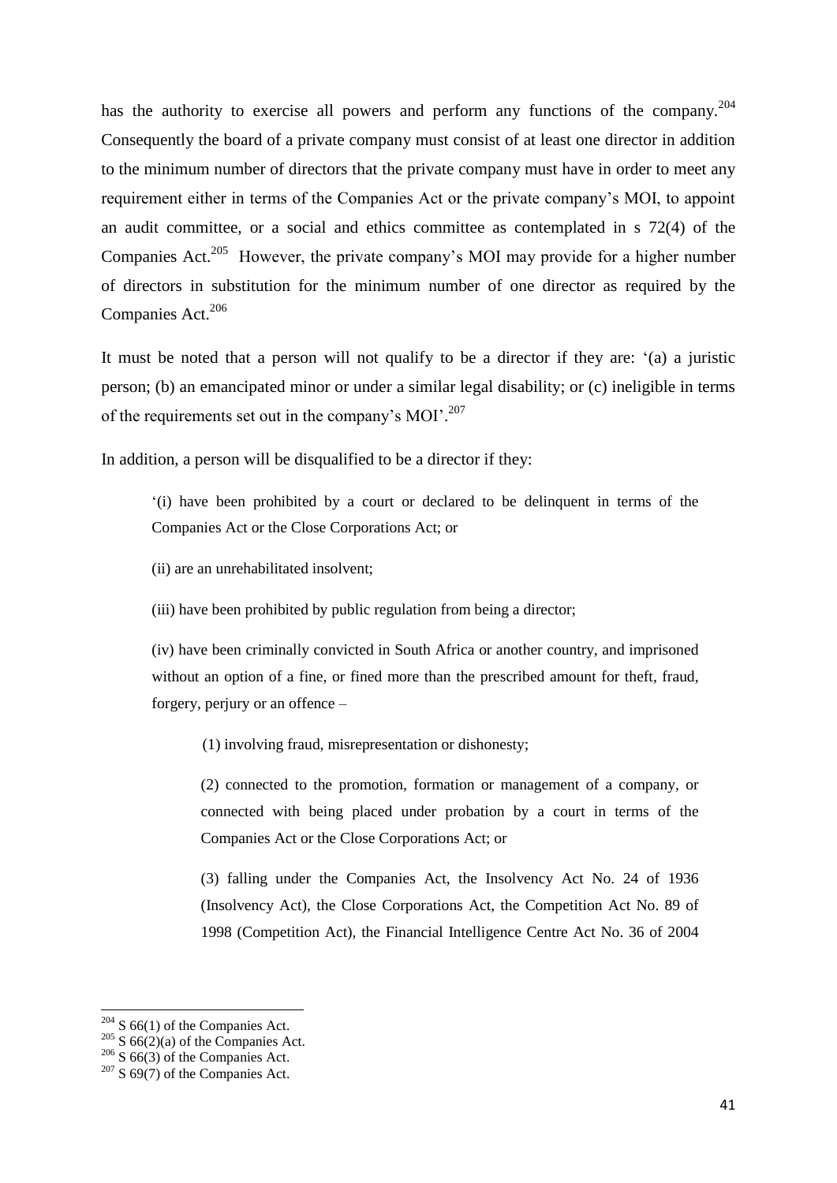has the authority to exercise all powers and perform any functions of the company.[204] Consequently the board of a private company must consist of at least one director in addition to the minimum number of directors that the private company must have in order to meet any requirement either in terms of the Companies Act or the private company's MOI, to appoint an audit committee, or a social and ethics committee as contemplated in s 72(4) of the Companies Act.[205] However, the private company's MOI may provide for a higher number of directors in substitution for the minimum number of one director as required by the Companies Act.[206]

It must be noted that a person will not qualify to be a director if they are: '(a) a juristic person; (b) an emancipated minor or under a similar legal disability; or (c) ineligible in terms of the requirements set out in the company's MOI'.[207]

In addition, a person will be disqualified to be a director if they:

> '(i) have been prohibited by a court or declared to be delinquent in terms of the Companies Act or the Close Corporations Act; or
>
> (ii) are an unrehabilitated insolvent;
>
> (iii) have been prohibited by public regulation from being a director;
>
> (iv) have been criminally convicted in South Africa or another country, and imprisoned without an option of a fine, or fined more than the prescribed amount for theft, fraud, forgery, perjury or an offence –
>
> > (1) involving fraud, misrepresentation or dishonesty;
> >
> > (2) connected to the promotion, formation or management of a company, or connected with being placed under probation by a court in terms of the Companies Act or the Close Corporations Act; or
> >
> > (3) falling under the Companies Act, the Insolvency Act No. 24 of 1936 (Insolvency Act), the Close Corporations Act, the Competition Act No. 89 of 1998 (Competition Act), the Financial Intelligence Centre Act No. 36 of 2004

---

[204] S 66(1) of the Companies Act.

[205] S 66(2)(a) of the Companies Act.

[206] S 66(3) of the Companies Act.

[207] S 69(7) of the Companies Act.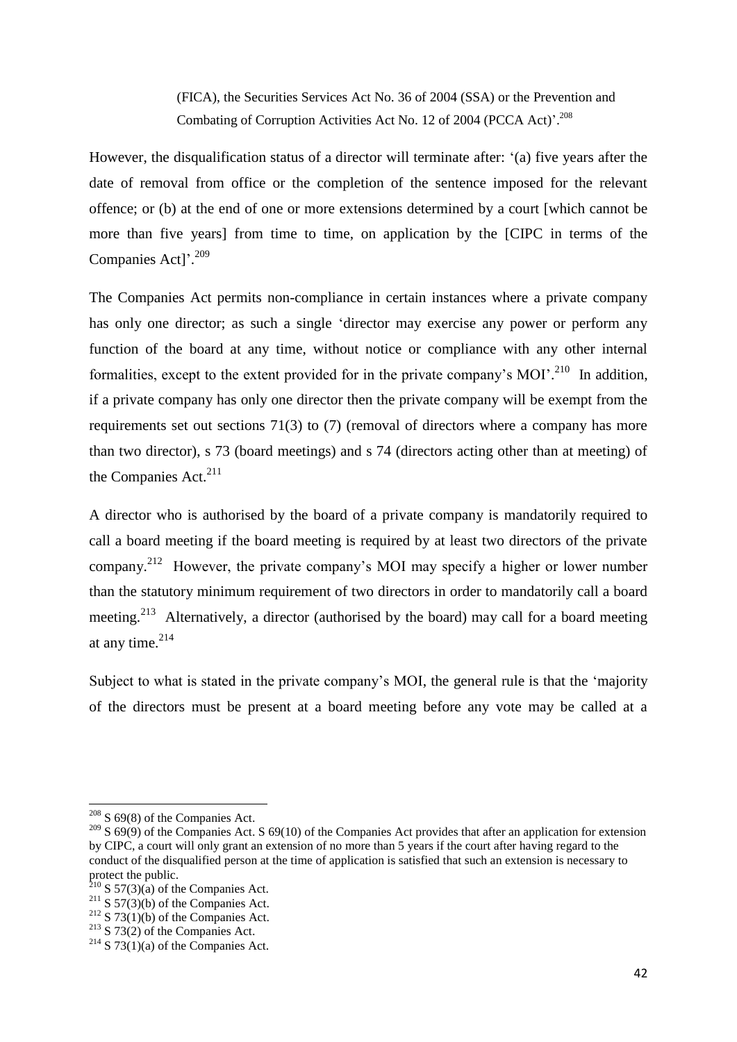> (FICA), the Securities Services Act No. 36 of 2004 (SSA) or the Prevention and Combating of Corruption Activities Act No. 12 of 2004 (PCCA Act)'.[208]

However, the disqualification status of a director will terminate after: '(a) five years after the date of removal from office or the completion of the sentence imposed for the relevant offence; or (b) at the end of one or more extensions determined by a court [which cannot be more than five years] from time to time, on application by the [CIPC in terms of the Companies Act]'.[209]

The Companies Act permits non-compliance in certain instances where a private company has only one director; as such a single 'director may exercise any power or perform any function of the board at any time, without notice or compliance with any other internal formalities, except to the extent provided for in the private company's MOI'.[210] In addition, if a private company has only one director then the private company will be exempt from the requirements set out sections 71(3) to (7) (removal of directors where a company has more than two director), s 73 (board meetings) and s 74 (directors acting other than at meeting) of the Companies Act.[211]

A director who is authorised by the board of a private company is mandatorily required to call a board meeting if the board meeting is required by at least two directors of the private company.[212] However, the private company's MOI may specify a higher or lower number than the statutory minimum requirement of two directors in order to mandatorily call a board meeting.[213] Alternatively, a director (authorised by the board) may call for a board meeting at any time.[214]

Subject to what is stated in the private company's MOI, the general rule is that the 'majority of the directors must be present at a board meeting before any vote may be called at a

---

[208] S 69(8) of the Companies Act.

[209] S 69(9) of the Companies Act. S 69(10) of the Companies Act provides that after an application for extension by CIPC, a court will only grant an extension of no more than 5 years if the court after having regard to the conduct of the disqualified person at the time of application is satisfied that such an extension is necessary to protect the public.

[210] S 57(3)(a) of the Companies Act.

[211] S 57(3)(b) of the Companies Act.

[212] S 73(1)(b) of the Companies Act.

[213] S 73(2) of the Companies Act.

[214] S 73(1)(a) of the Companies Act.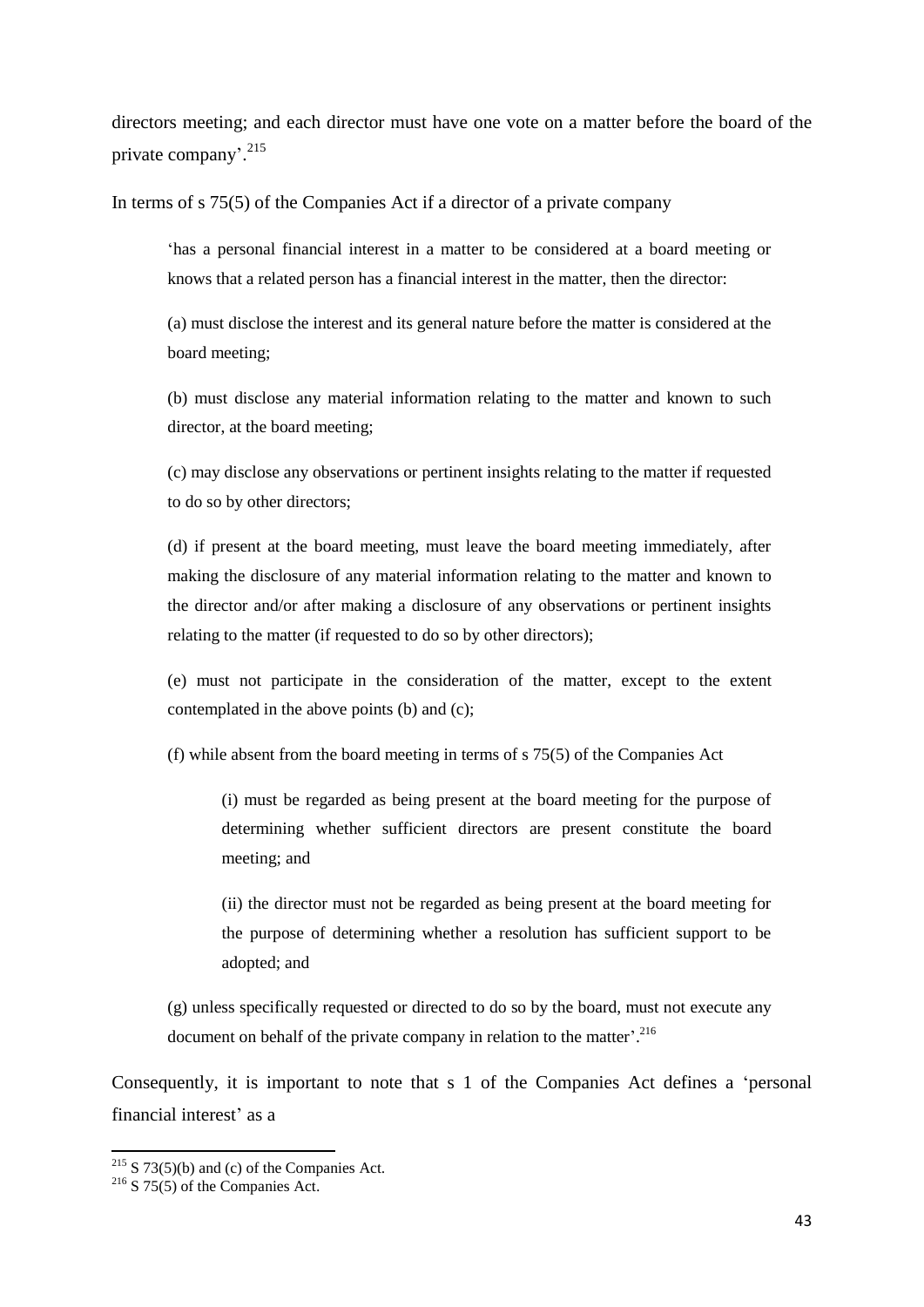directors meeting; and each director must have one vote on a matter before the board of the private company'.[215]

In terms of s 75(5) of the Companies Act if a director of a private company

> 'has a personal financial interest in a matter to be considered at a board meeting or knows that a related person has a financial interest in the matter, then the director:
>
> (a) must disclose the interest and its general nature before the matter is considered at the board meeting;
>
> (b) must disclose any material information relating to the matter and known to such director, at the board meeting;
>
> (c) may disclose any observations or pertinent insights relating to the matter if requested to do so by other directors;
>
> (d) if present at the board meeting, must leave the board meeting immediately, after making the disclosure of any material information relating to the matter and known to the director and/or after making a disclosure of any observations or pertinent insights relating to the matter (if requested to do so by other directors);
>
> (e) must not participate in the consideration of the matter, except to the extent contemplated in the above points (b) and (c);
>
> (f) while absent from the board meeting in terms of s 75(5) of the Companies Act
>
> > (i) must be regarded as being present at the board meeting for the purpose of determining whether sufficient directors are present constitute the board meeting; and
> >
> > (ii) the director must not be regarded as being present at the board meeting for the purpose of determining whether a resolution has sufficient support to be adopted; and
>
> (g) unless specifically requested or directed to do so by the board, must not execute any document on behalf of the private company in relation to the matter'.[216]

Consequently, it is important to note that s 1 of the Companies Act defines a 'personal financial interest' as a

---

[215] S 73(5)(b) and (c) of the Companies Act.

[216] S 75(5) of the Companies Act.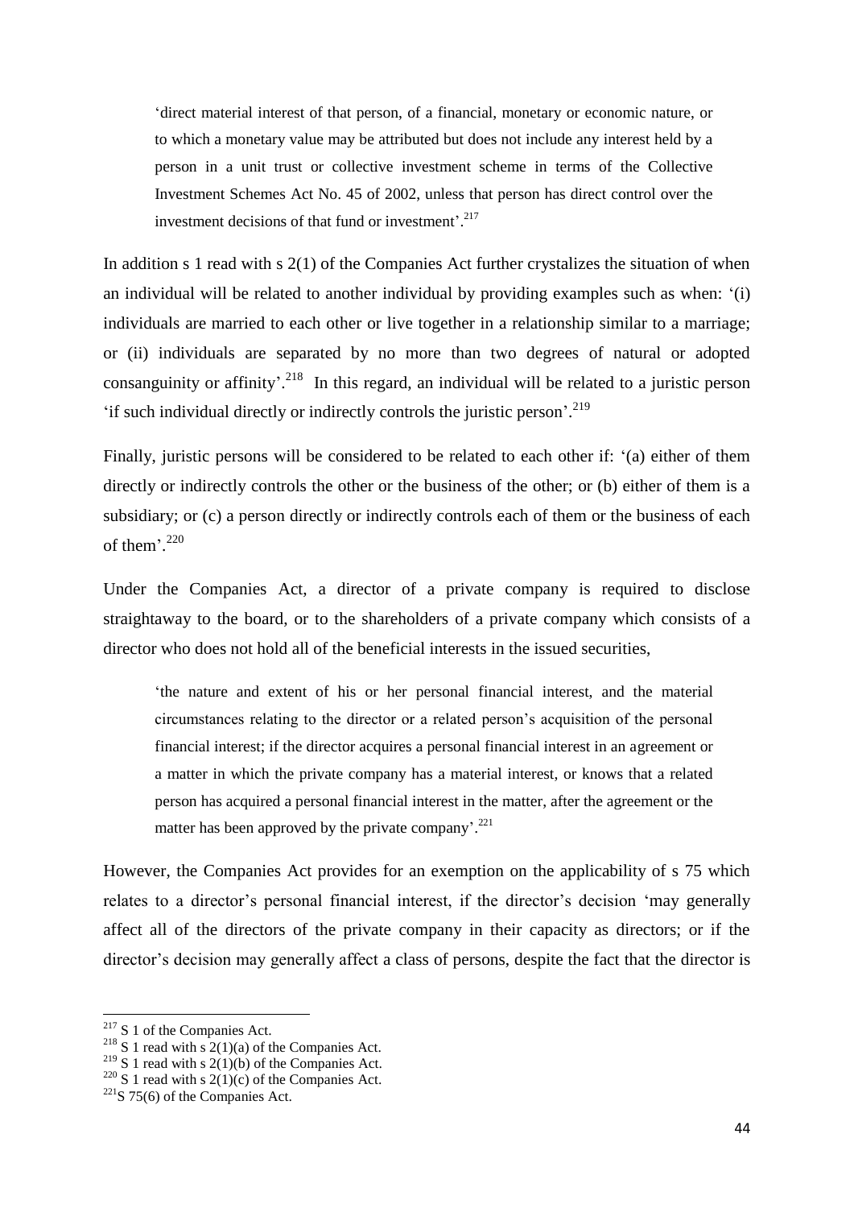> 'direct material interest of that person, of a financial, monetary or economic nature, or to which a monetary value may be attributed but does not include any interest held by a person in a unit trust or collective investment scheme in terms of the Collective Investment Schemes Act No. 45 of 2002, unless that person has direct control over the investment decisions of that fund or investment'.[217]

In addition s 1 read with s 2(1) of the Companies Act further crystalizes the situation of when an individual will be related to another individual by providing examples such as when: '(i) individuals are married to each other or live together in a relationship similar to a marriage; or (ii) individuals are separated by no more than two degrees of natural or adopted consanguinity or affinity'.[218] In this regard, an individual will be related to a juristic person 'if such individual directly or indirectly controls the juristic person'.[219]

Finally, juristic persons will be considered to be related to each other if: '(a) either of them directly or indirectly controls the other or the business of the other; or (b) either of them is a subsidiary; or (c) a person directly or indirectly controls each of them or the business of each of them'.[220]

Under the Companies Act, a director of a private company is required to disclose straightaway to the board, or to the shareholders of a private company which consists of a director who does not hold all of the beneficial interests in the issued securities,

> 'the nature and extent of his or her personal financial interest, and the material circumstances relating to the director or a related person's acquisition of the personal financial interest; if the director acquires a personal financial interest in an agreement or a matter in which the private company has a material interest, or knows that a related person has acquired a personal financial interest in the matter, after the agreement or the matter has been approved by the private company'.[221]

However, the Companies Act provides for an exemption on the applicability of s 75 which relates to a director's personal financial interest, if the director's decision 'may generally affect all of the directors of the private company in their capacity as directors; or if the director's decision may generally affect a class of persons, despite the fact that the director is

---

[217] S 1 of the Companies Act.

[218] S 1 read with s 2(1)(a) of the Companies Act.

[219] S 1 read with s 2(1)(b) of the Companies Act.

[220] S 1 read with s 2(1)(c) of the Companies Act.

[221] S 75(6) of the Companies Act.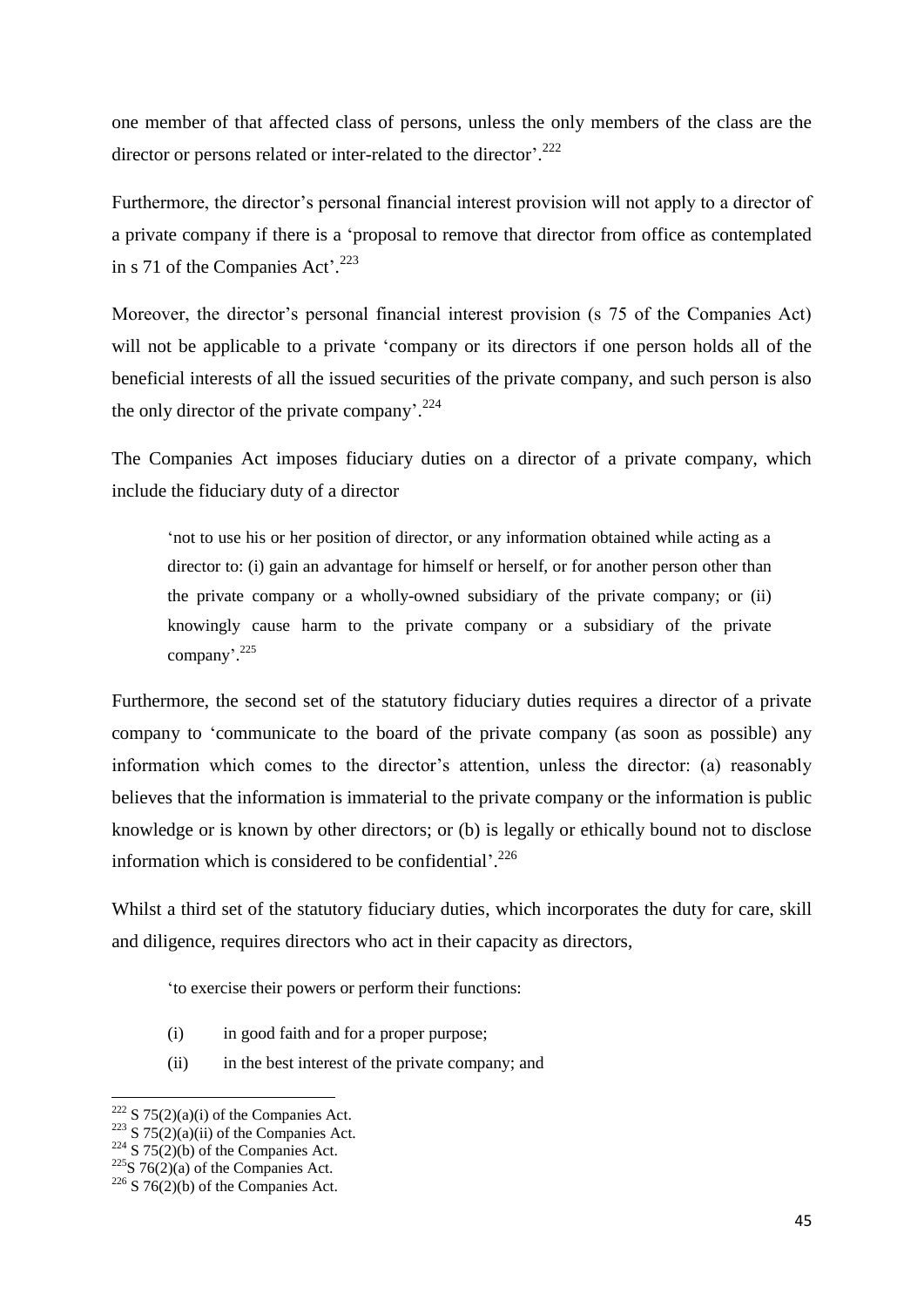one member of that affected class of persons, unless the only members of the class are the director or persons related or inter-related to the director'.[222]

Furthermore, the director's personal financial interest provision will not apply to a director of a private company if there is a 'proposal to remove that director from office as contemplated in s 71 of the Companies Act'.[223]

Moreover, the director's personal financial interest provision (s 75 of the Companies Act) will not be applicable to a private 'company or its directors if one person holds all of the beneficial interests of all the issued securities of the private company, and such person is also the only director of the private company'.[224]

The Companies Act imposes fiduciary duties on a director of a private company, which include the fiduciary duty of a director

> 'not to use his or her position of director, or any information obtained while acting as a director to: (i) gain an advantage for himself or herself, or for another person other than the private company or a wholly-owned subsidiary of the private company; or (ii) knowingly cause harm to the private company or a subsidiary of the private company'.[225]

Furthermore, the second set of the statutory fiduciary duties requires a director of a private company to 'communicate to the board of the private company (as soon as possible) any information which comes to the director's attention, unless the director: (a) reasonably believes that the information is immaterial to the private company or the information is public knowledge or is known by other directors; or (b) is legally or ethically bound not to disclose information which is considered to be confidential'.[226]

Whilst a third set of the statutory fiduciary duties, which incorporates the duty for care, skill and diligence, requires directors who act in their capacity as directors,

> 'to exercise their powers or perform their functions:
>
> (i) in good faith and for a proper purpose;
>
> (ii) in the best interest of the private company; and

---

[222] S 75(2)(a)(i) of the Companies Act.

[223] S 75(2)(a)(ii) of the Companies Act.

[224] S 75(2)(b) of the Companies Act.

[225] S 76(2)(a) of the Companies Act.

[226] S 76(2)(b) of the Companies Act.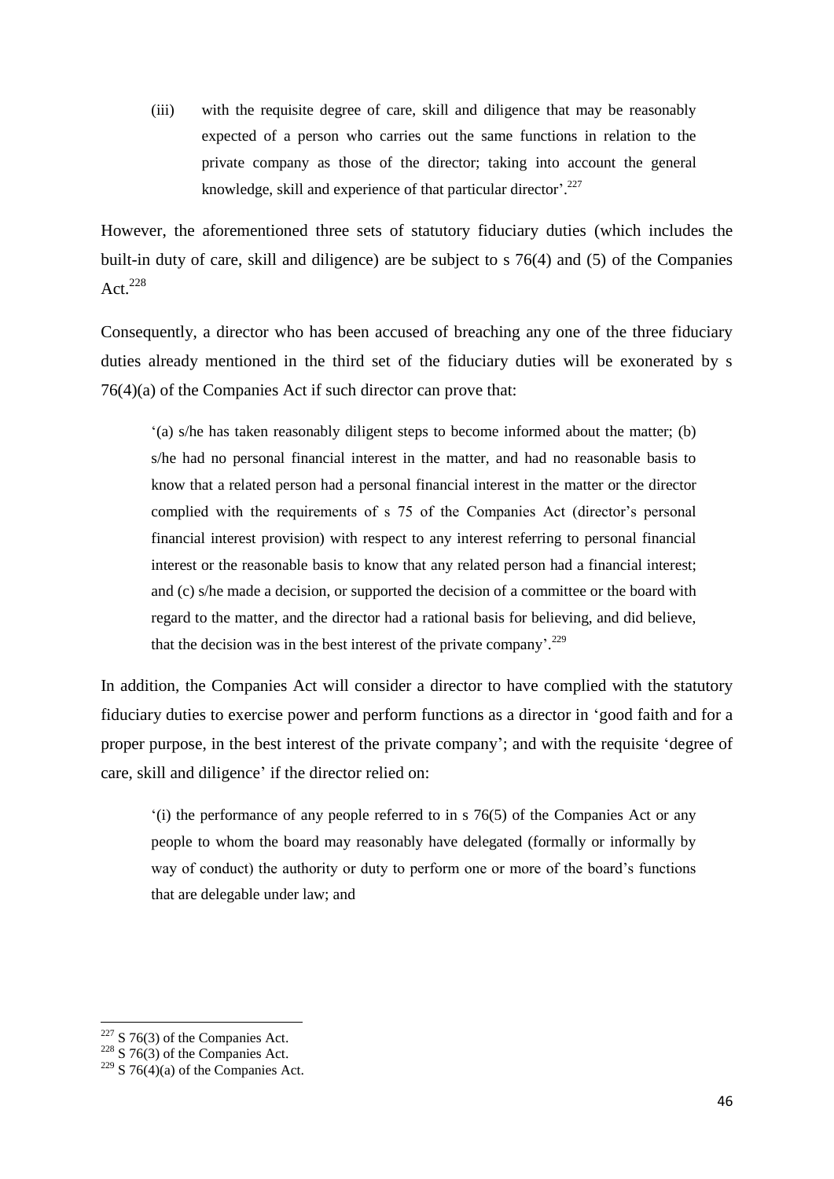(iii) with the requisite degree of care, skill and diligence that may be reasonably expected of a person who carries out the same functions in relation to the private company as those of the director; taking into account the general knowledge, skill and experience of that particular director'.[227]

However, the aforementioned three sets of statutory fiduciary duties (which includes the built-in duty of care, skill and diligence) are be subject to s 76(4) and (5) of the Companies Act.[228]

Consequently, a director who has been accused of breaching any one of the three fiduciary duties already mentioned in the third set of the fiduciary duties will be exonerated by s 76(4)(a) of the Companies Act if such director can prove that:

> '(a) s/he has taken reasonably diligent steps to become informed about the matter; (b) s/he had no personal financial interest in the matter, and had no reasonable basis to know that a related person had a personal financial interest in the matter or the director complied with the requirements of s 75 of the Companies Act (director's personal financial interest provision) with respect to any interest referring to personal financial interest or the reasonable basis to know that any related person had a financial interest; and (c) s/he made a decision, or supported the decision of a committee or the board with regard to the matter, and the director had a rational basis for believing, and did believe, that the decision was in the best interest of the private company'.[229]

In addition, the Companies Act will consider a director to have complied with the statutory fiduciary duties to exercise power and perform functions as a director in 'good faith and for a proper purpose, in the best interest of the private company'; and with the requisite 'degree of care, skill and diligence' if the director relied on:

> '(i) the performance of any people referred to in s 76(5) of the Companies Act or any people to whom the board may reasonably have delegated (formally or informally by way of conduct) the authority or duty to perform one or more of the board's functions that are delegable under law; and

---

[227] S 76(3) of the Companies Act.

[228] S 76(3) of the Companies Act.

[229] S 76(4)(a) of the Companies Act.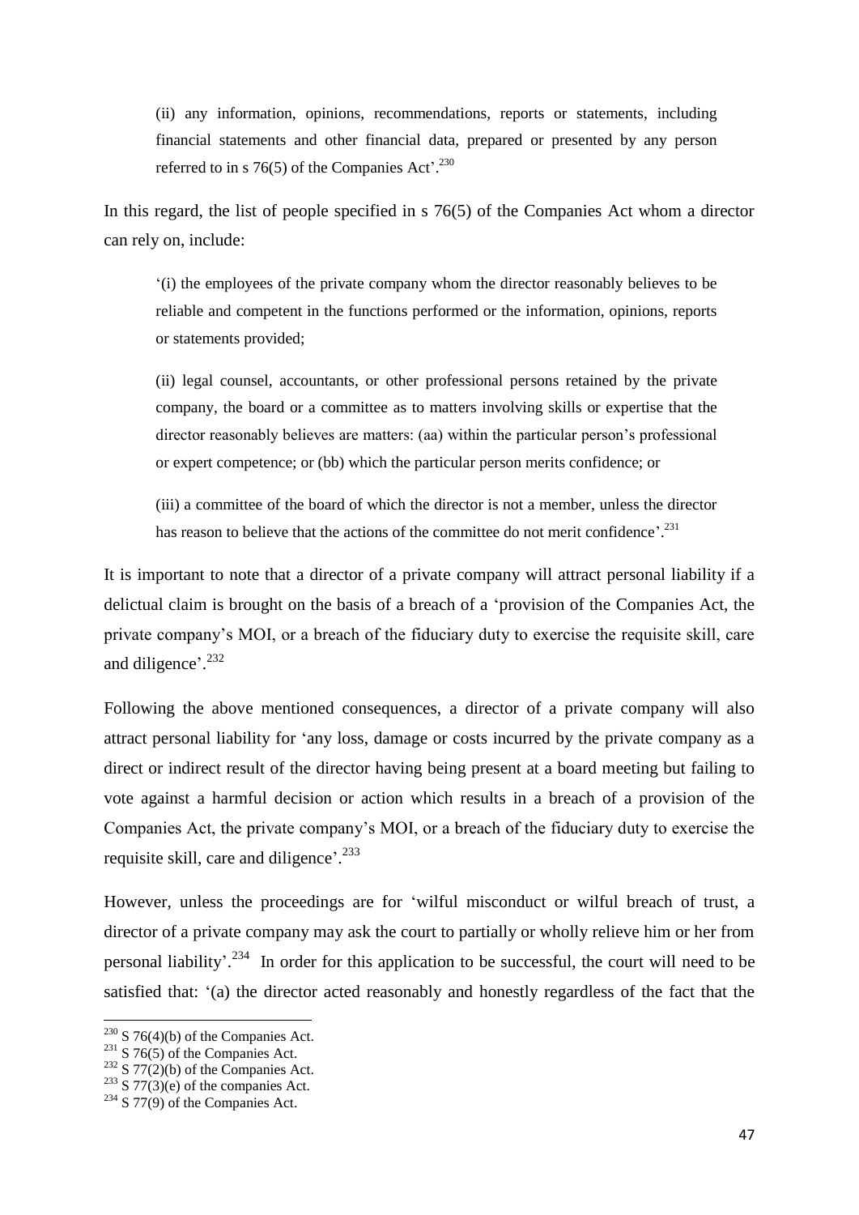> (ii) any information, opinions, recommendations, reports or statements, including financial statements and other financial data, prepared or presented by any person referred to in s 76(5) of the Companies Act'.[230]

In this regard, the list of people specified in s 76(5) of the Companies Act whom a director can rely on, include:

> '(i) the employees of the private company whom the director reasonably believes to be reliable and competent in the functions performed or the information, opinions, reports or statements provided;
>
> (ii) legal counsel, accountants, or other professional persons retained by the private company, the board or a committee as to matters involving skills or expertise that the director reasonably believes are matters: (aa) within the particular person's professional or expert competence; or (bb) which the particular person merits confidence; or
>
> (iii) a committee of the board of which the director is not a member, unless the director has reason to believe that the actions of the committee do not merit confidence'.[231]

It is important to note that a director of a private company will attract personal liability if a delictual claim is brought on the basis of a breach of a 'provision of the Companies Act, the private company's MOI, or a breach of the fiduciary duty to exercise the requisite skill, care and diligence'.[232]

Following the above mentioned consequences, a director of a private company will also attract personal liability for 'any loss, damage or costs incurred by the private company as a direct or indirect result of the director having being present at a board meeting but failing to vote against a harmful decision or action which results in a breach of a provision of the Companies Act, the private company's MOI, or a breach of the fiduciary duty to exercise the requisite skill, care and diligence'.[233]

However, unless the proceedings are for 'wilful misconduct or wilful breach of trust, a director of a private company may ask the court to partially or wholly relieve him or her from personal liability'.[234] In order for this application to be successful, the court will need to be satisfied that: '(a) the director acted reasonably and honestly regardless of the fact that the

---

[230] S 76(4)(b) of the Companies Act.

[231] S 76(5) of the Companies Act.

[232] S 77(2)(b) of the Companies Act.

[233] S 77(3)(e) of the companies Act.

[234] S 77(9) of the Companies Act.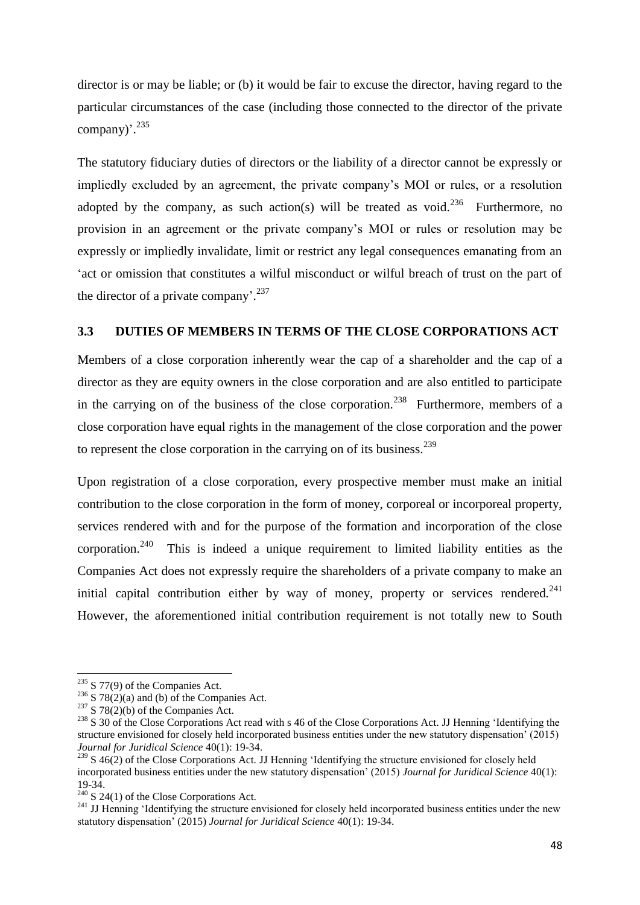director is or may be liable; or (b) it would be fair to excuse the director, having regard to the particular circumstances of the case (including those connected to the director of the private company)'.[235]

The statutory fiduciary duties of directors or the liability of a director cannot be expressly or impliedly excluded by an agreement, the private company's MOI or rules, or a resolution adopted by the company, as such action(s) will be treated as void.[236] Furthermore, no provision in an agreement or the private company's MOI or rules or resolution may be expressly or impliedly invalidate, limit or restrict any legal consequences emanating from an 'act or omission that constitutes a wilful misconduct or wilful breach of trust on the part of the director of a private company'.[237]

## 3.3 DUTIES OF MEMBERS IN TERMS OF THE CLOSE CORPORATIONS ACT

Members of a close corporation inherently wear the cap of a shareholder and the cap of a director as they are equity owners in the close corporation and are also entitled to participate in the carrying on of the business of the close corporation.[238] Furthermore, members of a close corporation have equal rights in the management of the close corporation and the power to represent the close corporation in the carrying on of its business.[239]

Upon registration of a close corporation, every prospective member must make an initial contribution to the close corporation in the form of money, corporeal or incorporeal property, services rendered with and for the purpose of the formation and incorporation of the close corporation.[240] This is indeed a unique requirement to limited liability entities as the Companies Act does not expressly require the shareholders of a private company to make an initial capital contribution either by way of money, property or services rendered.[241] However, the aforementioned initial contribution requirement is not totally new to South

---

[235] S 77(9) of the Companies Act.

[236] S 78(2)(a) and (b) of the Companies Act.

[237] S 78(2)(b) of the Companies Act.

[238] S 30 of the Close Corporations Act read with s 46 of the Close Corporations Act. JJ Henning 'Identifying the structure envisioned for closely held incorporated business entities under the new statutory dispensation' (2015) *Journal for Juridical Science* 40(1): 19-34.

[239] S 46(2) of the Close Corporations Act. JJ Henning 'Identifying the structure envisioned for closely held incorporated business entities under the new statutory dispensation' (2015) *Journal for Juridical Science* 40(1): 19-34.

[240] S 24(1) of the Close Corporations Act.

[241] JJ Henning 'Identifying the structure envisioned for closely held incorporated business entities under the new statutory dispensation' (2015) *Journal for Juridical Science* 40(1): 19-34.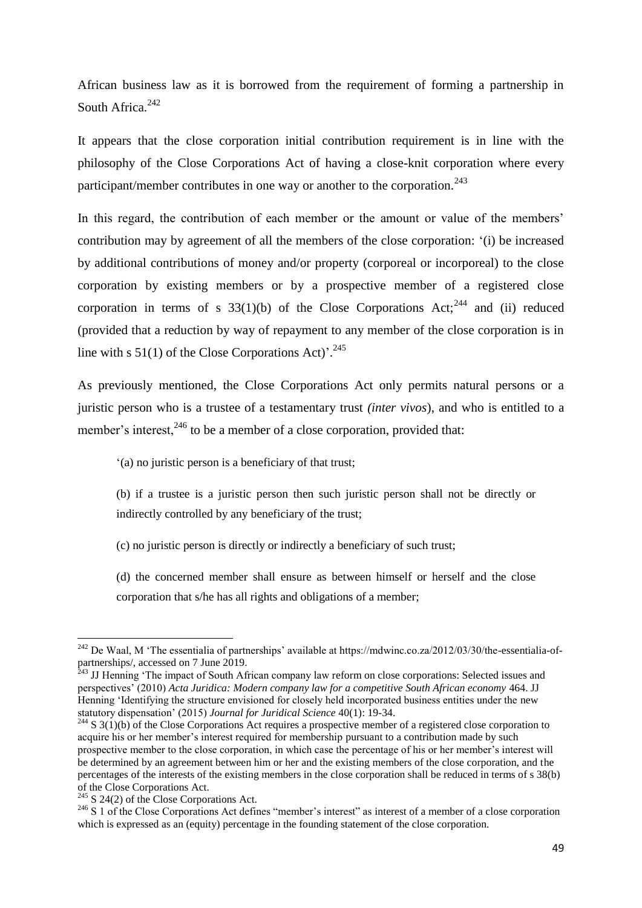African business law as it is borrowed from the requirement of forming a partnership in South Africa.[242]

It appears that the close corporation initial contribution requirement is in line with the philosophy of the Close Corporations Act of having a close-knit corporation where every participant/member contributes in one way or another to the corporation.[243]

In this regard, the contribution of each member or the amount or value of the members' contribution may by agreement of all the members of the close corporation: '(i) be increased by additional contributions of money and/or property (corporeal or incorporeal) to the close corporation by existing members or by a prospective member of a registered close corporation in terms of s 33(1)(b) of the Close Corporations Act;[244] and (ii) reduced (provided that a reduction by way of repayment to any member of the close corporation is in line with s 51(1) of the Close Corporations Act)'.[245]

As previously mentioned, the Close Corporations Act only permits natural persons or a juristic person who is a trustee of a testamentary trust *(inter vivos*), and who is entitled to a member's interest,[246] to be a member of a close corporation, provided that:

> '(a) no juristic person is a beneficiary of that trust;
>
> (b) if a trustee is a juristic person then such juristic person shall not be directly or indirectly controlled by any beneficiary of the trust;
>
> (c) no juristic person is directly or indirectly a beneficiary of such trust;
>
> (d) the concerned member shall ensure as between himself or herself and the close corporation that s/he has all rights and obligations of a member;

---

[242] De Waal, M 'The essentialia of partnerships' available at https://mdwinc.co.za/2012/03/30/the-essentialia-of-partnerships/, accessed on 7 June 2019.

[243] JJ Henning 'The impact of South African company law reform on close corporations: Selected issues and perspectives' (2010) *Acta Juridica: Modern company law for a competitive South African economy* 464. JJ Henning 'Identifying the structure envisioned for closely held incorporated business entities under the new statutory dispensation' (2015) *Journal for Juridical Science* 40(1): 19-34.

[244] S 3(1)(b) of the Close Corporations Act requires a prospective member of a registered close corporation to acquire his or her member's interest required for membership pursuant to a contribution made by such prospective member to the close corporation, in which case the percentage of his or her member's interest will be determined by an agreement between him or her and the existing members of the close corporation, and the percentages of the interests of the existing members in the close corporation shall be reduced in terms of s 38(b) of the Close Corporations Act.

[245] S 24(2) of the Close Corporations Act.

[246] S 1 of the Close Corporations Act defines "member's interest" as interest of a member of a close corporation which is expressed as an (equity) percentage in the founding statement of the close corporation.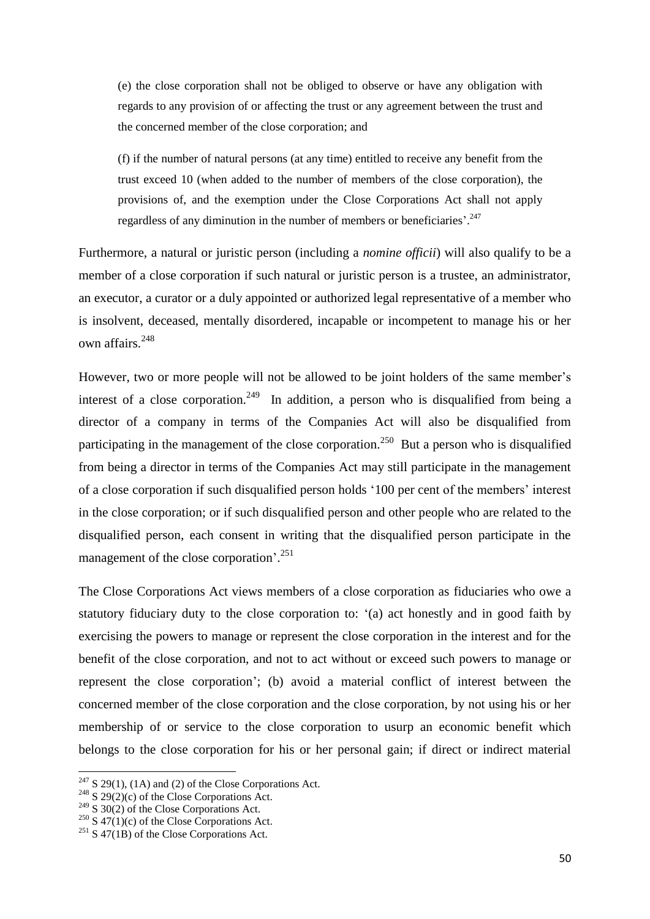(e) the close corporation shall not be obliged to observe or have any obligation with regards to any provision of or affecting the trust or any agreement between the trust and the concerned member of the close corporation; and

(f) if the number of natural persons (at any time) entitled to receive any benefit from the trust exceed 10 (when added to the number of members of the close corporation), the provisions of, and the exemption under the Close Corporations Act shall not apply regardless of any diminution in the number of members or beneficiaries'.[247]

Furthermore, a natural or juristic person (including a *nomine officii*) will also qualify to be a member of a close corporation if such natural or juristic person is a trustee, an administrator, an executor, a curator or a duly appointed or authorized legal representative of a member who is insolvent, deceased, mentally disordered, incapable or incompetent to manage his or her own affairs.[248]

However, two or more people will not be allowed to be joint holders of the same member's interest of a close corporation.[249] In addition, a person who is disqualified from being a director of a company in terms of the Companies Act will also be disqualified from participating in the management of the close corporation.[250] But a person who is disqualified from being a director in terms of the Companies Act may still participate in the management of a close corporation if such disqualified person holds '100 per cent of the members' interest in the close corporation; or if such disqualified person and other people who are related to the disqualified person, each consent in writing that the disqualified person participate in the management of the close corporation'.[251]

The Close Corporations Act views members of a close corporation as fiduciaries who owe a statutory fiduciary duty to the close corporation to: '(a) act honestly and in good faith by exercising the powers to manage or represent the close corporation in the interest and for the benefit of the close corporation, and not to act without or exceed such powers to manage or represent the close corporation'; (b) avoid a material conflict of interest between the concerned member of the close corporation and the close corporation, by not using his or her membership of or service to the close corporation to usurp an economic benefit which belongs to the close corporation for his or her personal gain; if direct or indirect material

---

[247] S 29(1), (1A) and (2) of the Close Corporations Act.

[248] S 29(2)(c) of the Close Corporations Act.

[249] S 30(2) of the Close Corporations Act.

[250] S 47(1)(c) of the Close Corporations Act.

[251] S 47(1B) of the Close Corporations Act.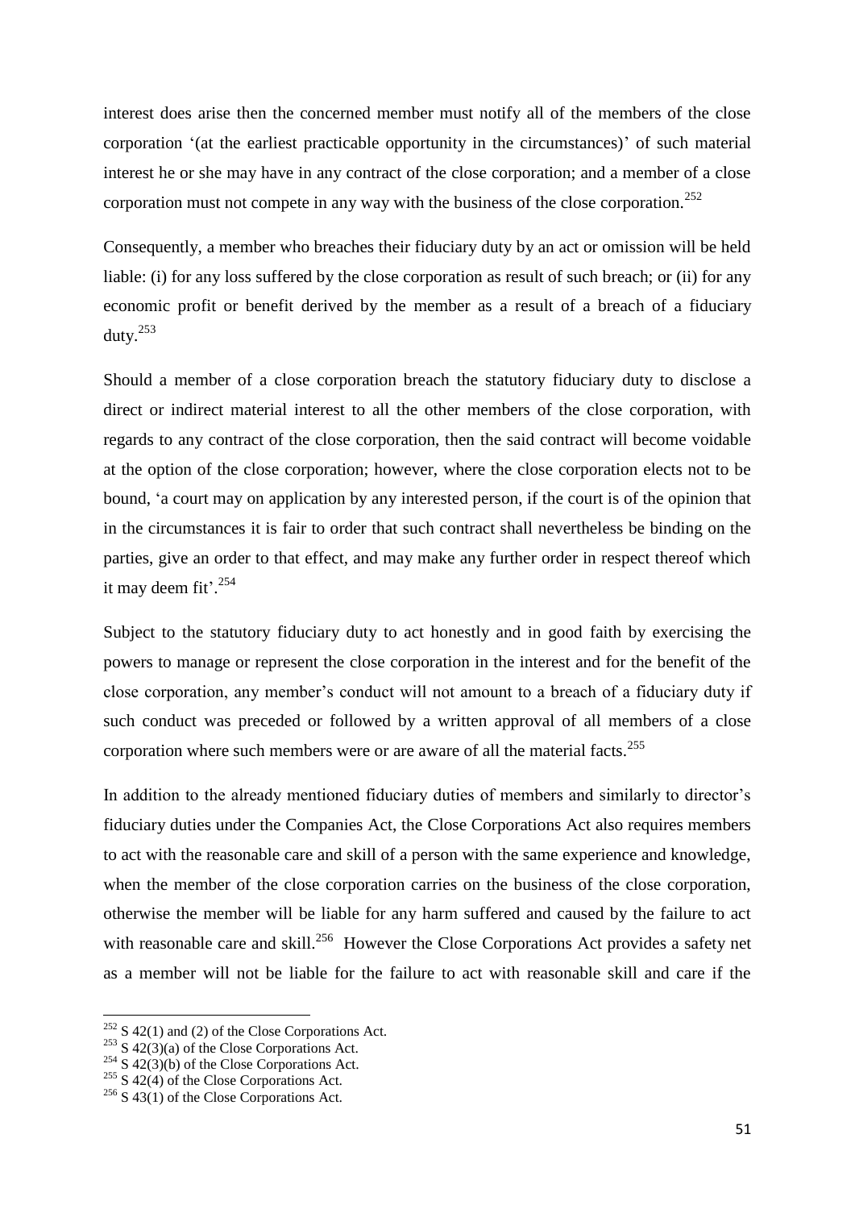interest does arise then the concerned member must notify all of the members of the close corporation '(at the earliest practicable opportunity in the circumstances)' of such material interest he or she may have in any contract of the close corporation; and a member of a close corporation must not compete in any way with the business of the close corporation.[252]

Consequently, a member who breaches their fiduciary duty by an act or omission will be held liable: (i) for any loss suffered by the close corporation as result of such breach; or (ii) for any economic profit or benefit derived by the member as a result of a breach of a fiduciary duty.[253]

Should a member of a close corporation breach the statutory fiduciary duty to disclose a direct or indirect material interest to all the other members of the close corporation, with regards to any contract of the close corporation, then the said contract will become voidable at the option of the close corporation; however, where the close corporation elects not to be bound, 'a court may on application by any interested person, if the court is of the opinion that in the circumstances it is fair to order that such contract shall nevertheless be binding on the parties, give an order to that effect, and may make any further order in respect thereof which it may deem fit'.[254]

Subject to the statutory fiduciary duty to act honestly and in good faith by exercising the powers to manage or represent the close corporation in the interest and for the benefit of the close corporation, any member's conduct will not amount to a breach of a fiduciary duty if such conduct was preceded or followed by a written approval of all members of a close corporation where such members were or are aware of all the material facts.[255]

In addition to the already mentioned fiduciary duties of members and similarly to director's fiduciary duties under the Companies Act, the Close Corporations Act also requires members to act with the reasonable care and skill of a person with the same experience and knowledge, when the member of the close corporation carries on the business of the close corporation, otherwise the member will be liable for any harm suffered and caused by the failure to act with reasonable care and skill.[256] However the Close Corporations Act provides a safety net as a member will not be liable for the failure to act with reasonable skill and care if the

---

[252] S 42(1) and (2) of the Close Corporations Act.

[253] S 42(3)(a) of the Close Corporations Act.

[254] S 42(3)(b) of the Close Corporations Act.

[255] S 42(4) of the Close Corporations Act.

[256] S 43(1) of the Close Corporations Act.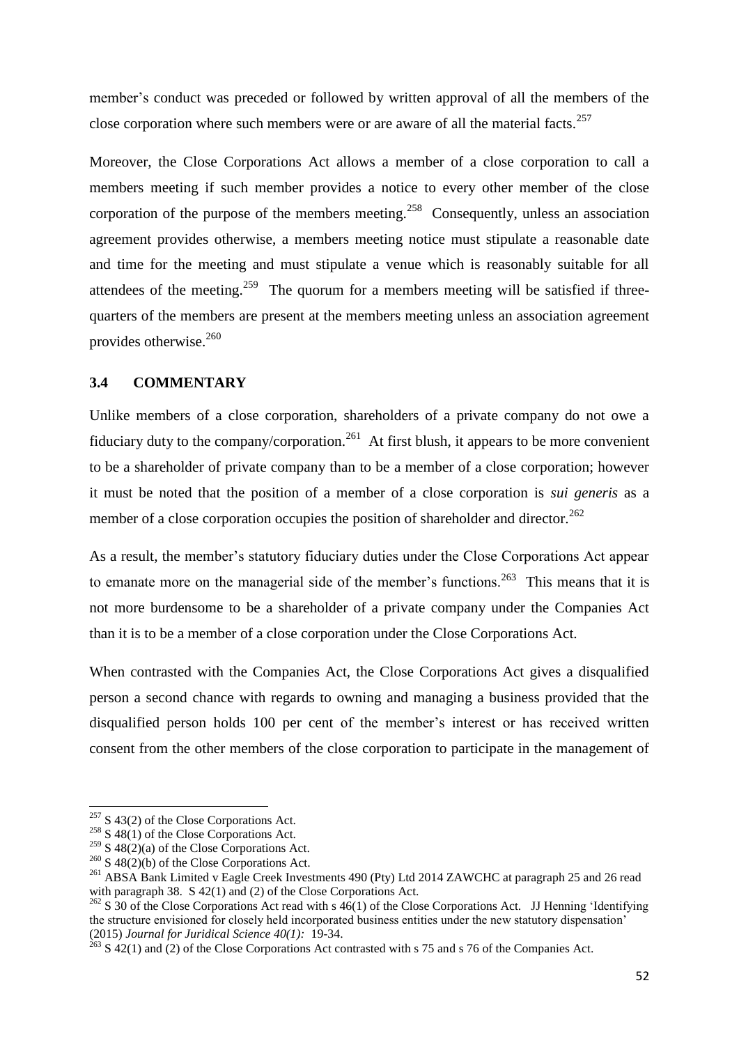member's conduct was preceded or followed by written approval of all the members of the close corporation where such members were or are aware of all the material facts.[257]

Moreover, the Close Corporations Act allows a member of a close corporation to call a members meeting if such member provides a notice to every other member of the close corporation of the purpose of the members meeting.[258] Consequently, unless an association agreement provides otherwise, a members meeting notice must stipulate a reasonable date and time for the meeting and must stipulate a venue which is reasonably suitable for all attendees of the meeting.[259] The quorum for a members meeting will be satisfied if three-quarters of the members are present at the members meeting unless an association agreement provides otherwise.[260]

### 3.4 COMMENTARY

Unlike members of a close corporation, shareholders of a private company do not owe a fiduciary duty to the company/corporation.[261] At first blush, it appears to be more convenient to be a shareholder of private company than to be a member of a close corporation; however it must be noted that the position of a member of a close corporation is *sui generis* as a member of a close corporation occupies the position of shareholder and director.[262]

As a result, the member's statutory fiduciary duties under the Close Corporations Act appear to emanate more on the managerial side of the member's functions.[263] This means that it is not more burdensome to be a shareholder of a private company under the Companies Act than it is to be a member of a close corporation under the Close Corporations Act.

When contrasted with the Companies Act, the Close Corporations Act gives a disqualified person a second chance with regards to owning and managing a business provided that the disqualified person holds 100 per cent of the member's interest or has received written consent from the other members of the close corporation to participate in the management of

---

[257] S 43(2) of the Close Corporations Act.

[258] S 48(1) of the Close Corporations Act.

[259] S 48(2)(a) of the Close Corporations Act.

[260] S 48(2)(b) of the Close Corporations Act.

[261] ABSA Bank Limited v Eagle Creek Investments 490 (Pty) Ltd 2014 ZAWCHC at paragraph 25 and 26 read with paragraph 38. S 42(1) and (2) of the Close Corporations Act.

[262] S 30 of the Close Corporations Act read with s 46(1) of the Close Corporations Act. JJ Henning 'Identifying the structure envisioned for closely held incorporated business entities under the new statutory dispensation' (2015) *Journal for Juridical Science 40(1):* 19-34.

[263] S 42(1) and (2) of the Close Corporations Act contrasted with s 75 and s 76 of the Companies Act.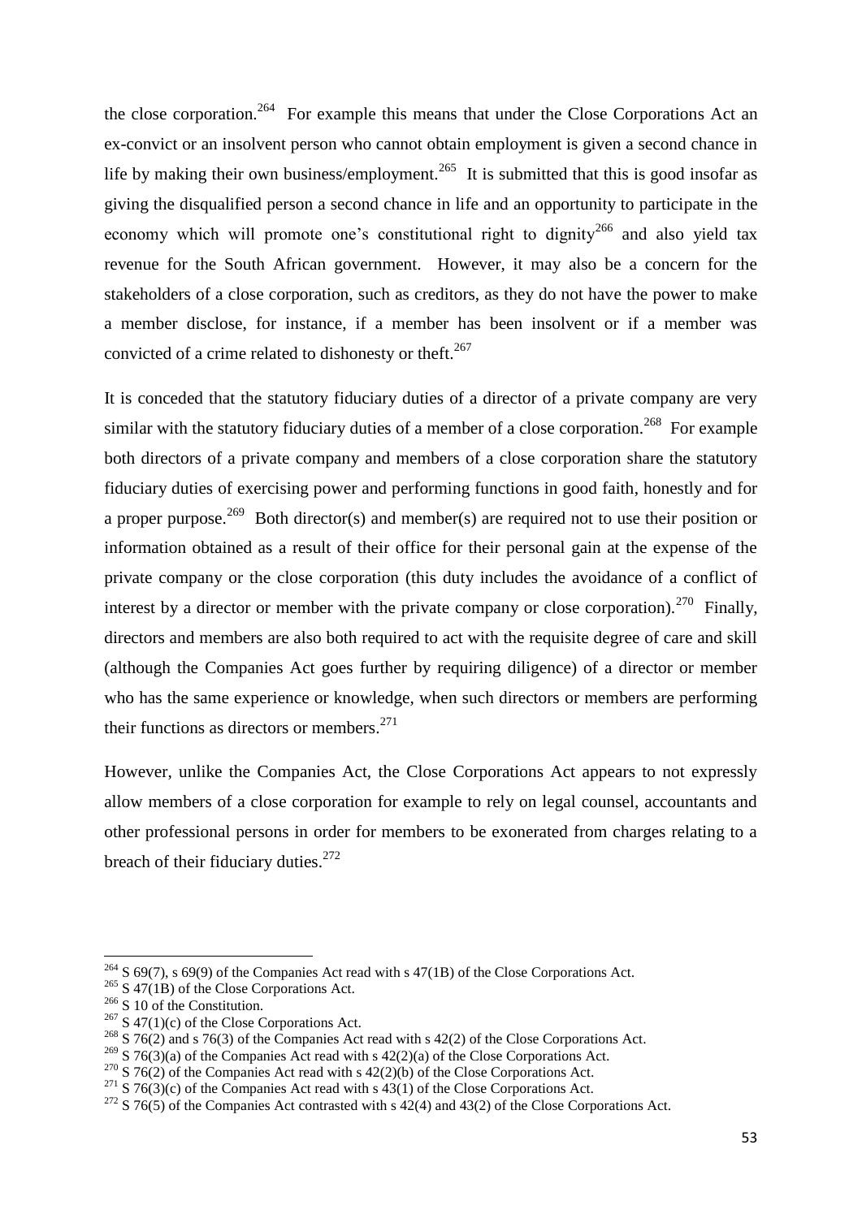the close corporation.[264] For example this means that under the Close Corporations Act an ex-convict or an insolvent person who cannot obtain employment is given a second chance in life by making their own business/employment.[265] It is submitted that this is good insofar as giving the disqualified person a second chance in life and an opportunity to participate in the economy which will promote one's constitutional right to dignity[266] and also yield tax revenue for the South African government. However, it may also be a concern for the stakeholders of a close corporation, such as creditors, as they do not have the power to make a member disclose, for instance, if a member has been insolvent or if a member was convicted of a crime related to dishonesty or theft.[267]

It is conceded that the statutory fiduciary duties of a director of a private company are very similar with the statutory fiduciary duties of a member of a close corporation.[268] For example both directors of a private company and members of a close corporation share the statutory fiduciary duties of exercising power and performing functions in good faith, honestly and for a proper purpose.[269] Both director(s) and member(s) are required not to use their position or information obtained as a result of their office for their personal gain at the expense of the private company or the close corporation (this duty includes the avoidance of a conflict of interest by a director or member with the private company or close corporation).[270] Finally, directors and members are also both required to act with the requisite degree of care and skill (although the Companies Act goes further by requiring diligence) of a director or member who has the same experience or knowledge, when such directors or members are performing their functions as directors or members.[271]

However, unlike the Companies Act, the Close Corporations Act appears to not expressly allow members of a close corporation for example to rely on legal counsel, accountants and other professional persons in order for members to be exonerated from charges relating to a breach of their fiduciary duties.[272]

---

[264] S 69(7), s 69(9) of the Companies Act read with s 47(1B) of the Close Corporations Act.

[265] S 47(1B) of the Close Corporations Act.

[266] S 10 of the Constitution.

[267] S 47(1)(c) of the Close Corporations Act.

[268] S 76(2) and s 76(3) of the Companies Act read with s 42(2) of the Close Corporations Act.

[269] S 76(3)(a) of the Companies Act read with s 42(2)(a) of the Close Corporations Act.

[270] S 76(2) of the Companies Act read with s 42(2)(b) of the Close Corporations Act.

[271] S 76(3)(c) of the Companies Act read with s 43(1) of the Close Corporations Act.

[272] S 76(5) of the Companies Act contrasted with s 42(4) and 43(2) of the Close Corporations Act.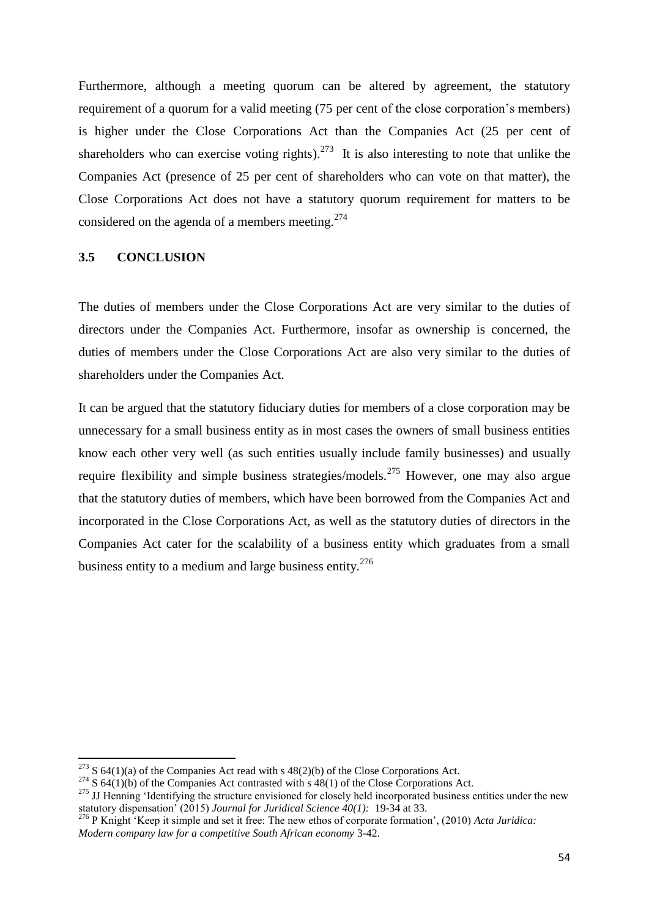Furthermore, although a meeting quorum can be altered by agreement, the statutory requirement of a quorum for a valid meeting (75 per cent of the close corporation's members) is higher under the Close Corporations Act than the Companies Act (25 per cent of shareholders who can exercise voting rights).[273] It is also interesting to note that unlike the Companies Act (presence of 25 per cent of shareholders who can vote on that matter), the Close Corporations Act does not have a statutory quorum requirement for matters to be considered on the agenda of a members meeting.[274]

## 3.5 CONCLUSION

The duties of members under the Close Corporations Act are very similar to the duties of directors under the Companies Act. Furthermore, insofar as ownership is concerned, the duties of members under the Close Corporations Act are also very similar to the duties of shareholders under the Companies Act.

It can be argued that the statutory fiduciary duties for members of a close corporation may be unnecessary for a small business entity as in most cases the owners of small business entities know each other very well (as such entities usually include family businesses) and usually require flexibility and simple business strategies/models.[275] However, one may also argue that the statutory duties of members, which have been borrowed from the Companies Act and incorporated in the Close Corporations Act, as well as the statutory duties of directors in the Companies Act cater for the scalability of a business entity which graduates from a small business entity to a medium and large business entity.[276]

---

[273] S 64(1)(a) of the Companies Act read with s 48(2)(b) of the Close Corporations Act.

[274] S 64(1)(b) of the Companies Act contrasted with s 48(1) of the Close Corporations Act.

[275] JJ Henning 'Identifying the structure envisioned for closely held incorporated business entities under the new statutory dispensation' (2015) *Journal for Juridical Science 40(1):* 19-34 at 33.

[276] P Knight 'Keep it simple and set it free: The new ethos of corporate formation', (2010) *Acta Juridica: Modern company law for a competitive South African economy* 3-42.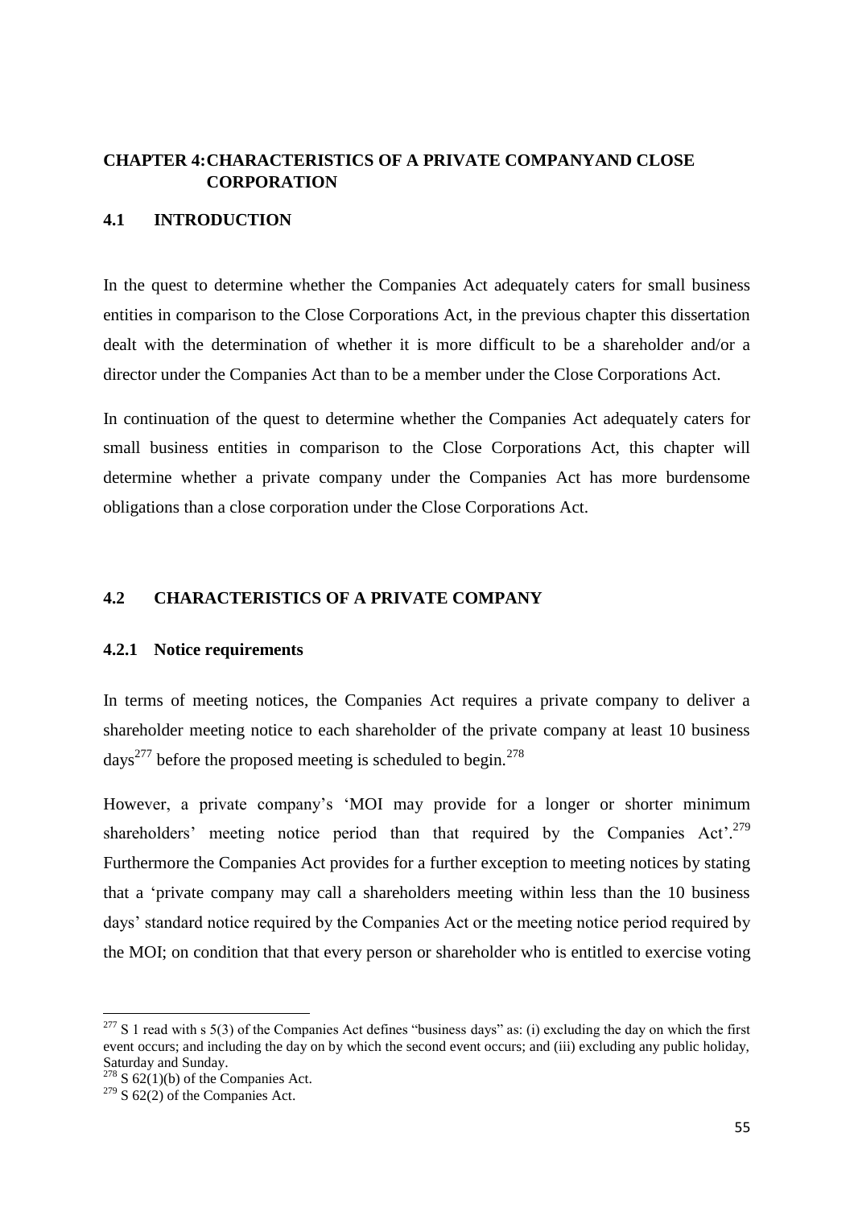## CHAPTER 4: CHARACTERISTICS OF A PRIVATE COMPANYAND CLOSE CORPORATION

### 4.1 INTRODUCTION

In the quest to determine whether the Companies Act adequately caters for small business entities in comparison to the Close Corporations Act, in the previous chapter this dissertation dealt with the determination of whether it is more difficult to be a shareholder and/or a director under the Companies Act than to be a member under the Close Corporations Act.

In continuation of the quest to determine whether the Companies Act adequately caters for small business entities in comparison to the Close Corporations Act, this chapter will determine whether a private company under the Companies Act has more burdensome obligations than a close corporation under the Close Corporations Act.

### 4.2 CHARACTERISTICS OF A PRIVATE COMPANY

#### 4.2.1 Notice requirements

In terms of meeting notices, the Companies Act requires a private company to deliver a shareholder meeting notice to each shareholder of the private company at least 10 business days[277] before the proposed meeting is scheduled to begin.[278]

However, a private company's 'MOI may provide for a longer or shorter minimum shareholders' meeting notice period than that required by the Companies Act'.[279] Furthermore the Companies Act provides for a further exception to meeting notices by stating that a 'private company may call a shareholders meeting within less than the 10 business days' standard notice required by the Companies Act or the meeting notice period required by the MOI; on condition that that every person or shareholder who is entitled to exercise voting

---

[277] S 1 read with s 5(3) of the Companies Act defines "business days" as: (i) excluding the day on which the first event occurs; and including the day on by which the second event occurs; and (iii) excluding any public holiday, Saturday and Sunday.

[278] S 62(1)(b) of the Companies Act.

[279] S 62(2) of the Companies Act.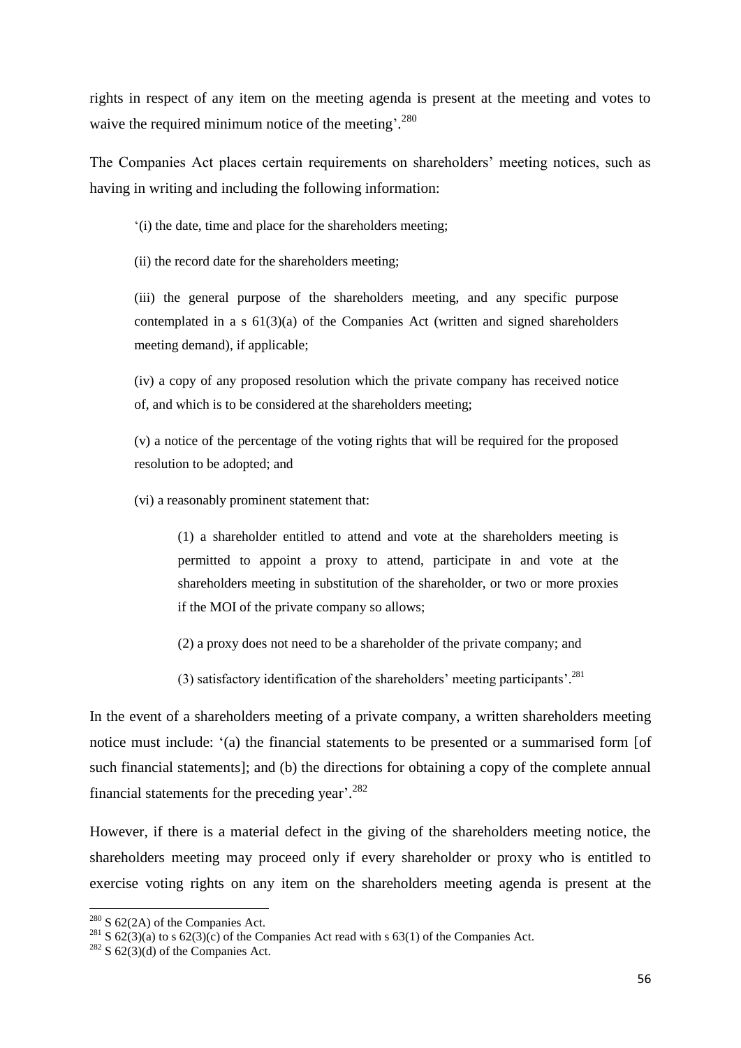rights in respect of any item on the meeting agenda is present at the meeting and votes to waive the required minimum notice of the meeting'.[280]

The Companies Act places certain requirements on shareholders' meeting notices, such as having in writing and including the following information:

> '(i) the date, time and place for the shareholders meeting;
>
> (ii) the record date for the shareholders meeting;
>
> (iii) the general purpose of the shareholders meeting, and any specific purpose contemplated in a s 61(3)(a) of the Companies Act (written and signed shareholders meeting demand), if applicable;
>
> (iv) a copy of any proposed resolution which the private company has received notice of, and which is to be considered at the shareholders meeting;
>
> (v) a notice of the percentage of the voting rights that will be required for the proposed resolution to be adopted; and
>
> (vi) a reasonably prominent statement that:
>
> > (1) a shareholder entitled to attend and vote at the shareholders meeting is permitted to appoint a proxy to attend, participate in and vote at the shareholders meeting in substitution of the shareholder, or two or more proxies if the MOI of the private company so allows;
> >
> > (2) a proxy does not need to be a shareholder of the private company; and
> >
> > (3) satisfactory identification of the shareholders' meeting participants'.[281]

In the event of a shareholders meeting of a private company, a written shareholders meeting notice must include: '(a) the financial statements to be presented or a summarised form [of such financial statements]; and (b) the directions for obtaining a copy of the complete annual financial statements for the preceding year'.[282]

However, if there is a material defect in the giving of the shareholders meeting notice, the shareholders meeting may proceed only if every shareholder or proxy who is entitled to exercise voting rights on any item on the shareholders meeting agenda is present at the

---

[280] S 62(2A) of the Companies Act.

[281] S 62(3)(a) to s 62(3)(c) of the Companies Act read with s 63(1) of the Companies Act.

[282] S 62(3)(d) of the Companies Act.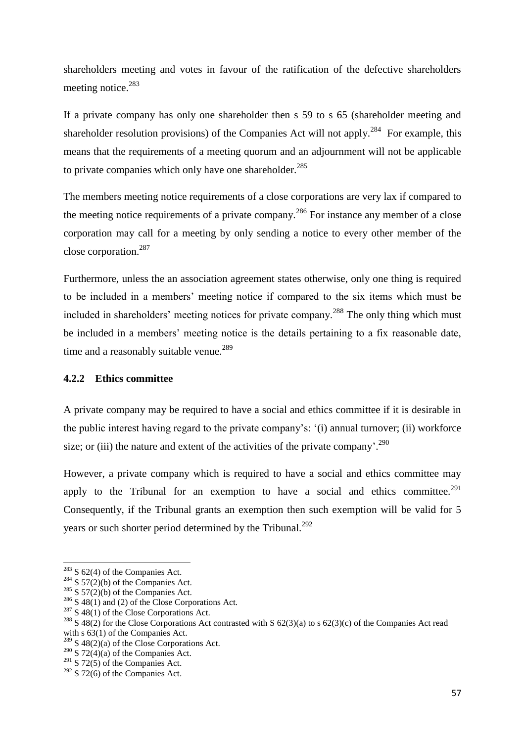shareholders meeting and votes in favour of the ratification of the defective shareholders meeting notice.[283]

If a private company has only one shareholder then s 59 to s 65 (shareholder meeting and shareholder resolution provisions) of the Companies Act will not apply.[284] For example, this means that the requirements of a meeting quorum and an adjournment will not be applicable to private companies which only have one shareholder.[285]

The members meeting notice requirements of a close corporations are very lax if compared to the meeting notice requirements of a private company.[286] For instance any member of a close corporation may call for a meeting by only sending a notice to every other member of the close corporation.[287]

Furthermore, unless the an association agreement states otherwise, only one thing is required to be included in a members' meeting notice if compared to the six items which must be included in shareholders' meeting notices for private company.[288] The only thing which must be included in a members' meeting notice is the details pertaining to a fix reasonable date, time and a reasonably suitable venue.[289]

### 4.2.2 Ethics committee

A private company may be required to have a social and ethics committee if it is desirable in the public interest having regard to the private company's: '(i) annual turnover; (ii) workforce size; or (iii) the nature and extent of the activities of the private company'.[290]

However, a private company which is required to have a social and ethics committee may apply to the Tribunal for an exemption to have a social and ethics committee.[291] Consequently, if the Tribunal grants an exemption then such exemption will be valid for 5 years or such shorter period determined by the Tribunal.[292]

---

[283] S 62(4) of the Companies Act.

[284] S 57(2)(b) of the Companies Act.

[285] S 57(2)(b) of the Companies Act.

[286] S 48(1) and (2) of the Close Corporations Act.

[287] S 48(1) of the Close Corporations Act.

[288] S 48(2) for the Close Corporations Act contrasted with S 62(3)(a) to s 62(3)(c) of the Companies Act read with s 63(1) of the Companies Act.

[289] S 48(2)(a) of the Close Corporations Act.

[290] S 72(4)(a) of the Companies Act.

[291] S 72(5) of the Companies Act.

[292] S 72(6) of the Companies Act.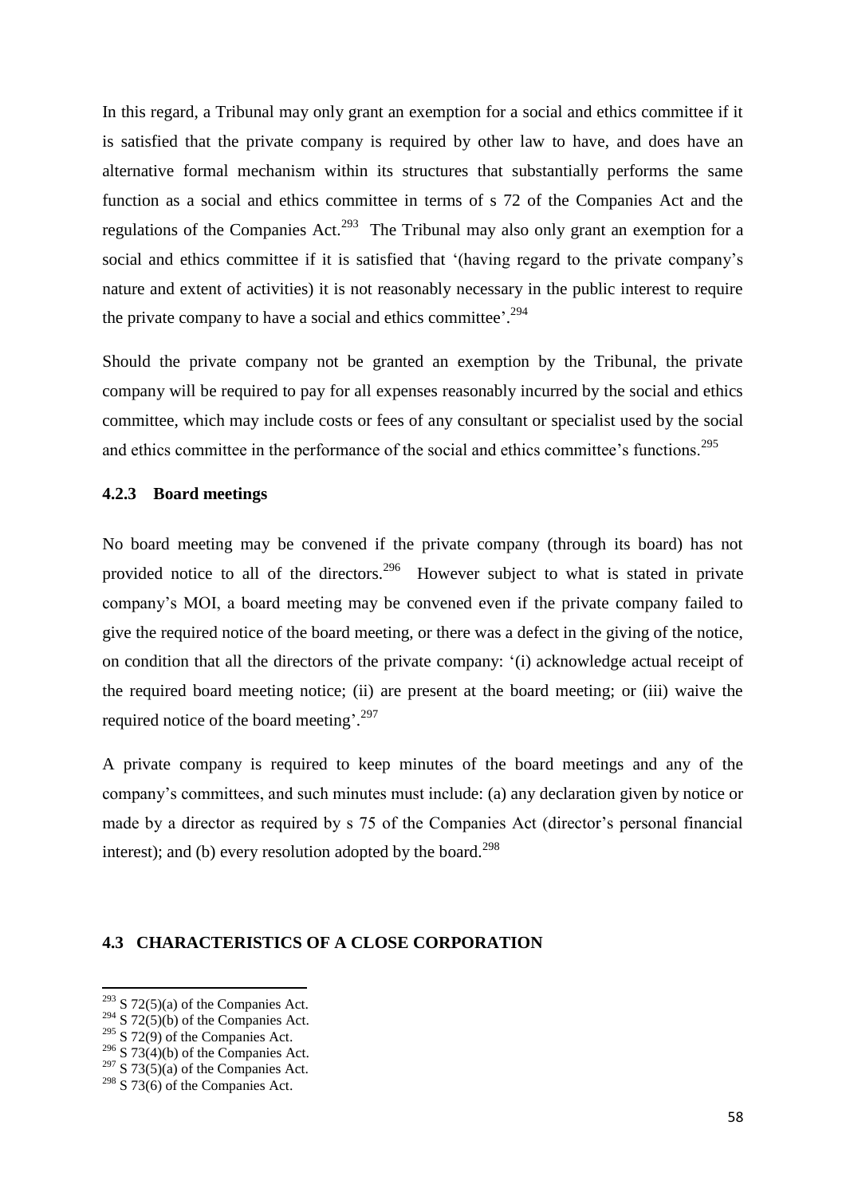In this regard, a Tribunal may only grant an exemption for a social and ethics committee if it is satisfied that the private company is required by other law to have, and does have an alternative formal mechanism within its structures that substantially performs the same function as a social and ethics committee in terms of s 72 of the Companies Act and the regulations of the Companies Act.[293] The Tribunal may also only grant an exemption for a social and ethics committee if it is satisfied that '(having regard to the private company's nature and extent of activities) it is not reasonably necessary in the public interest to require the private company to have a social and ethics committee'.[294]

Should the private company not be granted an exemption by the Tribunal, the private company will be required to pay for all expenses reasonably incurred by the social and ethics committee, which may include costs or fees of any consultant or specialist used by the social and ethics committee in the performance of the social and ethics committee's functions.[295]

### 4.2.3 Board meetings

No board meeting may be convened if the private company (through its board) has not provided notice to all of the directors.[296] However subject to what is stated in private company's MOI, a board meeting may be convened even if the private company failed to give the required notice of the board meeting, or there was a defect in the giving of the notice, on condition that all the directors of the private company: '(i) acknowledge actual receipt of the required board meeting notice; (ii) are present at the board meeting; or (iii) waive the required notice of the board meeting'.[297]

A private company is required to keep minutes of the board meetings and any of the company's committees, and such minutes must include: (a) any declaration given by notice or made by a director as required by s 75 of the Companies Act (director's personal financial interest); and (b) every resolution adopted by the board.[298]

## 4.3 CHARACTERISTICS OF A CLOSE CORPORATION

---

[293] S 72(5)(a) of the Companies Act.
[294] S 72(5)(b) of the Companies Act.
[295] S 72(9) of the Companies Act.
[296] S 73(4)(b) of the Companies Act.
[297] S 73(5)(a) of the Companies Act.
[298] S 73(6) of the Companies Act.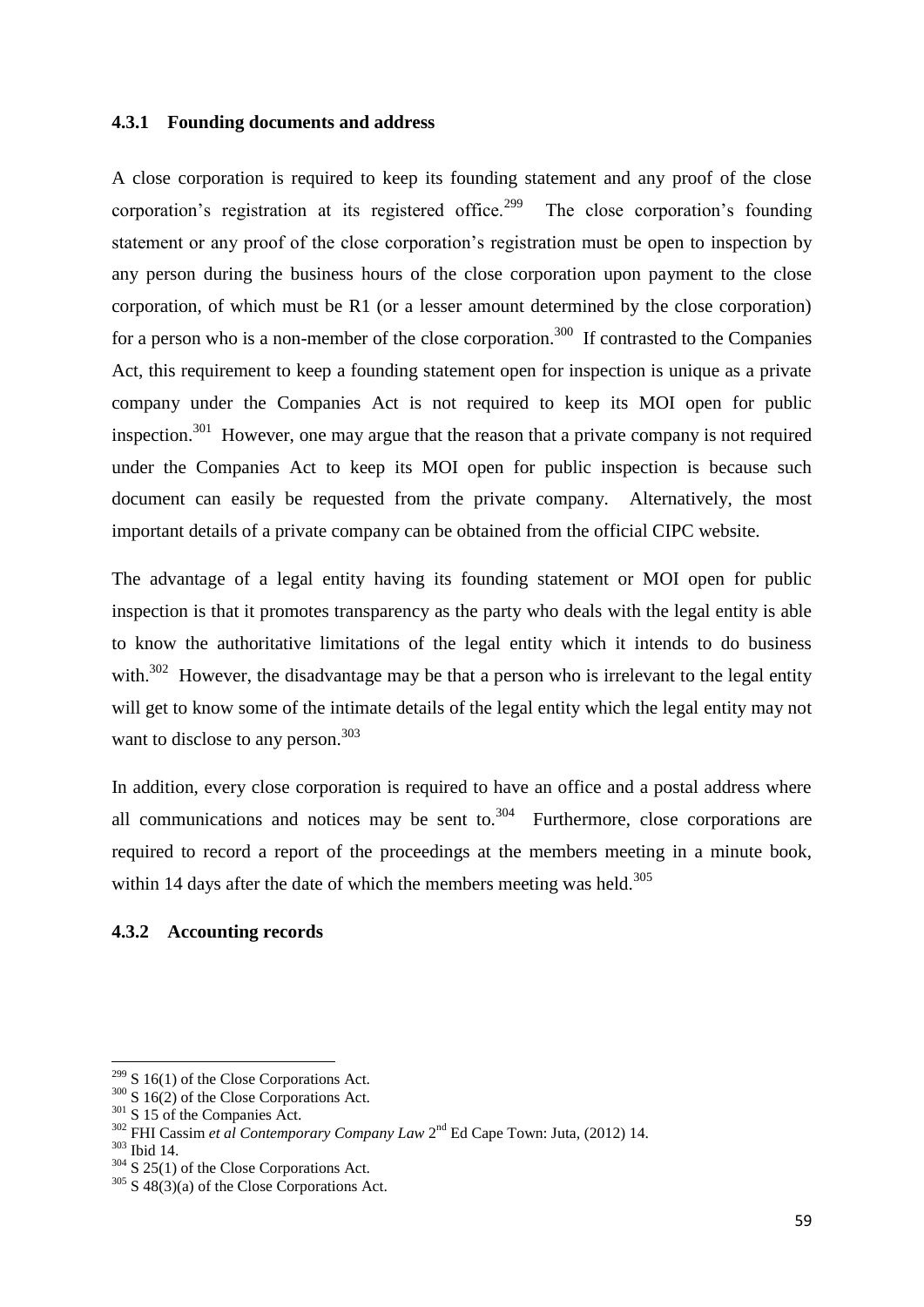### 4.3.1 Founding documents and address

A close corporation is required to keep its founding statement and any proof of the close corporation's registration at its registered office.[299] The close corporation's founding statement or any proof of the close corporation's registration must be open to inspection by any person during the business hours of the close corporation upon payment to the close corporation, of which must be R1 (or a lesser amount determined by the close corporation) for a person who is a non-member of the close corporation.[300] If contrasted to the Companies Act, this requirement to keep a founding statement open for inspection is unique as a private company under the Companies Act is not required to keep its MOI open for public inspection.[301] However, one may argue that the reason that a private company is not required under the Companies Act to keep its MOI open for public inspection is because such document can easily be requested from the private company. Alternatively, the most important details of a private company can be obtained from the official CIPC website.

The advantage of a legal entity having its founding statement or MOI open for public inspection is that it promotes transparency as the party who deals with the legal entity is able to know the authoritative limitations of the legal entity which it intends to do business with.[302] However, the disadvantage may be that a person who is irrelevant to the legal entity will get to know some of the intimate details of the legal entity which the legal entity may not want to disclose to any person.[303]

In addition, every close corporation is required to have an office and a postal address where all communications and notices may be sent to.[304] Furthermore, close corporations are required to record a report of the proceedings at the members meeting in a minute book, within 14 days after the date of which the members meeting was held.[305]

### 4.3.2 Accounting records

---

[299] S 16(1) of the Close Corporations Act.

[300] S 16(2) of the Close Corporations Act.

[301] S 15 of the Companies Act.

[302] FHI Cassim *et al Contemporary Company Law* 2nd Ed Cape Town: Juta, (2012) 14.

[303] Ibid 14.

[304] S 25(1) of the Close Corporations Act.

[305] S 48(3)(a) of the Close Corporations Act.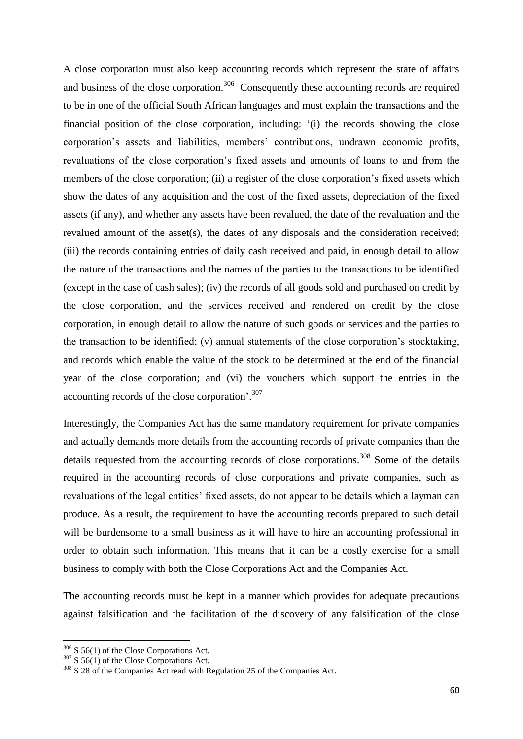A close corporation must also keep accounting records which represent the state of affairs and business of the close corporation.[306] Consequently these accounting records are required to be in one of the official South African languages and must explain the transactions and the financial position of the close corporation, including: '(i) the records showing the close corporation's assets and liabilities, members' contributions, undrawn economic profits, revaluations of the close corporation's fixed assets and amounts of loans to and from the members of the close corporation; (ii) a register of the close corporation's fixed assets which show the dates of any acquisition and the cost of the fixed assets, depreciation of the fixed assets (if any), and whether any assets have been revalued, the date of the revaluation and the revalued amount of the asset(s), the dates of any disposals and the consideration received; (iii) the records containing entries of daily cash received and paid, in enough detail to allow the nature of the transactions and the names of the parties to the transactions to be identified (except in the case of cash sales); (iv) the records of all goods sold and purchased on credit by the close corporation, and the services received and rendered on credit by the close corporation, in enough detail to allow the nature of such goods or services and the parties to the transaction to be identified; (v) annual statements of the close corporation's stocktaking, and records which enable the value of the stock to be determined at the end of the financial year of the close corporation; and (vi) the vouchers which support the entries in the accounting records of the close corporation'.[307]

Interestingly, the Companies Act has the same mandatory requirement for private companies and actually demands more details from the accounting records of private companies than the details requested from the accounting records of close corporations.[308] Some of the details required in the accounting records of close corporations and private companies, such as revaluations of the legal entities' fixed assets, do not appear to be details which a layman can produce. As a result, the requirement to have the accounting records prepared to such detail will be burdensome to a small business as it will have to hire an accounting professional in order to obtain such information. This means that it can be a costly exercise for a small business to comply with both the Close Corporations Act and the Companies Act.

The accounting records must be kept in a manner which provides for adequate precautions against falsification and the facilitation of the discovery of any falsification of the close

---

[306] S 56(1) of the Close Corporations Act.

[307] S 56(1) of the Close Corporations Act.

[308] S 28 of the Companies Act read with Regulation 25 of the Companies Act.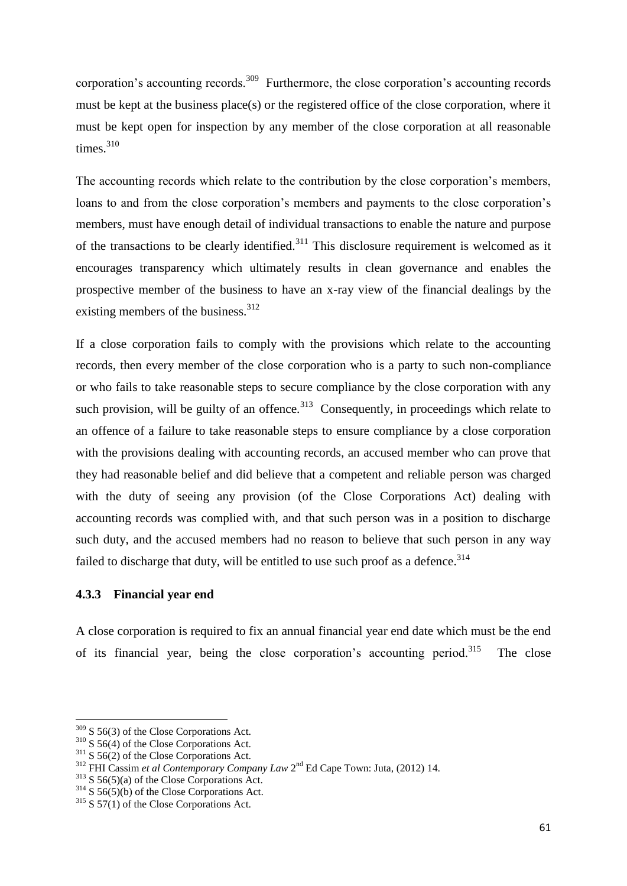corporation's accounting records.[309] Furthermore, the close corporation's accounting records must be kept at the business place(s) or the registered office of the close corporation, where it must be kept open for inspection by any member of the close corporation at all reasonable times.[310]

The accounting records which relate to the contribution by the close corporation's members, loans to and from the close corporation's members and payments to the close corporation's members, must have enough detail of individual transactions to enable the nature and purpose of the transactions to be clearly identified.[311] This disclosure requirement is welcomed as it encourages transparency which ultimately results in clean governance and enables the prospective member of the business to have an x-ray view of the financial dealings by the existing members of the business.[312]

If a close corporation fails to comply with the provisions which relate to the accounting records, then every member of the close corporation who is a party to such non-compliance or who fails to take reasonable steps to secure compliance by the close corporation with any such provision, will be guilty of an offence.[313] Consequently, in proceedings which relate to an offence of a failure to take reasonable steps to ensure compliance by a close corporation with the provisions dealing with accounting records, an accused member who can prove that they had reasonable belief and did believe that a competent and reliable person was charged with the duty of seeing any provision (of the Close Corporations Act) dealing with accounting records was complied with, and that such person was in a position to discharge such duty, and the accused members had no reason to believe that such person in any way failed to discharge that duty, will be entitled to use such proof as a defence.[314]

### 4.3.3 Financial year end

A close corporation is required to fix an annual financial year end date which must be the end of its financial year, being the close corporation's accounting period.[315] The close

---

[309] S 56(3) of the Close Corporations Act.
[310] S 56(4) of the Close Corporations Act.
[311] S 56(2) of the Close Corporations Act.
[312] FHI Cassim *et al Contemporary Company Law* 2nd Ed Cape Town: Juta, (2012) 14.
[313] S 56(5)(a) of the Close Corporations Act.
[314] S 56(5)(b) of the Close Corporations Act.
[315] S 57(1) of the Close Corporations Act.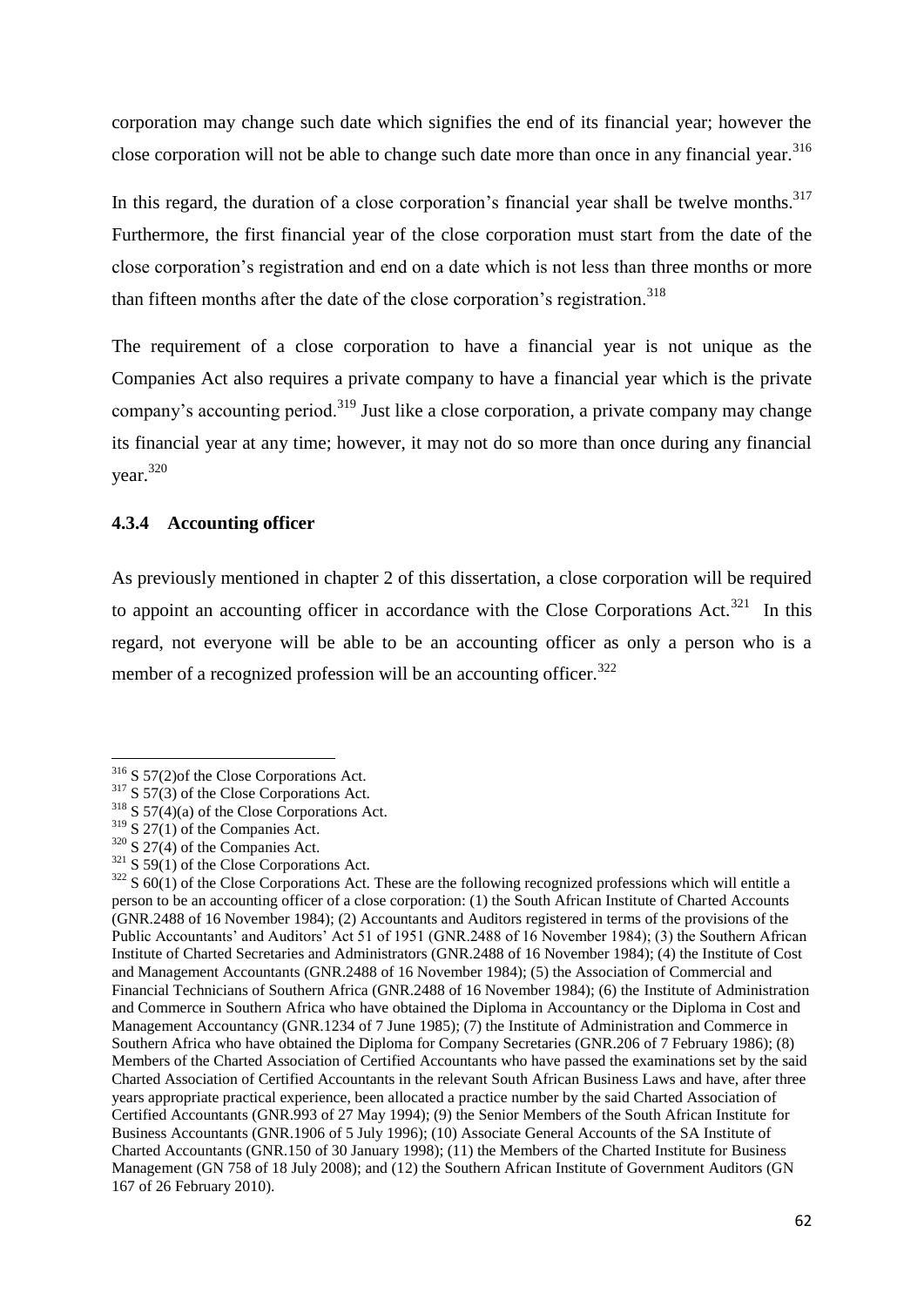corporation may change such date which signifies the end of its financial year; however the close corporation will not be able to change such date more than once in any financial year.[316]

In this regard, the duration of a close corporation's financial year shall be twelve months.[317] Furthermore, the first financial year of the close corporation must start from the date of the close corporation's registration and end on a date which is not less than three months or more than fifteen months after the date of the close corporation's registration.[318]

The requirement of a close corporation to have a financial year is not unique as the Companies Act also requires a private company to have a financial year which is the private company's accounting period.[319] Just like a close corporation, a private company may change its financial year at any time; however, it may not do so more than once during any financial year.[320]

### 4.3.4 Accounting officer

As previously mentioned in chapter 2 of this dissertation, a close corporation will be required to appoint an accounting officer in accordance with the Close Corporations Act.[321] In this regard, not everyone will be able to be an accounting officer as only a person who is a member of a recognized profession will be an accounting officer.[322]

---

[316] S 57(2)of the Close Corporations Act.

[317] S 57(3) of the Close Corporations Act.

[318] S 57(4)(a) of the Close Corporations Act.

[319] S 27(1) of the Companies Act.

[320] S 27(4) of the Companies Act.

[321] S 59(1) of the Close Corporations Act.

[322] S 60(1) of the Close Corporations Act. These are the following recognized professions which will entitle a person to be an accounting officer of a close corporation: (1) the South African Institute of Charted Accounts (GNR.2488 of 16 November 1984); (2) Accountants and Auditors registered in terms of the provisions of the Public Accountants' and Auditors' Act 51 of 1951 (GNR.2488 of 16 November 1984); (3) the Southern African Institute of Charted Secretaries and Administrators (GNR.2488 of 16 November 1984); (4) the Institute of Cost and Management Accountants (GNR.2488 of 16 November 1984); (5) the Association of Commercial and Financial Technicians of Southern Africa (GNR.2488 of 16 November 1984); (6) the Institute of Administration and Commerce in Southern Africa who have obtained the Diploma in Accountancy or the Diploma in Cost and Management Accountancy (GNR.1234 of 7 June 1985); (7) the Institute of Administration and Commerce in Southern Africa who have obtained the Diploma for Company Secretaries (GNR.206 of 7 February 1986); (8) Members of the Charted Association of Certified Accountants who have passed the examinations set by the said Charted Association of Certified Accountants in the relevant South African Business Laws and have, after three years appropriate practical experience, been allocated a practice number by the said Charted Association of Certified Accountants (GNR.993 of 27 May 1994); (9) the Senior Members of the South African Institute for Business Accountants (GNR.1906 of 5 July 1996); (10) Associate General Accounts of the SA Institute of Charted Accountants (GNR.150 of 30 January 1998); (11) the Members of the Charted Institute for Business Management (GN 758 of 18 July 2008); and (12) the Southern African Institute of Government Auditors (GN 167 of 26 February 2010).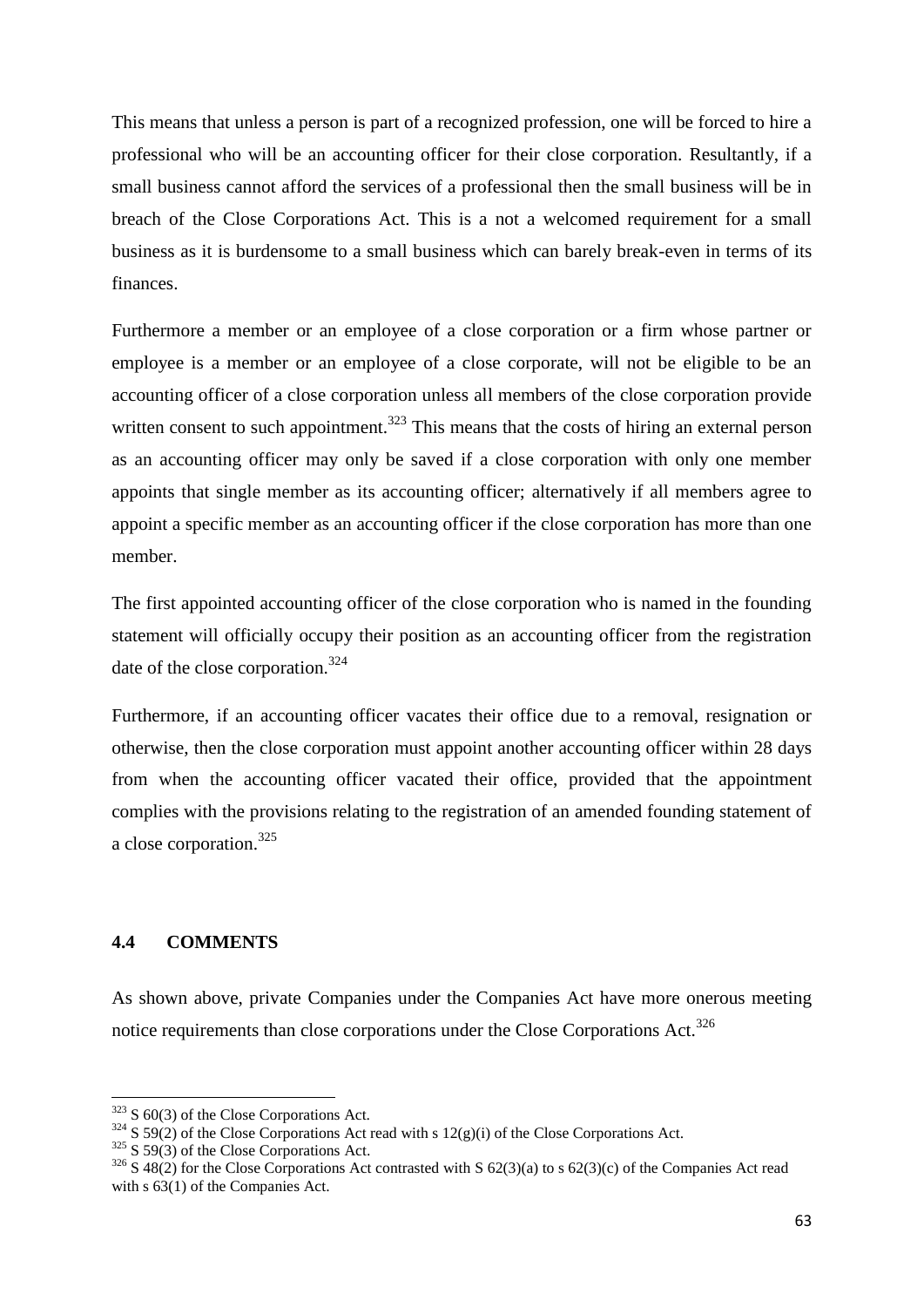This means that unless a person is part of a recognized profession, one will be forced to hire a professional who will be an accounting officer for their close corporation. Resultantly, if a small business cannot afford the services of a professional then the small business will be in breach of the Close Corporations Act. This is a not a welcomed requirement for a small business as it is burdensome to a small business which can barely break-even in terms of its finances.

Furthermore a member or an employee of a close corporation or a firm whose partner or employee is a member or an employee of a close corporate, will not be eligible to be an accounting officer of a close corporation unless all members of the close corporation provide written consent to such appointment.[323] This means that the costs of hiring an external person as an accounting officer may only be saved if a close corporation with only one member appoints that single member as its accounting officer; alternatively if all members agree to appoint a specific member as an accounting officer if the close corporation has more than one member.

The first appointed accounting officer of the close corporation who is named in the founding statement will officially occupy their position as an accounting officer from the registration date of the close corporation.[324]

Furthermore, if an accounting officer vacates their office due to a removal, resignation or otherwise, then the close corporation must appoint another accounting officer within 28 days from when the accounting officer vacated their office, provided that the appointment complies with the provisions relating to the registration of an amended founding statement of a close corporation.[325]

## 4.4 COMMENTS

As shown above, private Companies under the Companies Act have more onerous meeting notice requirements than close corporations under the Close Corporations Act.[326]

---

[323] S 60(3) of the Close Corporations Act.

[324] S 59(2) of the Close Corporations Act read with s 12(g)(i) of the Close Corporations Act.

[325] S 59(3) of the Close Corporations Act.

[326] S 48(2) for the Close Corporations Act contrasted with S 62(3)(a) to s 62(3)(c) of the Companies Act read with s 63(1) of the Companies Act.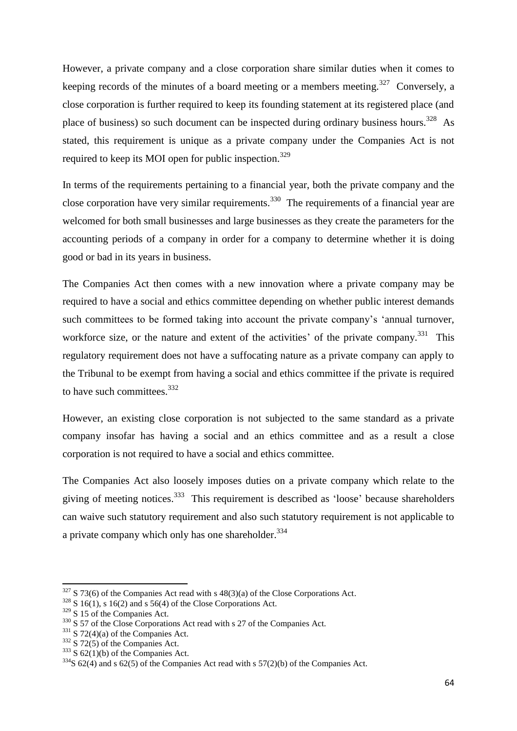However, a private company and a close corporation share similar duties when it comes to keeping records of the minutes of a board meeting or a members meeting.[327] Conversely, a close corporation is further required to keep its founding statement at its registered place (and place of business) so such document can be inspected during ordinary business hours.[328] As stated, this requirement is unique as a private company under the Companies Act is not required to keep its MOI open for public inspection.[329]

In terms of the requirements pertaining to a financial year, both the private company and the close corporation have very similar requirements.[330] The requirements of a financial year are welcomed for both small businesses and large businesses as they create the parameters for the accounting periods of a company in order for a company to determine whether it is doing good or bad in its years in business.

The Companies Act then comes with a new innovation where a private company may be required to have a social and ethics committee depending on whether public interest demands such committees to be formed taking into account the private company's 'annual turnover, workforce size, or the nature and extent of the activities' of the private company.[331] This regulatory requirement does not have a suffocating nature as a private company can apply to the Tribunal to be exempt from having a social and ethics committee if the private is required to have such committees.[332]

However, an existing close corporation is not subjected to the same standard as a private company insofar has having a social and an ethics committee and as a result a close corporation is not required to have a social and ethics committee.

The Companies Act also loosely imposes duties on a private company which relate to the giving of meeting notices.[333] This requirement is described as 'loose' because shareholders can waive such statutory requirement and also such statutory requirement is not applicable to a private company which only has one shareholder.[334]

---

[327] S 73(6) of the Companies Act read with s 48(3)(a) of the Close Corporations Act.

[328] S 16(1), s 16(2) and s 56(4) of the Close Corporations Act.

[329] S 15 of the Companies Act.

[330] S 57 of the Close Corporations Act read with s 27 of the Companies Act.

[331] S 72(4)(a) of the Companies Act.

[332] S 72(5) of the Companies Act.

[333] S 62(1)(b) of the Companies Act.

[334] S 62(4) and s 62(5) of the Companies Act read with s 57(2)(b) of the Companies Act.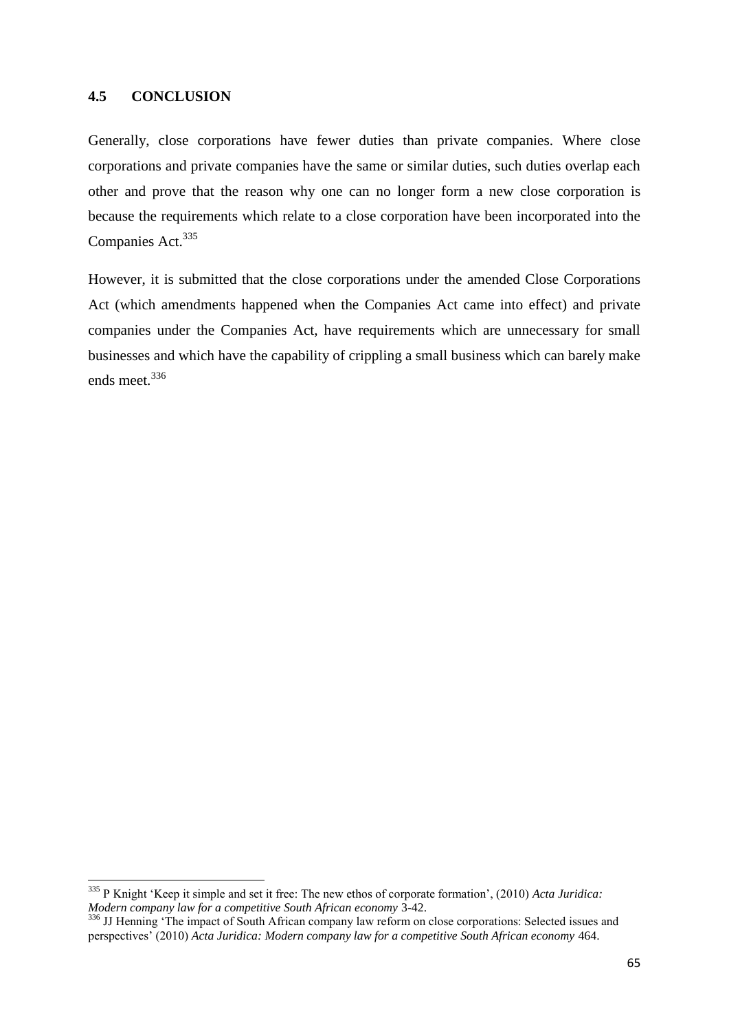## 4.5 CONCLUSION

Generally, close corporations have fewer duties than private companies. Where close corporations and private companies have the same or similar duties, such duties overlap each other and prove that the reason why one can no longer form a new close corporation is because the requirements which relate to a close corporation have been incorporated into the Companies Act.[335]

However, it is submitted that the close corporations under the amended Close Corporations Act (which amendments happened when the Companies Act came into effect) and private companies under the Companies Act, have requirements which are unnecessary for small businesses and which have the capability of crippling a small business which can barely make ends meet.[336]

---

[335] P Knight 'Keep it simple and set it free: The new ethos of corporate formation', (2010) *Acta Juridica: Modern company law for a competitive South African economy* 3-42.

[336] JJ Henning 'The impact of South African company law reform on close corporations: Selected issues and perspectives' (2010) *Acta Juridica: Modern company law for a competitive South African economy* 464.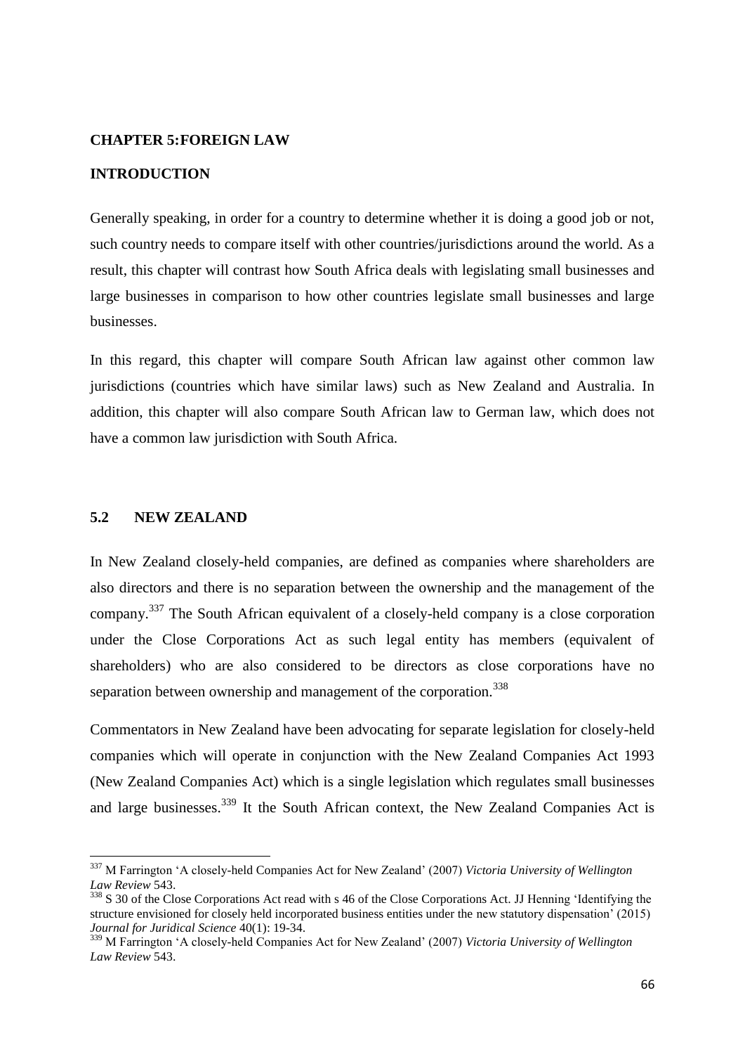## CHAPTER 5:FOREIGN LAW

### INTRODUCTION

Generally speaking, in order for a country to determine whether it is doing a good job or not, such country needs to compare itself with other countries/jurisdictions around the world. As a result, this chapter will contrast how South Africa deals with legislating small businesses and large businesses in comparison to how other countries legislate small businesses and large businesses.

In this regard, this chapter will compare South African law against other common law jurisdictions (countries which have similar laws) such as New Zealand and Australia. In addition, this chapter will also compare South African law to German law, which does not have a common law jurisdiction with South Africa.

### 5.2 NEW ZEALAND

In New Zealand closely-held companies, are defined as companies where shareholders are also directors and there is no separation between the ownership and the management of the company.[337] The South African equivalent of a closely-held company is a close corporation under the Close Corporations Act as such legal entity has members (equivalent of shareholders) who are also considered to be directors as close corporations have no separation between ownership and management of the corporation.[338]

Commentators in New Zealand have been advocating for separate legislation for closely-held companies which will operate in conjunction with the New Zealand Companies Act 1993 (New Zealand Companies Act) which is a single legislation which regulates small businesses and large businesses.[339] It the South African context, the New Zealand Companies Act is

---

[337] M Farrington 'A closely-held Companies Act for New Zealand' (2007) *Victoria University of Wellington Law Review* 543.

[338] S 30 of the Close Corporations Act read with s 46 of the Close Corporations Act. JJ Henning 'Identifying the structure envisioned for closely held incorporated business entities under the new statutory dispensation' (2015) *Journal for Juridical Science* 40(1): 19-34.

[339] M Farrington 'A closely-held Companies Act for New Zealand' (2007) *Victoria University of Wellington Law Review* 543.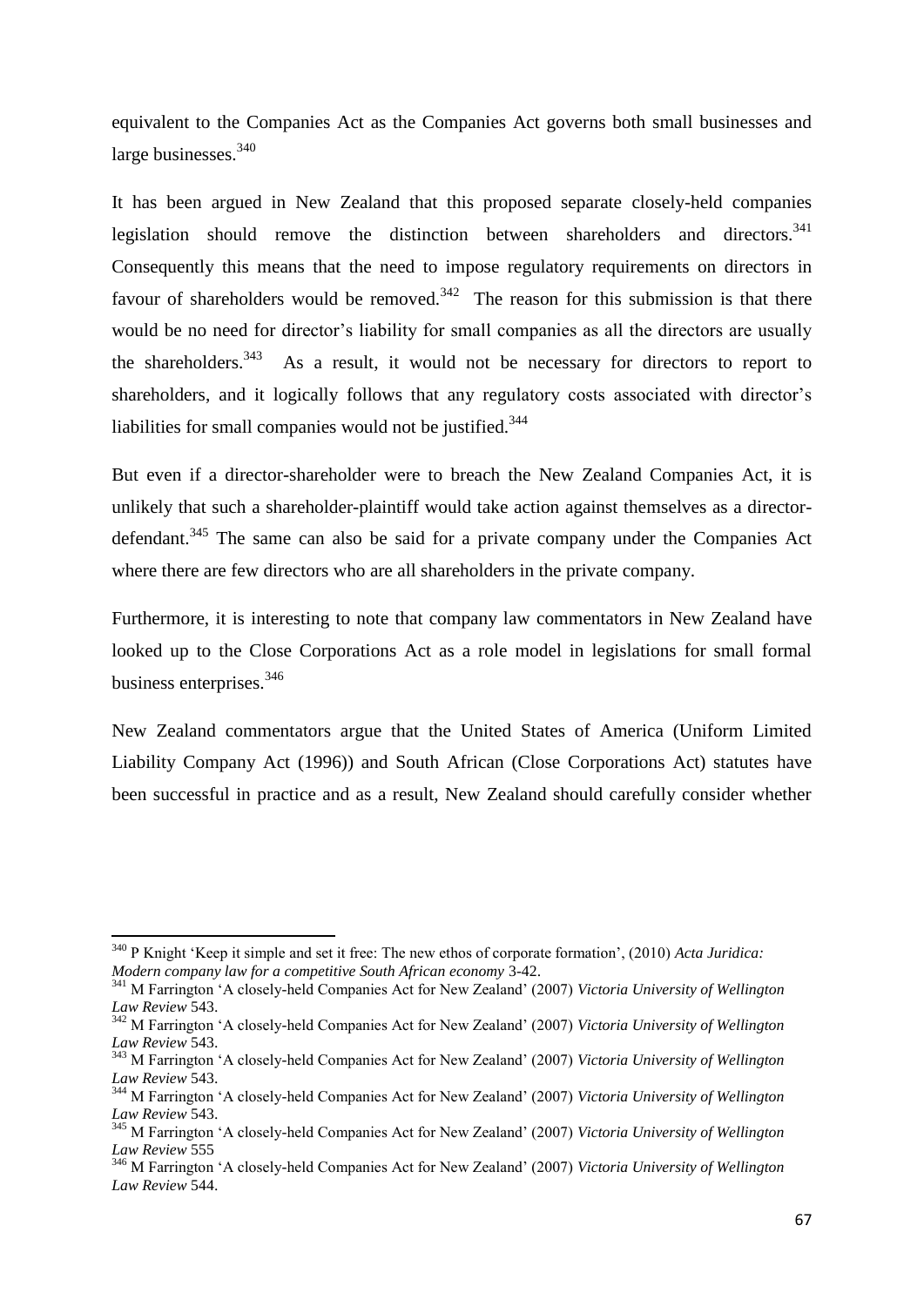equivalent to the Companies Act as the Companies Act governs both small businesses and large businesses.[340]

It has been argued in New Zealand that this proposed separate closely-held companies legislation should remove the distinction between shareholders and directors.[341] Consequently this means that the need to impose regulatory requirements on directors in favour of shareholders would be removed.[342] The reason for this submission is that there would be no need for director's liability for small companies as all the directors are usually the shareholders.[343] As a result, it would not be necessary for directors to report to shareholders, and it logically follows that any regulatory costs associated with director's liabilities for small companies would not be justified.[344]

But even if a director-shareholder were to breach the New Zealand Companies Act, it is unlikely that such a shareholder-plaintiff would take action against themselves as a director-defendant.[345] The same can also be said for a private company under the Companies Act where there are few directors who are all shareholders in the private company.

Furthermore, it is interesting to note that company law commentators in New Zealand have looked up to the Close Corporations Act as a role model in legislations for small formal business enterprises.[346]

New Zealand commentators argue that the United States of America (Uniform Limited Liability Company Act (1996)) and South African (Close Corporations Act) statutes have been successful in practice and as a result, New Zealand should carefully consider whether

---

[340] P Knight 'Keep it simple and set it free: The new ethos of corporate formation', (2010) *Acta Juridica: Modern company law for a competitive South African economy* 3-42.

[341] M Farrington 'A closely-held Companies Act for New Zealand' (2007) *Victoria University of Wellington Law Review* 543.

[342] M Farrington 'A closely-held Companies Act for New Zealand' (2007) *Victoria University of Wellington Law Review* 543.

[343] M Farrington 'A closely-held Companies Act for New Zealand' (2007) *Victoria University of Wellington Law Review* 543.

[344] M Farrington 'A closely-held Companies Act for New Zealand' (2007) *Victoria University of Wellington Law Review* 543.

[345] M Farrington 'A closely-held Companies Act for New Zealand' (2007) *Victoria University of Wellington Law Review* 555

[346] M Farrington 'A closely-held Companies Act for New Zealand' (2007) *Victoria University of Wellington Law Review* 544.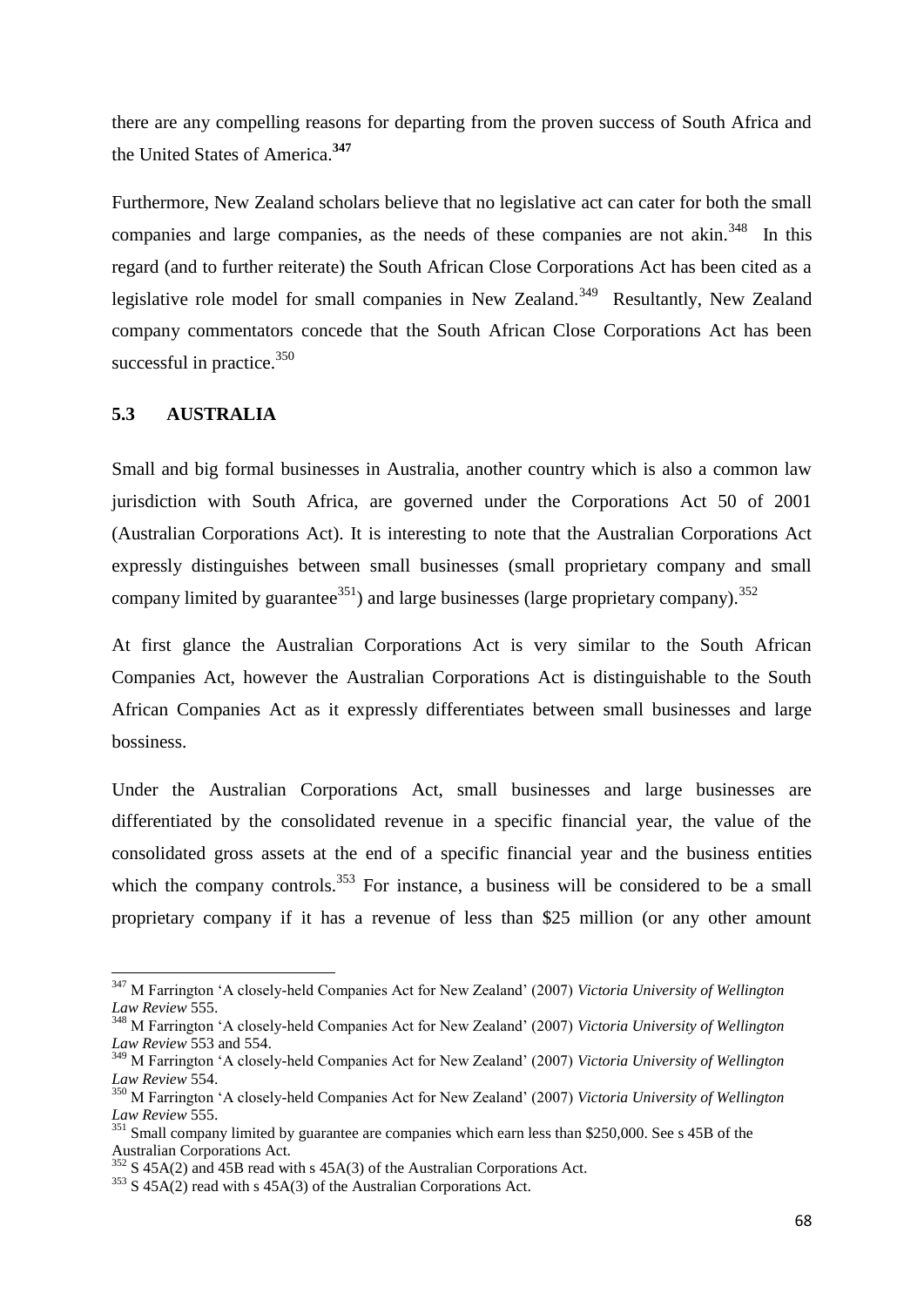there are any compelling reasons for departing from the proven success of South Africa and the United States of America.[347]

Furthermore, New Zealand scholars believe that no legislative act can cater for both the small companies and large companies, as the needs of these companies are not akin.[348] In this regard (and to further reiterate) the South African Close Corporations Act has been cited as a legislative role model for small companies in New Zealand.[349] Resultantly, New Zealand company commentators concede that the South African Close Corporations Act has been successful in practice.[350]

### 5.3 AUSTRALIA

Small and big formal businesses in Australia, another country which is also a common law jurisdiction with South Africa, are governed under the Corporations Act 50 of 2001 (Australian Corporations Act). It is interesting to note that the Australian Corporations Act expressly distinguishes between small businesses (small proprietary company and small company limited by guarantee[351]) and large businesses (large proprietary company).[352]

At first glance the Australian Corporations Act is very similar to the South African Companies Act, however the Australian Corporations Act is distinguishable to the South African Companies Act as it expressly differentiates between small businesses and large bossiness.

Under the Australian Corporations Act, small businesses and large businesses are differentiated by the consolidated revenue in a specific financial year, the value of the consolidated gross assets at the end of a specific financial year and the business entities which the company controls.[353] For instance, a business will be considered to be a small proprietary company if it has a revenue of less than $25 million (or any other amount

---

[347] M Farrington 'A closely-held Companies Act for New Zealand' (2007) *Victoria University of Wellington Law Review* 555.

[348] M Farrington 'A closely-held Companies Act for New Zealand' (2007) *Victoria University of Wellington Law Review* 553 and 554.

[349] M Farrington 'A closely-held Companies Act for New Zealand' (2007) *Victoria University of Wellington Law Review* 554.

[350] M Farrington 'A closely-held Companies Act for New Zealand' (2007) *Victoria University of Wellington Law Review* 555.

[351] Small company limited by guarantee are companies which earn less than $250,000. See s 45B of the Australian Corporations Act.

[352] S 45A(2) and 45B read with s 45A(3) of the Australian Corporations Act.

[353] S 45A(2) read with s 45A(3) of the Australian Corporations Act.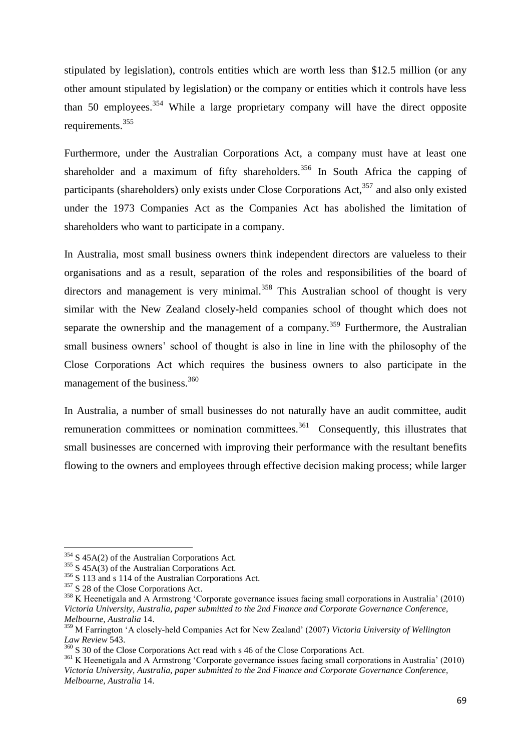stipulated by legislation), controls entities which are worth less than $12.5 million (or any other amount stipulated by legislation) or the company or entities which it controls have less than 50 employees.[354] While a large proprietary company will have the direct opposite requirements.[355]

Furthermore, under the Australian Corporations Act, a company must have at least one shareholder and a maximum of fifty shareholders.[356] In South Africa the capping of participants (shareholders) only exists under Close Corporations Act,[357] and also only existed under the 1973 Companies Act as the Companies Act has abolished the limitation of shareholders who want to participate in a company.

In Australia, most small business owners think independent directors are valueless to their organisations and as a result, separation of the roles and responsibilities of the board of directors and management is very minimal.[358] This Australian school of thought is very similar with the New Zealand closely-held companies school of thought which does not separate the ownership and the management of a company.[359] Furthermore, the Australian small business owners' school of thought is also in line in line with the philosophy of the Close Corporations Act which requires the business owners to also participate in the management of the business.[360]

In Australia, a number of small businesses do not naturally have an audit committee, audit remuneration committees or nomination committees.[361] Consequently, this illustrates that small businesses are concerned with improving their performance with the resultant benefits flowing to the owners and employees through effective decision making process; while larger

---

[354] S 45A(2) of the Australian Corporations Act.

[355] S 45A(3) of the Australian Corporations Act.

[356] S 113 and s 114 of the Australian Corporations Act.

[357] S 28 of the Close Corporations Act.

[358] K Heenetigala and A Armstrong 'Corporate governance issues facing small corporations in Australia' (2010) *Victoria University, Australia, paper submitted to the 2nd Finance and Corporate Governance Conference, Melbourne, Australia* 14.

[359] M Farrington 'A closely-held Companies Act for New Zealand' (2007) *Victoria University of Wellington Law Review* 543.

[360] S 30 of the Close Corporations Act read with s 46 of the Close Corporations Act.

[361] K Heenetigala and A Armstrong 'Corporate governance issues facing small corporations in Australia' (2010) *Victoria University, Australia, paper submitted to the 2nd Finance and Corporate Governance Conference, Melbourne, Australia* 14.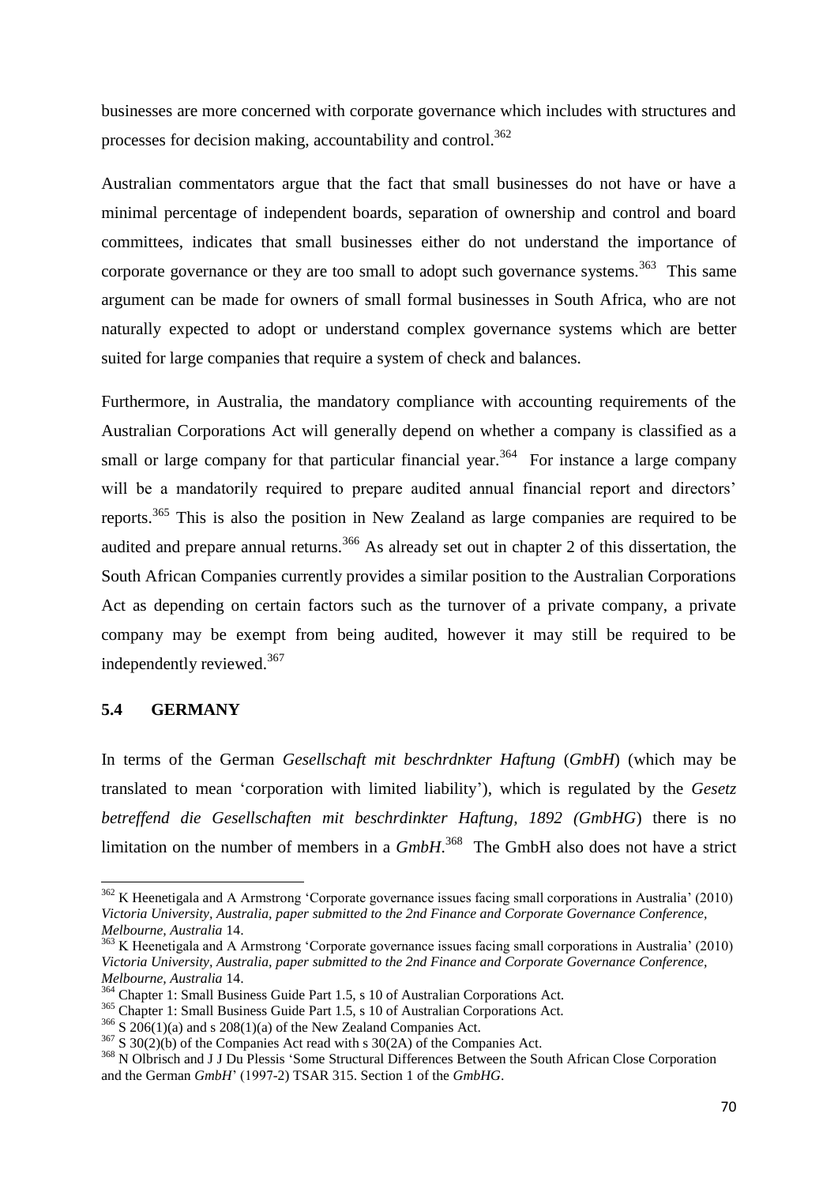businesses are more concerned with corporate governance which includes with structures and processes for decision making, accountability and control.[362]

Australian commentators argue that the fact that small businesses do not have or have a minimal percentage of independent boards, separation of ownership and control and board committees, indicates that small businesses either do not understand the importance of corporate governance or they are too small to adopt such governance systems.[363] This same argument can be made for owners of small formal businesses in South Africa, who are not naturally expected to adopt or understand complex governance systems which are better suited for large companies that require a system of check and balances.

Furthermore, in Australia, the mandatory compliance with accounting requirements of the Australian Corporations Act will generally depend on whether a company is classified as a small or large company for that particular financial year.[364] For instance a large company will be a mandatorily required to prepare audited annual financial report and directors' reports.[365] This is also the position in New Zealand as large companies are required to be audited and prepare annual returns.[366] As already set out in chapter 2 of this dissertation, the South African Companies currently provides a similar position to the Australian Corporations Act as depending on certain factors such as the turnover of a private company, a private company may be exempt from being audited, however it may still be required to be independently reviewed.[367]

### 5.4 GERMANY

In terms of the German *Gesellschaft mit beschrdnkter Haftung* (*GmbH*) (which may be translated to mean 'corporation with limited liability'), which is regulated by the *Gesetz betreffend die Gesellschaften mit beschrdinkter Haftung, 1892 (GmbHG*) there is no limitation on the number of members in a *GmbH*.[368] The GmbH also does not have a strict

---

[362] K Heenetigala and A Armstrong 'Corporate governance issues facing small corporations in Australia' (2010) *Victoria University, Australia, paper submitted to the 2nd Finance and Corporate Governance Conference, Melbourne, Australia* 14.

[363] K Heenetigala and A Armstrong 'Corporate governance issues facing small corporations in Australia' (2010) *Victoria University, Australia, paper submitted to the 2nd Finance and Corporate Governance Conference, Melbourne, Australia* 14.

[364] Chapter 1: Small Business Guide Part 1.5, s 10 of Australian Corporations Act.

[365] Chapter 1: Small Business Guide Part 1.5, s 10 of Australian Corporations Act.

[366] S 206(1)(a) and s 208(1)(a) of the New Zealand Companies Act.

[367] S 30(2)(b) of the Companies Act read with s 30(2A) of the Companies Act.

[368] N Olbrisch and J J Du Plessis 'Some Structural Differences Between the South African Close Corporation and the German *GmbH*' (1997-2) TSAR 315. Section 1 of the *GmbHG*.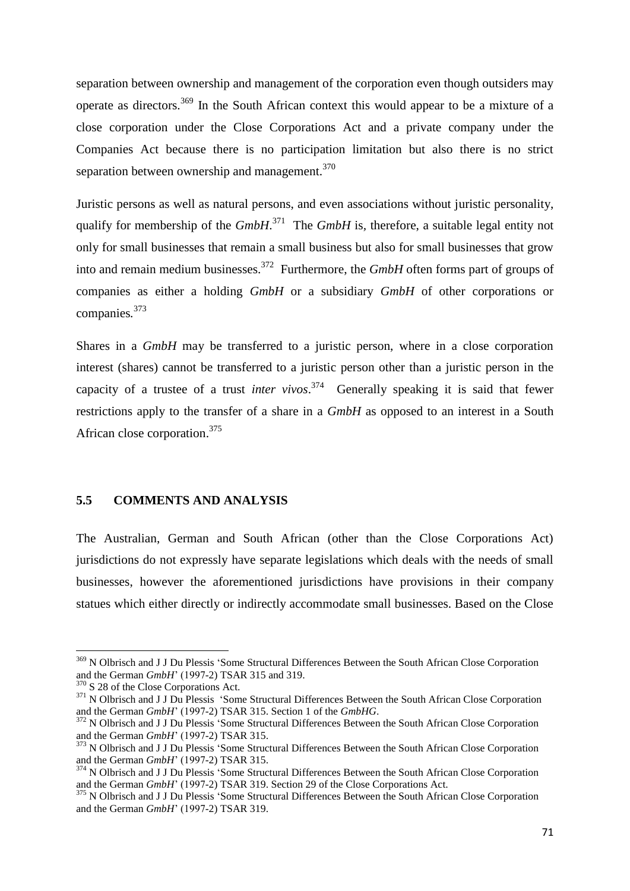separation between ownership and management of the corporation even though outsiders may operate as directors.[369] In the South African context this would appear to be a mixture of a close corporation under the Close Corporations Act and a private company under the Companies Act because there is no participation limitation but also there is no strict separation between ownership and management.[370]

Juristic persons as well as natural persons, and even associations without juristic personality, qualify for membership of the *GmbH*.[371] The *GmbH* is, therefore, a suitable legal entity not only for small businesses that remain a small business but also for small businesses that grow into and remain medium businesses.[372] Furthermore, the *GmbH* often forms part of groups of companies as either a holding *GmbH* or a subsidiary *GmbH* of other corporations or companies.[373]

Shares in a *GmbH* may be transferred to a juristic person, where in a close corporation interest (shares) cannot be transferred to a juristic person other than a juristic person in the capacity of a trustee of a trust *inter vivos*.[374] Generally speaking it is said that fewer restrictions apply to the transfer of a share in a *GmbH* as opposed to an interest in a South African close corporation.[375]

## 5.5 COMMENTS AND ANALYSIS

The Australian, German and South African (other than the Close Corporations Act) jurisdictions do not expressly have separate legislations which deals with the needs of small businesses, however the aforementioned jurisdictions have provisions in their company statues which either directly or indirectly accommodate small businesses. Based on the Close

---

[369] N Olbrisch and J J Du Plessis 'Some Structural Differences Between the South African Close Corporation and the German *GmbH*' (1997-2) TSAR 315 and 319.

[370] S 28 of the Close Corporations Act.

[371] N Olbrisch and J J Du Plessis 'Some Structural Differences Between the South African Close Corporation and the German *GmbH*' (1997-2) TSAR 315. Section 1 of the *GmbHG*.

[372] N Olbrisch and J J Du Plessis 'Some Structural Differences Between the South African Close Corporation and the German *GmbH*' (1997-2) TSAR 315.

[373] N Olbrisch and J J Du Plessis 'Some Structural Differences Between the South African Close Corporation and the German *GmbH*' (1997-2) TSAR 315.

[374] N Olbrisch and J J Du Plessis 'Some Structural Differences Between the South African Close Corporation and the German *GmbH*' (1997-2) TSAR 319. Section 29 of the Close Corporations Act.

[375] N Olbrisch and J J Du Plessis 'Some Structural Differences Between the South African Close Corporation and the German *GmbH*' (1997-2) TSAR 319.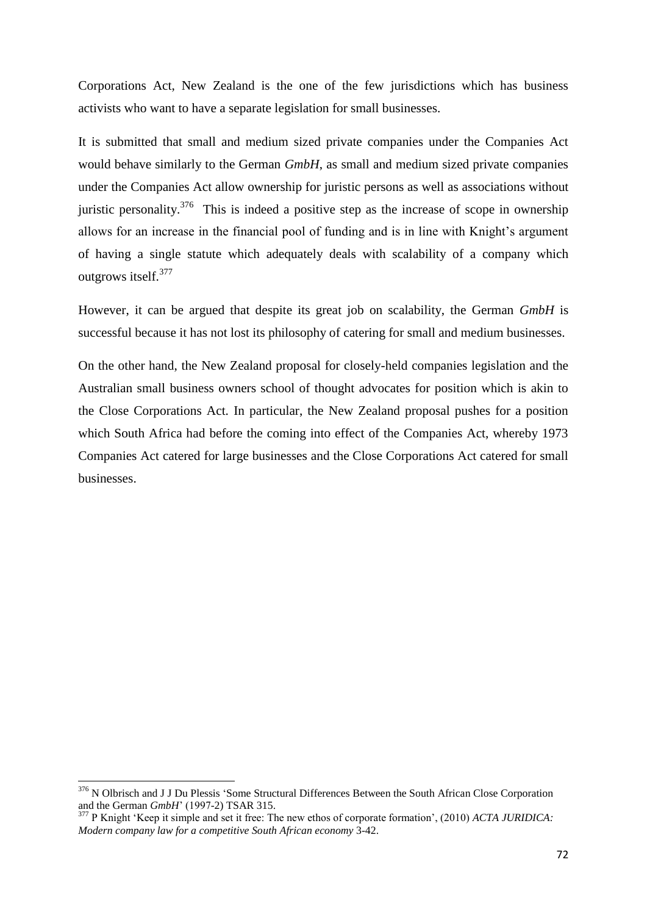Corporations Act, New Zealand is the one of the few jurisdictions which has business activists who want to have a separate legislation for small businesses.

It is submitted that small and medium sized private companies under the Companies Act would behave similarly to the German *GmbH*, as small and medium sized private companies under the Companies Act allow ownership for juristic persons as well as associations without juristic personality.[376] This is indeed a positive step as the increase of scope in ownership allows for an increase in the financial pool of funding and is in line with Knight's argument of having a single statute which adequately deals with scalability of a company which outgrows itself.[377]

However, it can be argued that despite its great job on scalability, the German *GmbH* is successful because it has not lost its philosophy of catering for small and medium businesses.

On the other hand, the New Zealand proposal for closely-held companies legislation and the Australian small business owners school of thought advocates for position which is akin to the Close Corporations Act. In particular, the New Zealand proposal pushes for a position which South Africa had before the coming into effect of the Companies Act, whereby 1973 Companies Act catered for large businesses and the Close Corporations Act catered for small businesses.

---

[376] N Olbrisch and J J Du Plessis 'Some Structural Differences Between the South African Close Corporation and the German *GmbH*' (1997-2) TSAR 315.

[377] P Knight 'Keep it simple and set it free: The new ethos of corporate formation', (2010) *ACTA JURIDICA: Modern company law for a competitive South African economy* 3-42.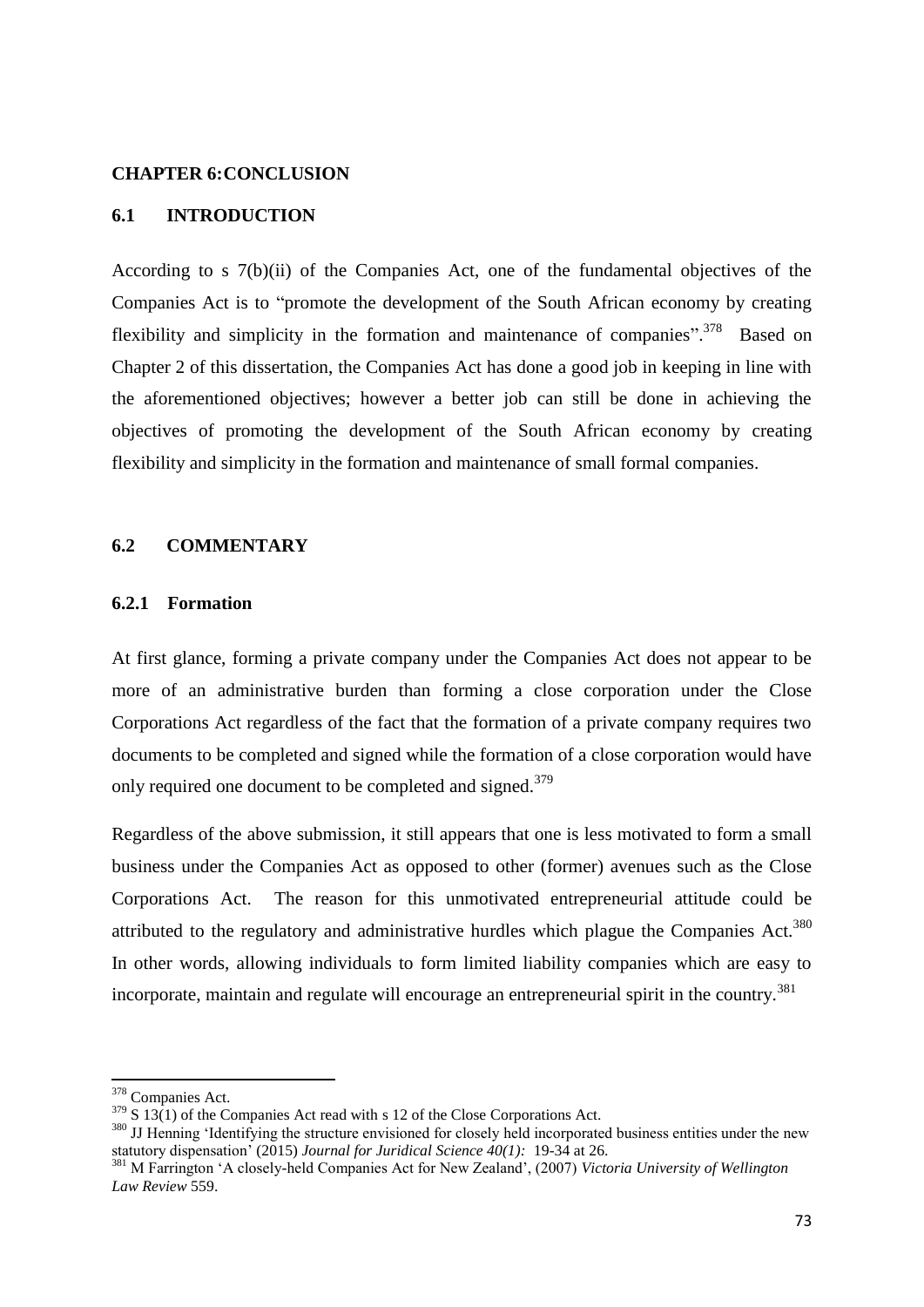## CHAPTER 6: CONCLUSION

### 6.1 INTRODUCTION

According to s 7(b)(ii) of the Companies Act, one of the fundamental objectives of the Companies Act is to "promote the development of the South African economy by creating flexibility and simplicity in the formation and maintenance of companies".[378] Based on Chapter 2 of this dissertation, the Companies Act has done a good job in keeping in line with the aforementioned objectives; however a better job can still be done in achieving the objectives of promoting the development of the South African economy by creating flexibility and simplicity in the formation and maintenance of small formal companies.

### 6.2 COMMENTARY

#### 6.2.1 Formation

At first glance, forming a private company under the Companies Act does not appear to be more of an administrative burden than forming a close corporation under the Close Corporations Act regardless of the fact that the formation of a private company requires two documents to be completed and signed while the formation of a close corporation would have only required one document to be completed and signed.[379]

Regardless of the above submission, it still appears that one is less motivated to form a small business under the Companies Act as opposed to other (former) avenues such as the Close Corporations Act. The reason for this unmotivated entrepreneurial attitude could be attributed to the regulatory and administrative hurdles which plague the Companies Act.[380] In other words, allowing individuals to form limited liability companies which are easy to incorporate, maintain and regulate will encourage an entrepreneurial spirit in the country.[381]

---

[378] Companies Act.

[379] S 13(1) of the Companies Act read with s 12 of the Close Corporations Act.

[380] JJ Henning 'Identifying the structure envisioned for closely held incorporated business entities under the new statutory dispensation' (2015) *Journal for Juridical Science 40(1):* 19-34 at 26.

[381] M Farrington 'A closely-held Companies Act for New Zealand', (2007) *Victoria University of Wellington Law Review* 559.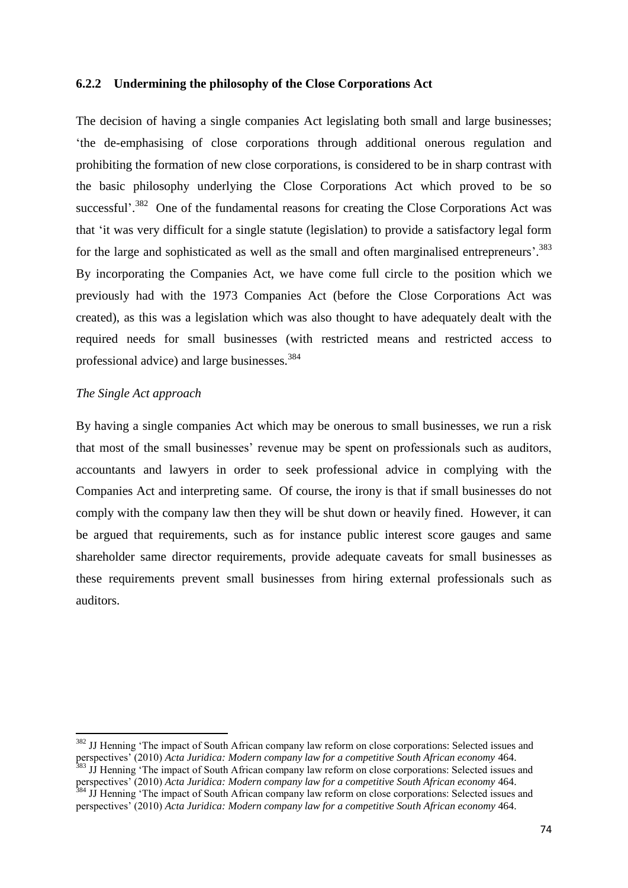### 6.2.2 Undermining the philosophy of the Close Corporations Act

The decision of having a single companies Act legislating both small and large businesses; 'the de-emphasising of close corporations through additional onerous regulation and prohibiting the formation of new close corporations, is considered to be in sharp contrast with the basic philosophy underlying the Close Corporations Act which proved to be so successful'.[382] One of the fundamental reasons for creating the Close Corporations Act was that 'it was very difficult for a single statute (legislation) to provide a satisfactory legal form for the large and sophisticated as well as the small and often marginalised entrepreneurs'.[383] By incorporating the Companies Act, we have come full circle to the position which we previously had with the 1973 Companies Act (before the Close Corporations Act was created), as this was a legislation which was also thought to have adequately dealt with the required needs for small businesses (with restricted means and restricted access to professional advice) and large businesses.[384]

*The Single Act approach*

By having a single companies Act which may be onerous to small businesses, we run a risk that most of the small businesses' revenue may be spent on professionals such as auditors, accountants and lawyers in order to seek professional advice in complying with the Companies Act and interpreting same. Of course, the irony is that if small businesses do not comply with the company law then they will be shut down or heavily fined. However, it can be argued that requirements, such as for instance public interest score gauges and same shareholder same director requirements, provide adequate caveats for small businesses as these requirements prevent small businesses from hiring external professionals such as auditors.

---

[382] JJ Henning 'The impact of South African company law reform on close corporations: Selected issues and perspectives' (2010) *Acta Juridica: Modern company law for a competitive South African economy* 464.

[383] JJ Henning 'The impact of South African company law reform on close corporations: Selected issues and perspectives' (2010) *Acta Juridica: Modern company law for a competitive South African economy* 464.

[384] JJ Henning 'The impact of South African company law reform on close corporations: Selected issues and perspectives' (2010) *Acta Juridica: Modern company law for a competitive South African economy* 464.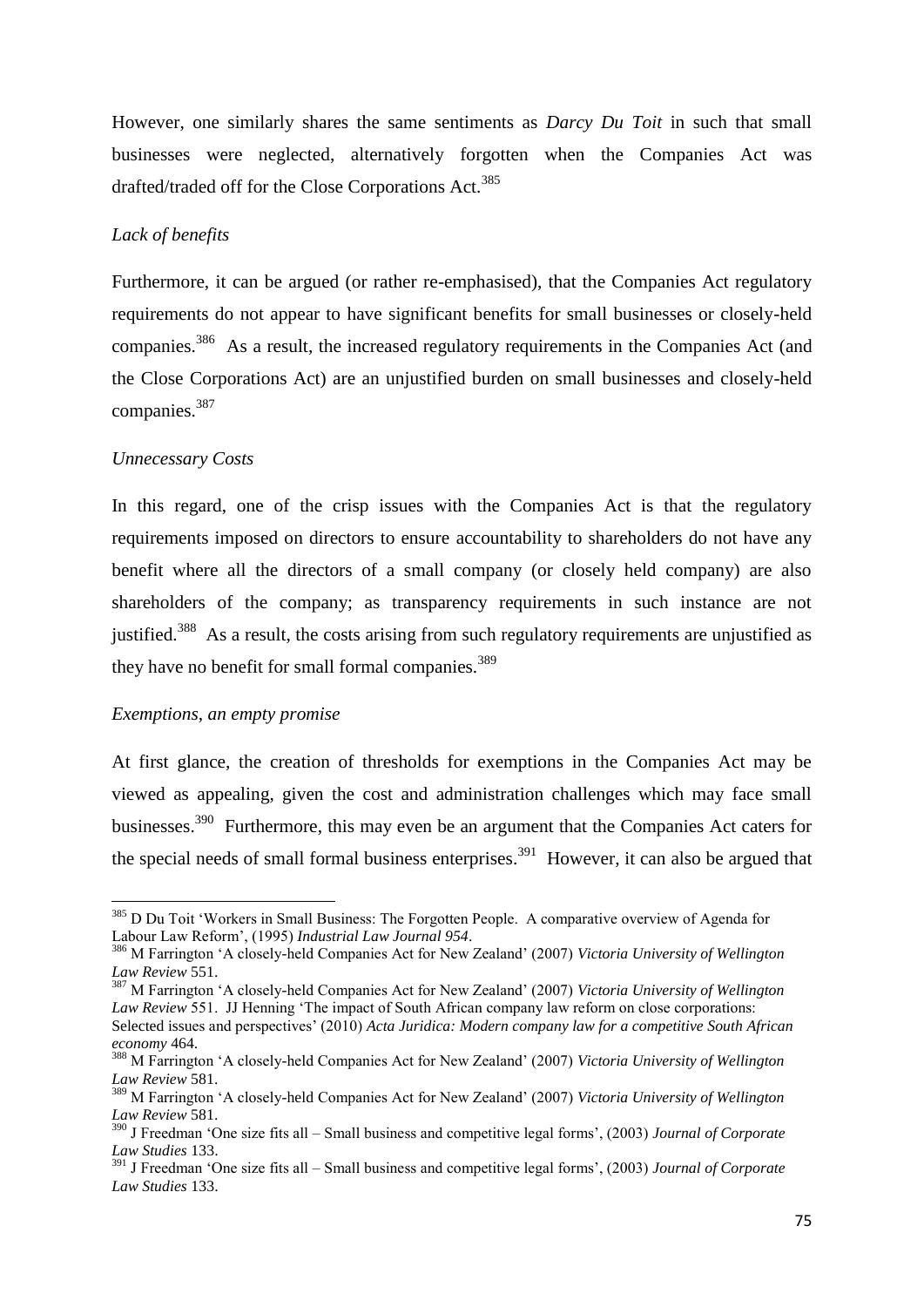However, one similarly shares the same sentiments as *Darcy Du Toit* in such that small businesses were neglected, alternatively forgotten when the Companies Act was drafted/traded off for the Close Corporations Act.[385]

*Lack of benefits*

Furthermore, it can be argued (or rather re-emphasised), that the Companies Act regulatory requirements do not appear to have significant benefits for small businesses or closely-held companies.[386] As a result, the increased regulatory requirements in the Companies Act (and the Close Corporations Act) are an unjustified burden on small businesses and closely-held companies.[387]

*Unnecessary Costs*

In this regard, one of the crisp issues with the Companies Act is that the regulatory requirements imposed on directors to ensure accountability to shareholders do not have any benefit where all the directors of a small company (or closely held company) are also shareholders of the company; as transparency requirements in such instance are not justified.[388] As a result, the costs arising from such regulatory requirements are unjustified as they have no benefit for small formal companies.[389]

*Exemptions, an empty promise*

At first glance, the creation of thresholds for exemptions in the Companies Act may be viewed as appealing, given the cost and administration challenges which may face small businesses.[390] Furthermore, this may even be an argument that the Companies Act caters for the special needs of small formal business enterprises.[391] However, it can also be argued that

---

[385] D Du Toit 'Workers in Small Business: The Forgotten People. A comparative overview of Agenda for Labour Law Reform', (1995) *Industrial Law Journal 954*.

[386] M Farrington 'A closely-held Companies Act for New Zealand' (2007) *Victoria University of Wellington Law Review* 551.

[387] M Farrington 'A closely-held Companies Act for New Zealand' (2007) *Victoria University of Wellington Law Review* 551. JJ Henning 'The impact of South African company law reform on close corporations: Selected issues and perspectives' (2010) *Acta Juridica: Modern company law for a competitive South African economy* 464.

[388] M Farrington 'A closely-held Companies Act for New Zealand' (2007) *Victoria University of Wellington Law Review* 581.

[389] M Farrington 'A closely-held Companies Act for New Zealand' (2007) *Victoria University of Wellington Law Review* 581.

[390] J Freedman 'One size fits all – Small business and competitive legal forms', (2003) *Journal of Corporate Law Studies* 133.

[391] J Freedman 'One size fits all – Small business and competitive legal forms', (2003) *Journal of Corporate Law Studies* 133.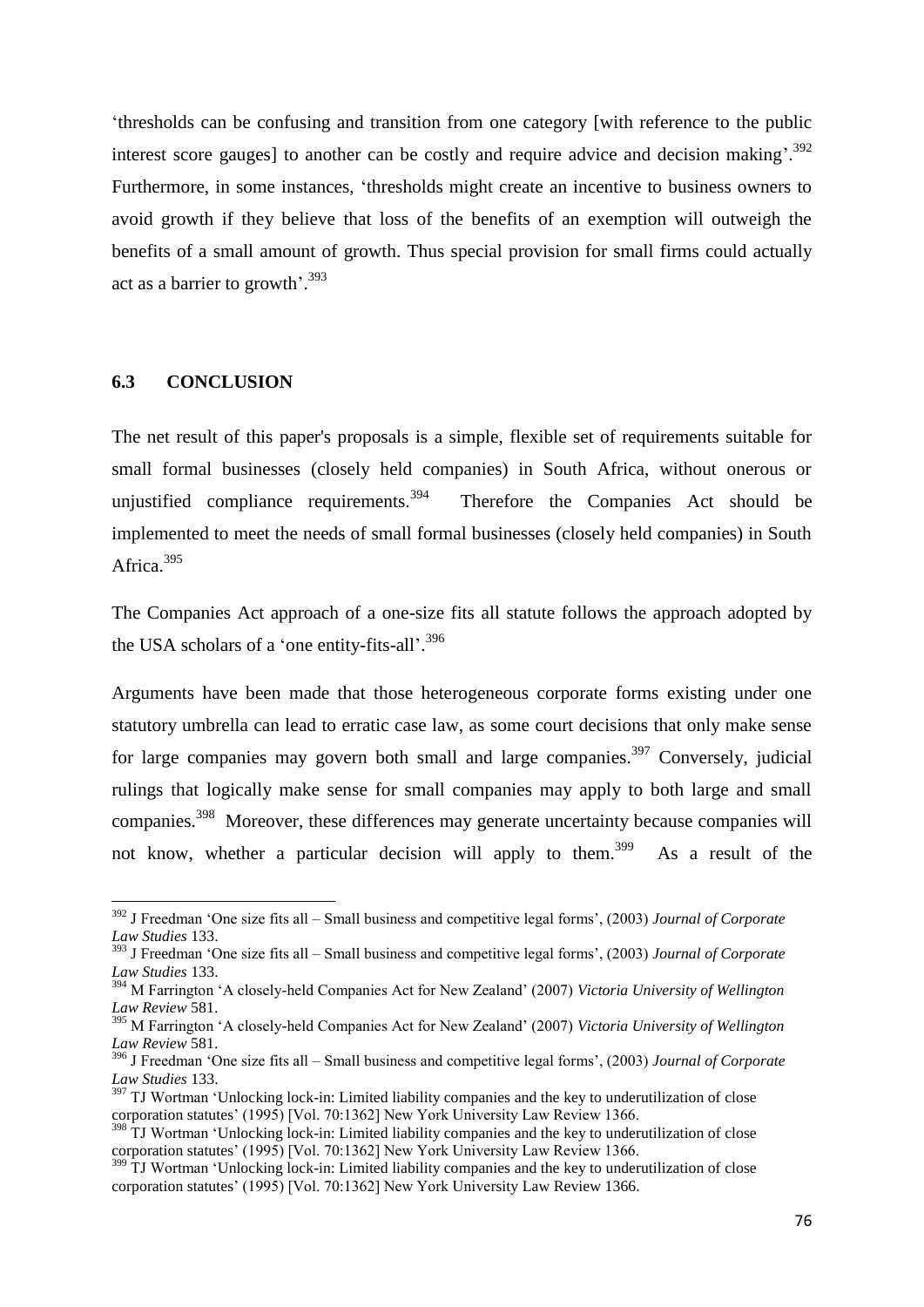'thresholds can be confusing and transition from one category [with reference to the public interest score gauges] to another can be costly and require advice and decision making'.[392] Furthermore, in some instances, 'thresholds might create an incentive to business owners to avoid growth if they believe that loss of the benefits of an exemption will outweigh the benefits of a small amount of growth. Thus special provision for small firms could actually act as a barrier to growth'.[393]

### 6.3 CONCLUSION

The net result of this paper's proposals is a simple, flexible set of requirements suitable for small formal businesses (closely held companies) in South Africa, without onerous or unjustified compliance requirements.[394] Therefore the Companies Act should be implemented to meet the needs of small formal businesses (closely held companies) in South Africa.[395]

The Companies Act approach of a one-size fits all statute follows the approach adopted by the USA scholars of a 'one entity-fits-all'.[396]

Arguments have been made that those heterogeneous corporate forms existing under one statutory umbrella can lead to erratic case law, as some court decisions that only make sense for large companies may govern both small and large companies.[397] Conversely, judicial rulings that logically make sense for small companies may apply to both large and small companies.[398] Moreover, these differences may generate uncertainty because companies will not know, whether a particular decision will apply to them.[399] As a result of the

---

[392] J Freedman 'One size fits all – Small business and competitive legal forms', (2003) *Journal of Corporate Law Studies* 133.

[393] J Freedman 'One size fits all – Small business and competitive legal forms', (2003) *Journal of Corporate Law Studies* 133.

[394] M Farrington 'A closely-held Companies Act for New Zealand' (2007) *Victoria University of Wellington Law Review* 581.

[395] M Farrington 'A closely-held Companies Act for New Zealand' (2007) *Victoria University of Wellington Law Review* 581.

[396] J Freedman 'One size fits all – Small business and competitive legal forms', (2003) *Journal of Corporate Law Studies* 133.

[397] TJ Wortman 'Unlocking lock-in: Limited liability companies and the key to underutilization of close corporation statutes' (1995) [Vol. 70:1362] New York University Law Review 1366.

[398] TJ Wortman 'Unlocking lock-in: Limited liability companies and the key to underutilization of close corporation statutes' (1995) [Vol. 70:1362] New York University Law Review 1366.

[399] TJ Wortman 'Unlocking lock-in: Limited liability companies and the key to underutilization of close corporation statutes' (1995) [Vol. 70:1362] New York University Law Review 1366.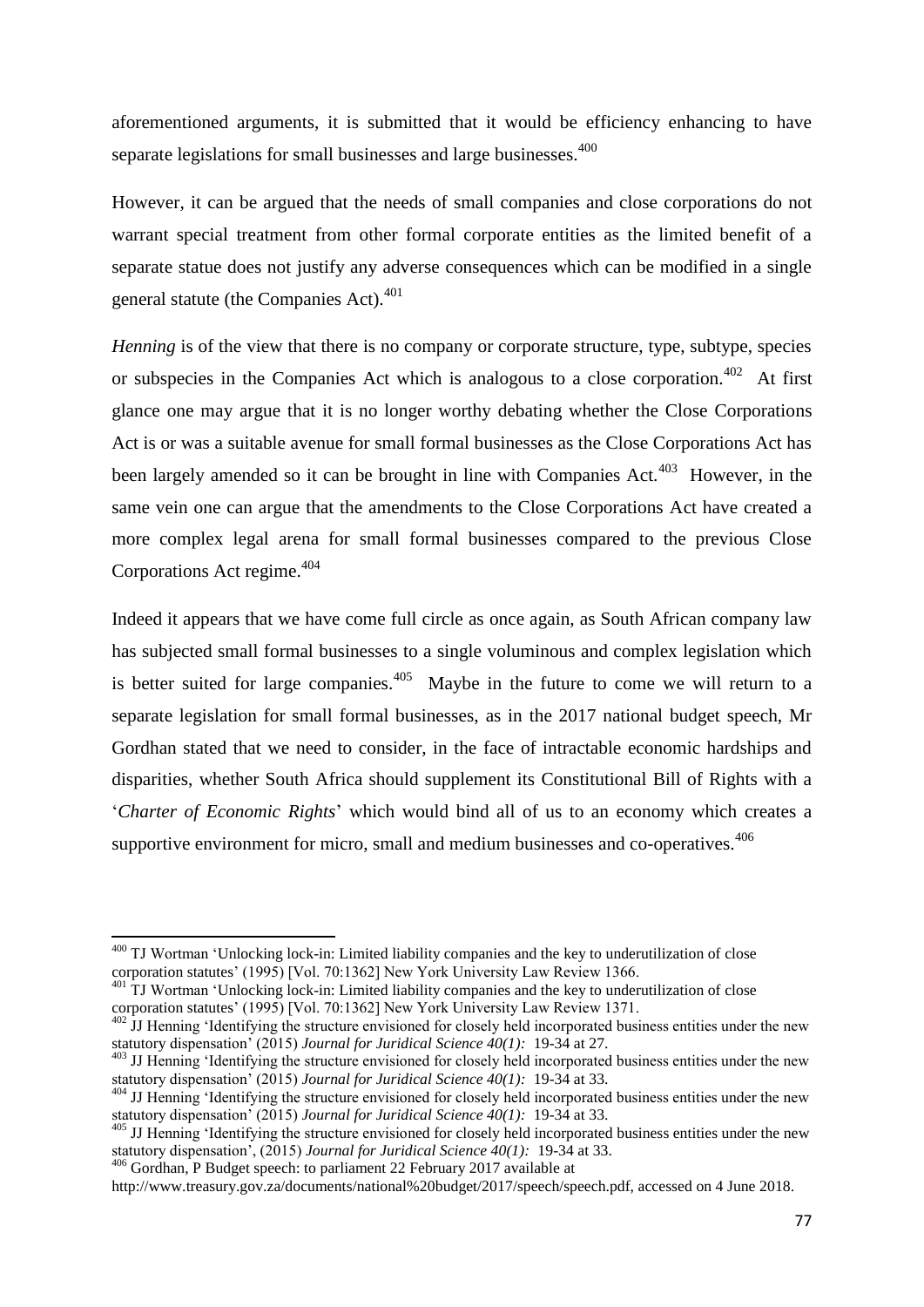aforementioned arguments, it is submitted that it would be efficiency enhancing to have separate legislations for small businesses and large businesses.[400]

However, it can be argued that the needs of small companies and close corporations do not warrant special treatment from other formal corporate entities as the limited benefit of a separate statue does not justify any adverse consequences which can be modified in a single general statute (the Companies Act).[401]

*Henning* is of the view that there is no company or corporate structure, type, subtype, species or subspecies in the Companies Act which is analogous to a close corporation.[402] At first glance one may argue that it is no longer worthy debating whether the Close Corporations Act is or was a suitable avenue for small formal businesses as the Close Corporations Act has been largely amended so it can be brought in line with Companies Act.[403] However, in the same vein one can argue that the amendments to the Close Corporations Act have created a more complex legal arena for small formal businesses compared to the previous Close Corporations Act regime.[404]

Indeed it appears that we have come full circle as once again, as South African company law has subjected small formal businesses to a single voluminous and complex legislation which is better suited for large companies.[405] Maybe in the future to come we will return to a separate legislation for small formal businesses, as in the 2017 national budget speech, Mr Gordhan stated that we need to consider, in the face of intractable economic hardships and disparities, whether South Africa should supplement its Constitutional Bill of Rights with a '*Charter of Economic Rights*' which would bind all of us to an economy which creates a supportive environment for micro, small and medium businesses and co-operatives.[406]

---

[400] TJ Wortman 'Unlocking lock-in: Limited liability companies and the key to underutilization of close corporation statutes' (1995) [Vol. 70:1362] New York University Law Review 1366.

[401] TJ Wortman 'Unlocking lock-in: Limited liability companies and the key to underutilization of close corporation statutes' (1995) [Vol. 70:1362] New York University Law Review 1371.

[402] JJ Henning 'Identifying the structure envisioned for closely held incorporated business entities under the new statutory dispensation' (2015) *Journal for Juridical Science 40(1):* 19-34 at 27.

[403] JJ Henning 'Identifying the structure envisioned for closely held incorporated business entities under the new statutory dispensation' (2015) *Journal for Juridical Science 40(1):* 19-34 at 33.

[404] JJ Henning 'Identifying the structure envisioned for closely held incorporated business entities under the new statutory dispensation' (2015) *Journal for Juridical Science 40(1):* 19-34 at 33.

[405] JJ Henning 'Identifying the structure envisioned for closely held incorporated business entities under the new statutory dispensation', (2015) *Journal for Juridical Science 40(1):* 19-34 at 33.

[406] Gordhan, P Budget speech: to parliament 22 February 2017 available at http://www.treasury.gov.za/documents/national%20budget/2017/speech/speech.pdf, accessed on 4 June 2018.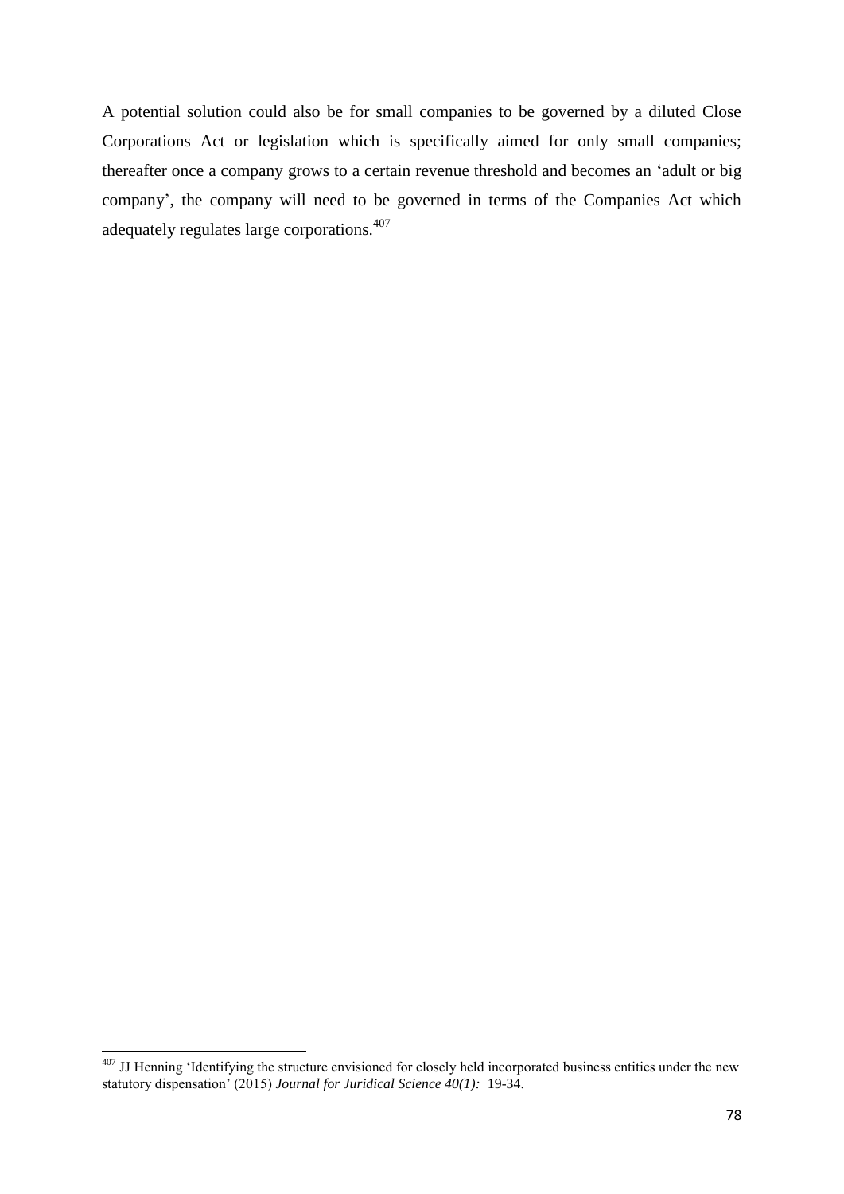A potential solution could also be for small companies to be governed by a diluted Close Corporations Act or legislation which is specifically aimed for only small companies; thereafter once a company grows to a certain revenue threshold and becomes an 'adult or big company', the company will need to be governed in terms of the Companies Act which adequately regulates large corporations.[407]

---

[407] JJ Henning 'Identifying the structure envisioned for closely held incorporated business entities under the new statutory dispensation' (2015) *Journal for Juridical Science 40(1):* 19-34.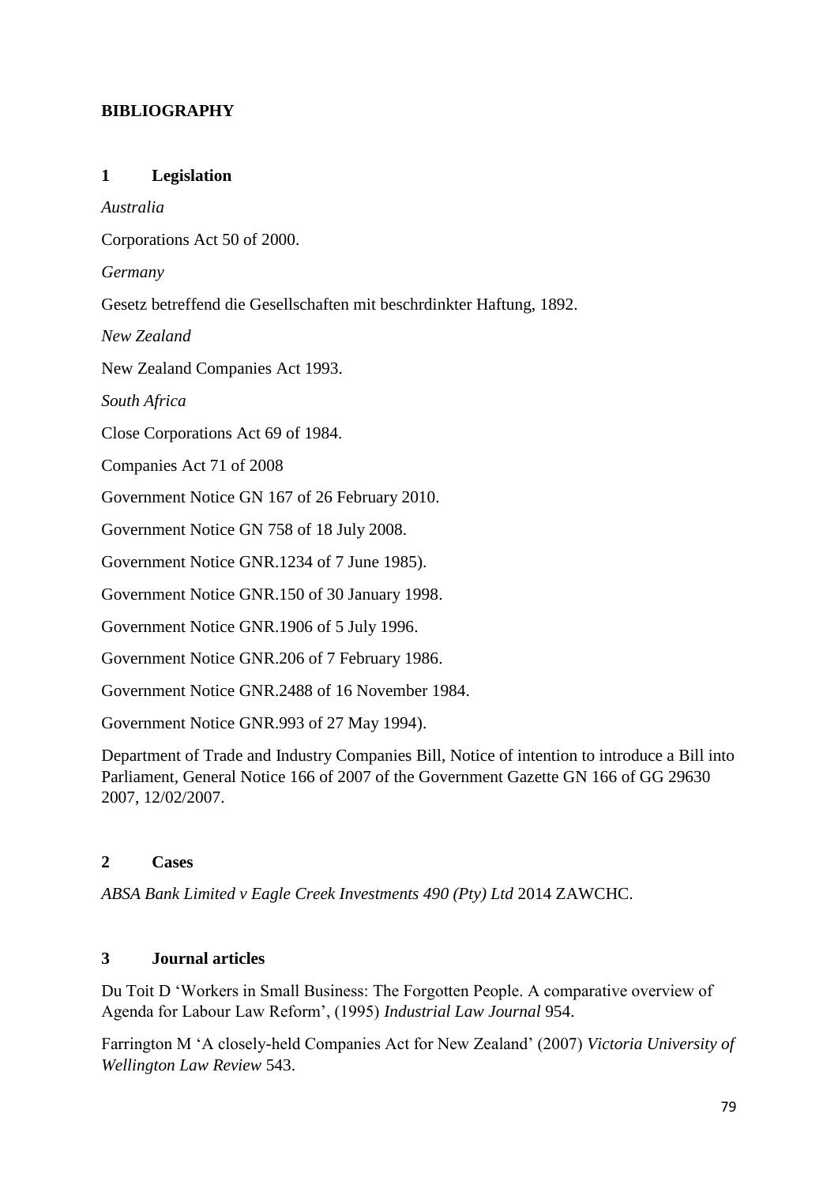## BIBLIOGRAPHY

### 1 Legislation

*Australia*

Corporations Act 50 of 2000.

*Germany*

Gesetz betreffend die Gesellschaften mit beschrdinkter Haftung, 1892.

*New Zealand*

New Zealand Companies Act 1993.

*South Africa*

Close Corporations Act 69 of 1984.

Companies Act 71 of 2008

Government Notice GN 167 of 26 February 2010.

Government Notice GN 758 of 18 July 2008.

Government Notice GNR.1234 of 7 June 1985).

Government Notice GNR.150 of 30 January 1998.

Government Notice GNR.1906 of 5 July 1996.

Government Notice GNR.206 of 7 February 1986.

Government Notice GNR.2488 of 16 November 1984.

Government Notice GNR.993 of 27 May 1994).

Department of Trade and Industry Companies Bill, Notice of intention to introduce a Bill into Parliament, General Notice 166 of 2007 of the Government Gazette GN 166 of GG 29630 2007, 12/02/2007.

### 2 Cases

*ABSA Bank Limited v Eagle Creek Investments 490 (Pty) Ltd* 2014 ZAWCHC.

### 3 Journal articles

Du Toit D 'Workers in Small Business: The Forgotten People. A comparative overview of Agenda for Labour Law Reform', (1995) *Industrial Law Journal* 954.

Farrington M 'A closely-held Companies Act for New Zealand' (2007) *Victoria University of Wellington Law Review* 543.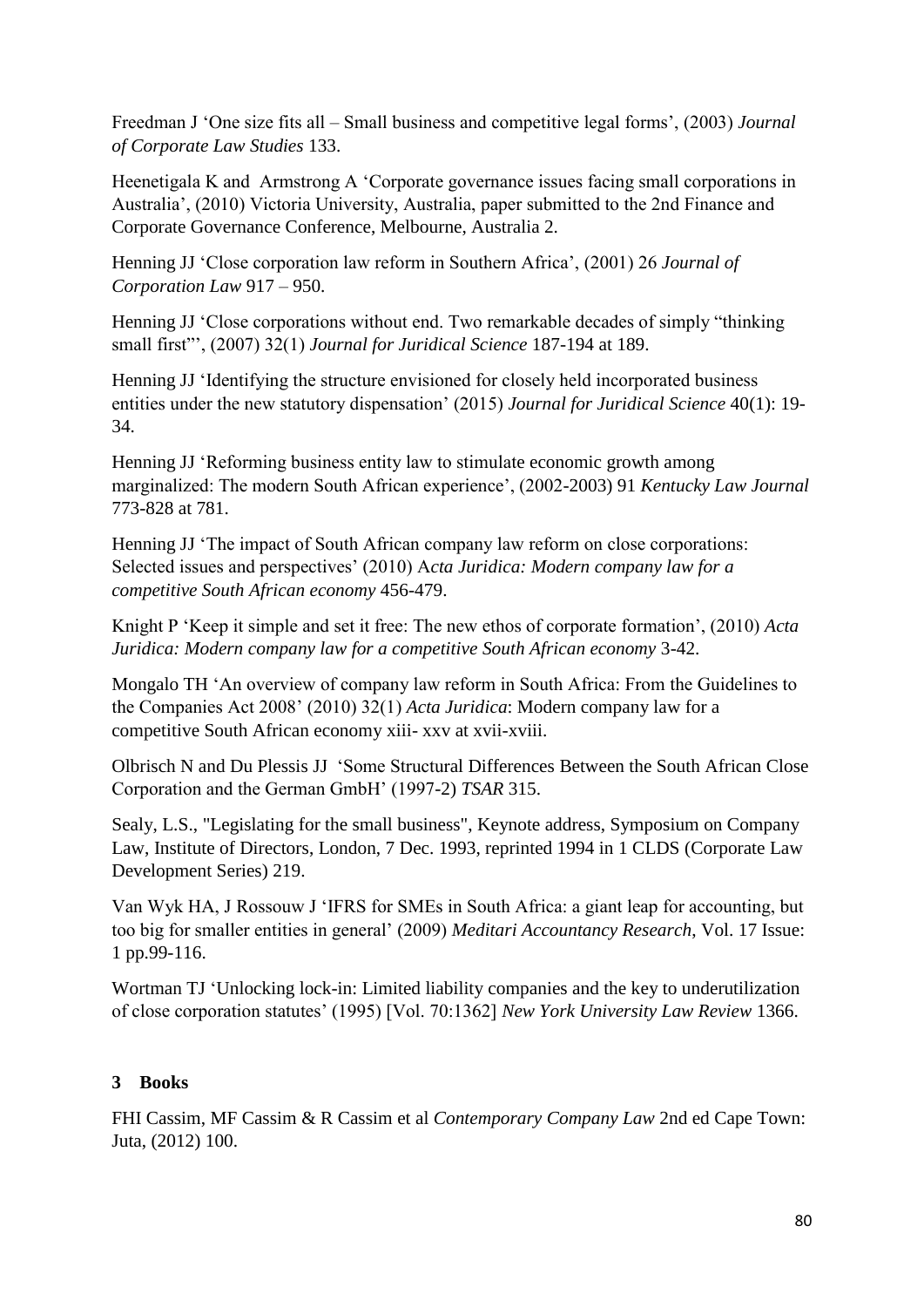Freedman J 'One size fits all – Small business and competitive legal forms', (2003) *Journal of Corporate Law Studies* 133.

Heenetigala K and Armstrong A 'Corporate governance issues facing small corporations in Australia', (2010) Victoria University, Australia, paper submitted to the 2nd Finance and Corporate Governance Conference, Melbourne, Australia 2.

Henning JJ 'Close corporation law reform in Southern Africa', (2001) 26 *Journal of Corporation Law* 917 – 950.

Henning JJ 'Close corporations without end. Two remarkable decades of simply "thinking small first"', (2007) 32(1) *Journal for Juridical Science* 187-194 at 189.

Henning JJ 'Identifying the structure envisioned for closely held incorporated business entities under the new statutory dispensation' (2015) *Journal for Juridical Science* 40(1): 19-34.

Henning JJ 'Reforming business entity law to stimulate economic growth among marginalized: The modern South African experience', (2002-2003) 91 *Kentucky Law Journal* 773-828 at 781.

Henning JJ 'The impact of South African company law reform on close corporations: Selected issues and perspectives' (2010) A*cta Juridica: Modern company law for a competitive South African economy* 456-479.

Knight P 'Keep it simple and set it free: The new ethos of corporate formation', (2010) *Acta Juridica: Modern company law for a competitive South African economy* 3-42.

Mongalo TH 'An overview of company law reform in South Africa: From the Guidelines to the Companies Act 2008' (2010) 32(1) *Acta Juridica*: Modern company law for a competitive South African economy xiii- xxv at xvii-xviii.

Olbrisch N and Du Plessis JJ 'Some Structural Differences Between the South African Close Corporation and the German GmbH' (1997-2) *TSAR* 315.

Sealy, L.S., "Legislating for the small business", Keynote address, Symposium on Company Law, Institute of Directors, London, 7 Dec. 1993, reprinted 1994 in 1 CLDS (Corporate Law Development Series) 219.

Van Wyk HA, J Rossouw J 'IFRS for SMEs in South Africa: a giant leap for accounting, but too big for smaller entities in general' (2009) *Meditari Accountancy Research*, Vol. 17 Issue: 1 pp.99-116.

Wortman TJ 'Unlocking lock-in: Limited liability companies and the key to underutilization of close corporation statutes' (1995) [Vol. 70:1362] *New York University Law Review* 1366.

### 3 Books

FHI Cassim, MF Cassim & R Cassim et al *Contemporary Company Law* 2nd ed Cape Town: Juta, (2012) 100.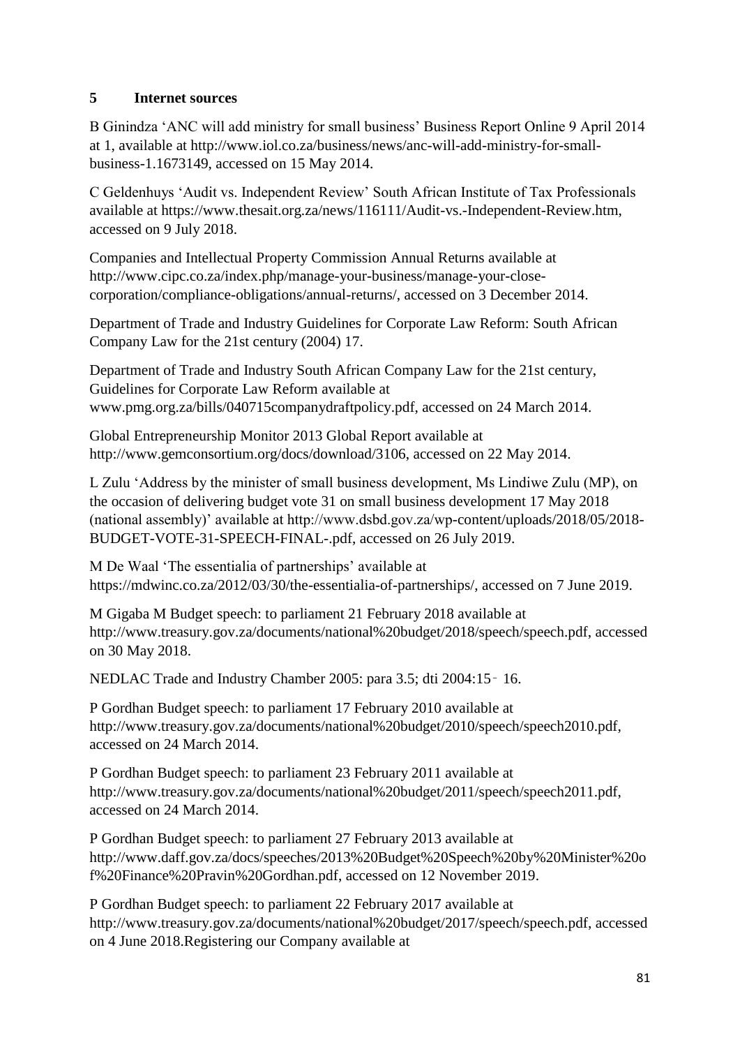## 5 Internet sources

B Ginindza 'ANC will add ministry for small business' Business Report Online 9 April 2014 at 1, available at http://www.iol.co.za/business/news/anc-will-add-ministry-for-small-business-1.1673149, accessed on 15 May 2014.

C Geldenhuys 'Audit vs. Independent Review' South African Institute of Tax Professionals available at https://www.thesait.org.za/news/116111/Audit-vs.-Independent-Review.htm, accessed on 9 July 2018.

Companies and Intellectual Property Commission Annual Returns available at http://www.cipc.co.za/index.php/manage-your-business/manage-your-close-corporation/compliance-obligations/annual-returns/, accessed on 3 December 2014.

Department of Trade and Industry Guidelines for Corporate Law Reform: South African Company Law for the 21st century (2004) 17.

Department of Trade and Industry South African Company Law for the 21st century, Guidelines for Corporate Law Reform available at www.pmg.org.za/bills/040715companydraftpolicy.pdf, accessed on 24 March 2014.

Global Entrepreneurship Monitor 2013 Global Report available at http://www.gemconsortium.org/docs/download/3106, accessed on 22 May 2014.

L Zulu 'Address by the minister of small business development, Ms Lindiwe Zulu (MP), on the occasion of delivering budget vote 31 on small business development 17 May 2018 (national assembly)' available at http://www.dsbd.gov.za/wp-content/uploads/2018/05/2018-BUDGET-VOTE-31-SPEECH-FINAL-.pdf, accessed on 26 July 2019.

M De Waal 'The essentialia of partnerships' available at https://mdwinc.co.za/2012/03/30/the-essentialia-of-partnerships/, accessed on 7 June 2019.

M Gigaba M Budget speech: to parliament 21 February 2018 available at http://www.treasury.gov.za/documents/national%20budget/2018/speech/speech.pdf, accessed on 30 May 2018.

NEDLAC Trade and Industry Chamber 2005: para 3.5; dti 2004:15‐16.

P Gordhan Budget speech: to parliament 17 February 2010 available at http://www.treasury.gov.za/documents/national%20budget/2010/speech/speech2010.pdf, accessed on 24 March 2014.

P Gordhan Budget speech: to parliament 23 February 2011 available at http://www.treasury.gov.za/documents/national%20budget/2011/speech/speech2011.pdf, accessed on 24 March 2014.

P Gordhan Budget speech: to parliament 27 February 2013 available at http://www.daff.gov.za/docs/speeches/2013%20Budget%20Speech%20by%20Minister%20of%20Finance%20Pravin%20Gordhan.pdf, accessed on 12 November 2019.

P Gordhan Budget speech: to parliament 22 February 2017 available at http://www.treasury.gov.za/documents/national%20budget/2017/speech/speech.pdf, accessed on 4 June 2018.Registering our Company available at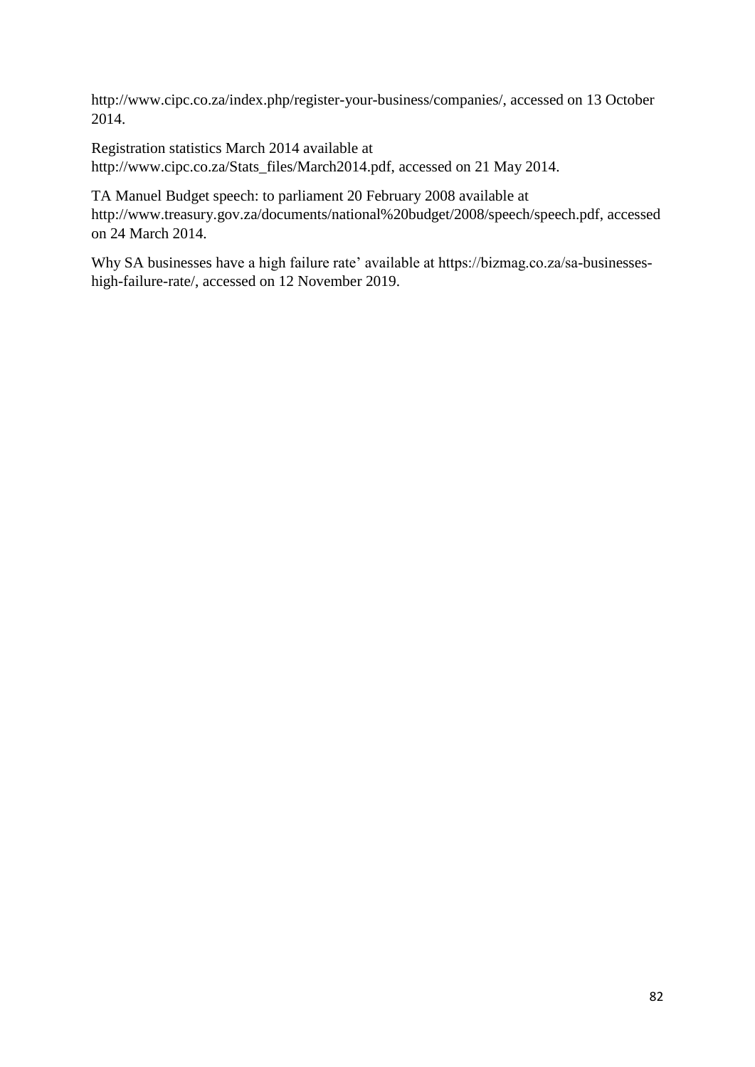http://www.cipc.co.za/index.php/register-your-business/companies/, accessed on 13 October 2014.

Registration statistics March 2014 available at http://www.cipc.co.za/Stats_files/March2014.pdf, accessed on 21 May 2014.

TA Manuel Budget speech: to parliament 20 February 2008 available at http://www.treasury.gov.za/documents/national%20budget/2008/speech/speech.pdf, accessed on 24 March 2014.

Why SA businesses have a high failure rate' available at https://bizmag.co.za/sa-businesses-high-failure-rate/, accessed on 12 November 2019.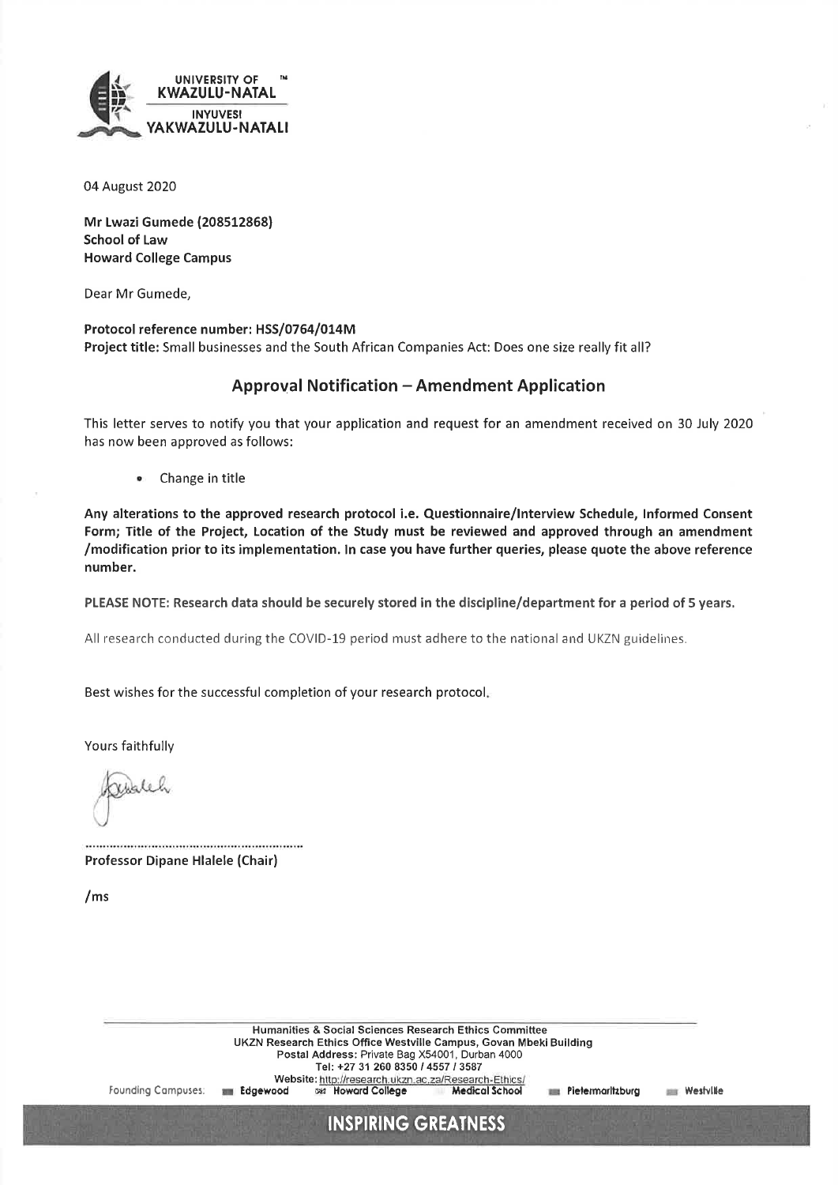UNIVERSITY OF KWAZULU-NATAL

INYUVESI YAKWAZULU-NATALI

04 August 2020

**Mr Lwazi Gumede (208512868)**
**School of Law**
**Howard College Campus**

Dear Mr Gumede,

**Protocol reference number: HSS/0764/014M**
**Project title:** Small businesses and the South African Companies Act: Does one size really fit all?

## Approval Notification – Amendment Application

This letter serves to notify you that your application and request for an amendment received on 30 July 2020 has now been approved as follows:

- Change in title

**Any alterations to the approved research protocol i.e. Questionnaire/Interview Schedule, Informed Consent Form; Title of the Project, Location of the Study must be reviewed and approved through an amendment /modification prior to its implementation. In case you have further queries, please quote the above reference number.**

**PLEASE NOTE: Research data should be securely stored in the discipline/department for a period of 5 years.**

All research conducted during the COVID-19 period must adhere to the national and UKZN guidelines.

Best wishes for the successful completion of your research protocol.

Yours faithfully

**Professor Dipane Hlalele (Chair)**

/ms

Humanities & Social Sciences Research Ethics Committee
UKZN Research Ethics Office Westville Campus, Govan Mbeki Building
Postal Address: Private Bag X54001, Durban 4000
Tel: +27 31 260 8350 / 4557 / 3587
Website: http://research.ukzn.ac.za/Research-Ethics/

Founding Campuses: Edgewood | Howard College | Medical School | Pietermaritzburg | Westville

**INSPIRING GREATNESS**